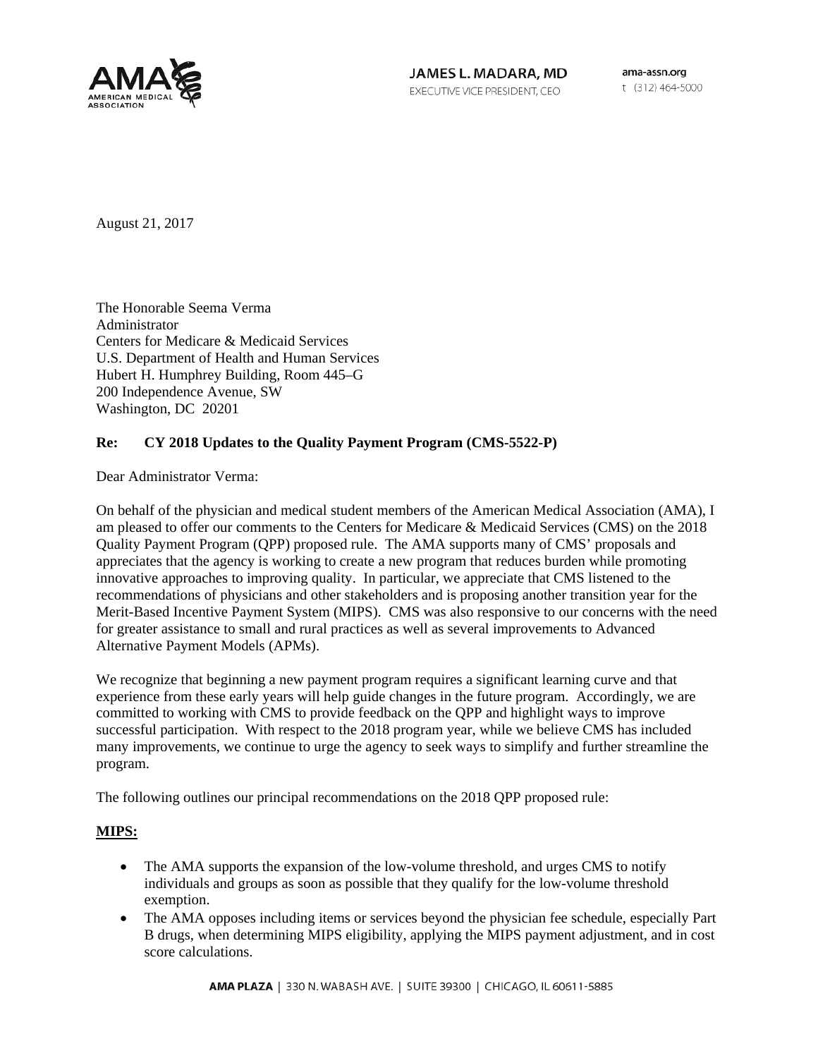JAMES L. MADARA, MD
EXECUTIVE VICE PRESIDENT, CEO

ama-assn.org
t (312) 464-5000

August 21, 2017

The Honorable Seema Verma
Administrator
Centers for Medicare & Medicaid Services
U.S. Department of Health and Human Services
Hubert H. Humphrey Building, Room 445–G
200 Independence Avenue, SW
Washington, DC 20201

**Re: CY 2018 Updates to the Quality Payment Program (CMS-5522-P)**

Dear Administrator Verma:

On behalf of the physician and medical student members of the American Medical Association (AMA), I am pleased to offer our comments to the Centers for Medicare & Medicaid Services (CMS) on the 2018 Quality Payment Program (QPP) proposed rule. The AMA supports many of CMS' proposals and appreciates that the agency is working to create a new program that reduces burden while promoting innovative approaches to improving quality. In particular, we appreciate that CMS listened to the recommendations of physicians and other stakeholders and is proposing another transition year for the Merit-Based Incentive Payment System (MIPS). CMS was also responsive to our concerns with the need for greater assistance to small and rural practices as well as several improvements to Advanced Alternative Payment Models (APMs).

We recognize that beginning a new payment program requires a significant learning curve and that experience from these early years will help guide changes in the future program. Accordingly, we are committed to working with CMS to provide feedback on the QPP and highlight ways to improve successful participation. With respect to the 2018 program year, while we believe CMS has included many improvements, we continue to urge the agency to seek ways to simplify and further streamline the program.

The following outlines our principal recommendations on the 2018 QPP proposed rule:

**MIPS:**

- The AMA supports the expansion of the low-volume threshold, and urges CMS to notify individuals and groups as soon as possible that they qualify for the low-volume threshold exemption.
- The AMA opposes including items or services beyond the physician fee schedule, especially Part B drugs, when determining MIPS eligibility, applying the MIPS payment adjustment, and in cost score calculations.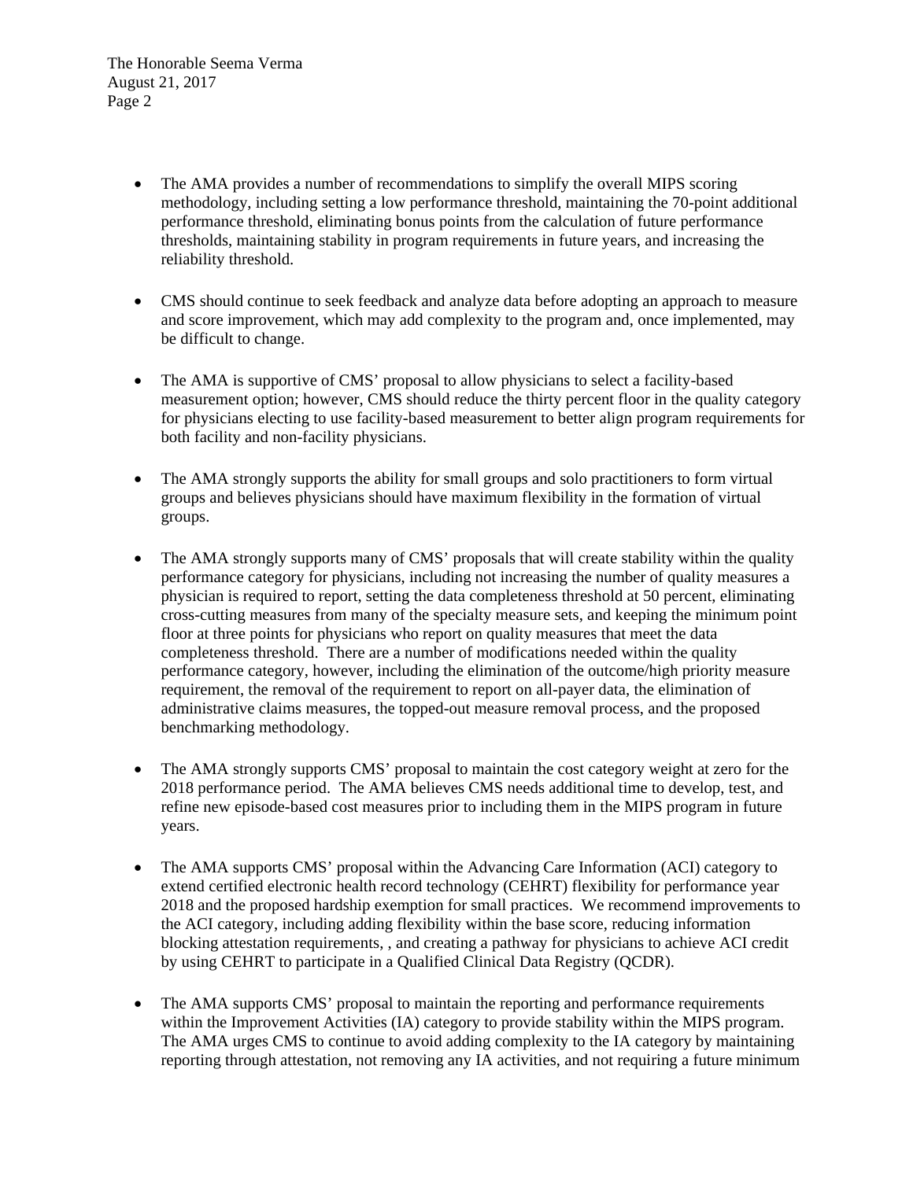- The AMA provides a number of recommendations to simplify the overall MIPS scoring methodology, including setting a low performance threshold, maintaining the 70-point additional performance threshold, eliminating bonus points from the calculation of future performance thresholds, maintaining stability in program requirements in future years, and increasing the reliability threshold.

- CMS should continue to seek feedback and analyze data before adopting an approach to measure and score improvement, which may add complexity to the program and, once implemented, may be difficult to change.

- The AMA is supportive of CMS' proposal to allow physicians to select a facility-based measurement option; however, CMS should reduce the thirty percent floor in the quality category for physicians electing to use facility-based measurement to better align program requirements for both facility and non-facility physicians.

- The AMA strongly supports the ability for small groups and solo practitioners to form virtual groups and believes physicians should have maximum flexibility in the formation of virtual groups.

- The AMA strongly supports many of CMS' proposals that will create stability within the quality performance category for physicians, including not increasing the number of quality measures a physician is required to report, setting the data completeness threshold at 50 percent, eliminating cross-cutting measures from many of the specialty measure sets, and keeping the minimum point floor at three points for physicians who report on quality measures that meet the data completeness threshold. There are a number of modifications needed within the quality performance category, however, including the elimination of the outcome/high priority measure requirement, the removal of the requirement to report on all-payer data, the elimination of administrative claims measures, the topped-out measure removal process, and the proposed benchmarking methodology.

- The AMA strongly supports CMS' proposal to maintain the cost category weight at zero for the 2018 performance period. The AMA believes CMS needs additional time to develop, test, and refine new episode-based cost measures prior to including them in the MIPS program in future years.

- The AMA supports CMS' proposal within the Advancing Care Information (ACI) category to extend certified electronic health record technology (CEHRT) flexibility for performance year 2018 and the proposed hardship exemption for small practices. We recommend improvements to the ACI category, including adding flexibility within the base score, reducing information blocking attestation requirements, , and creating a pathway for physicians to achieve ACI credit by using CEHRT to participate in a Qualified Clinical Data Registry (QCDR).

- The AMA supports CMS' proposal to maintain the reporting and performance requirements within the Improvement Activities (IA) category to provide stability within the MIPS program. The AMA urges CMS to continue to avoid adding complexity to the IA category by maintaining reporting through attestation, not removing any IA activities, and not requiring a future minimum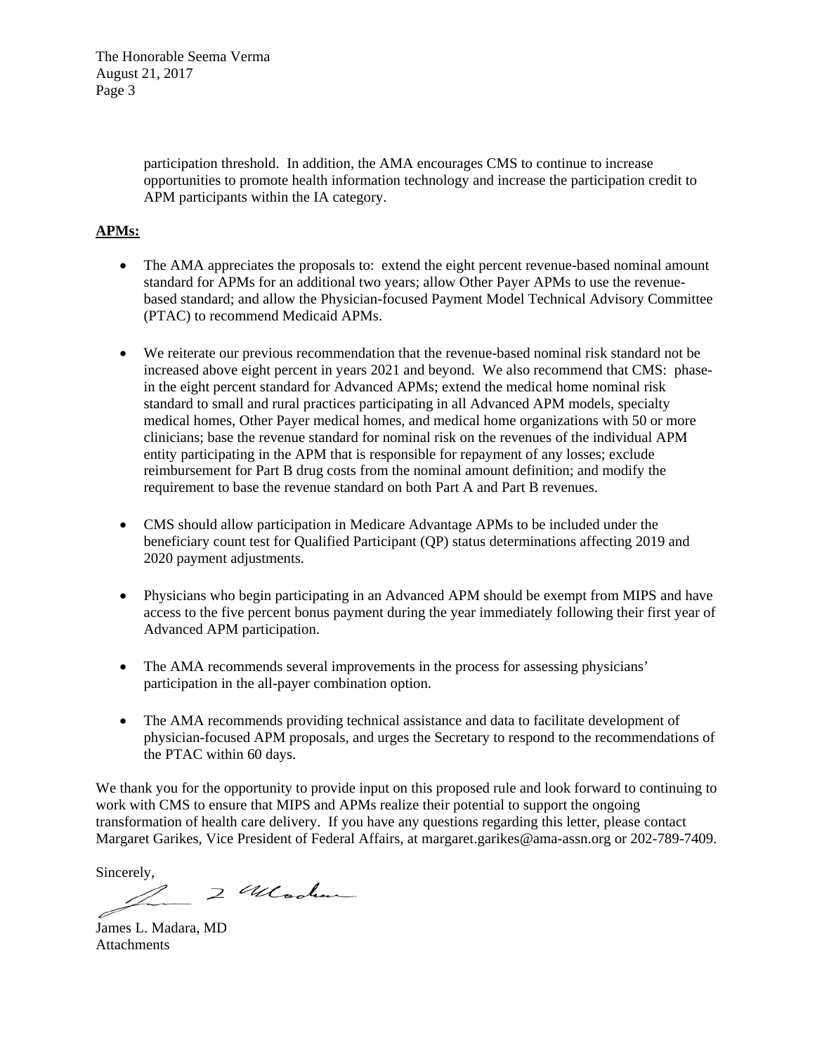participation threshold. In addition, the AMA encourages CMS to continue to increase opportunities to promote health information technology and increase the participation credit to APM participants within the IA category.

**APMs:**

- The AMA appreciates the proposals to: extend the eight percent revenue-based nominal amount standard for APMs for an additional two years; allow Other Payer APMs to use the revenue-based standard; and allow the Physician-focused Payment Model Technical Advisory Committee (PTAC) to recommend Medicaid APMs.

- We reiterate our previous recommendation that the revenue-based nominal risk standard not be increased above eight percent in years 2021 and beyond. We also recommend that CMS: phase-in the eight percent standard for Advanced APMs; extend the medical home nominal risk standard to small and rural practices participating in all Advanced APM models, specialty medical homes, Other Payer medical homes, and medical home organizations with 50 or more clinicians; base the revenue standard for nominal risk on the revenues of the individual APM entity participating in the APM that is responsible for repayment of any losses; exclude reimbursement for Part B drug costs from the nominal amount definition; and modify the requirement to base the revenue standard on both Part A and Part B revenues.

- CMS should allow participation in Medicare Advantage APMs to be included under the beneficiary count test for Qualified Participant (QP) status determinations affecting 2019 and 2020 payment adjustments.

- Physicians who begin participating in an Advanced APM should be exempt from MIPS and have access to the five percent bonus payment during the year immediately following their first year of Advanced APM participation.

- The AMA recommends several improvements in the process for assessing physicians' participation in the all-payer combination option.

- The AMA recommends providing technical assistance and data to facilitate development of physician-focused APM proposals, and urges the Secretary to respond to the recommendations of the PTAC within 60 days.

We thank you for the opportunity to provide input on this proposed rule and look forward to continuing to work with CMS to ensure that MIPS and APMs realize their potential to support the ongoing transformation of health care delivery. If you have any questions regarding this letter, please contact Margaret Garikes, Vice President of Federal Affairs, at margaret.garikes@ama-assn.org or 202-789-7409.

Sincerely,

James L. Madara, MD
Attachments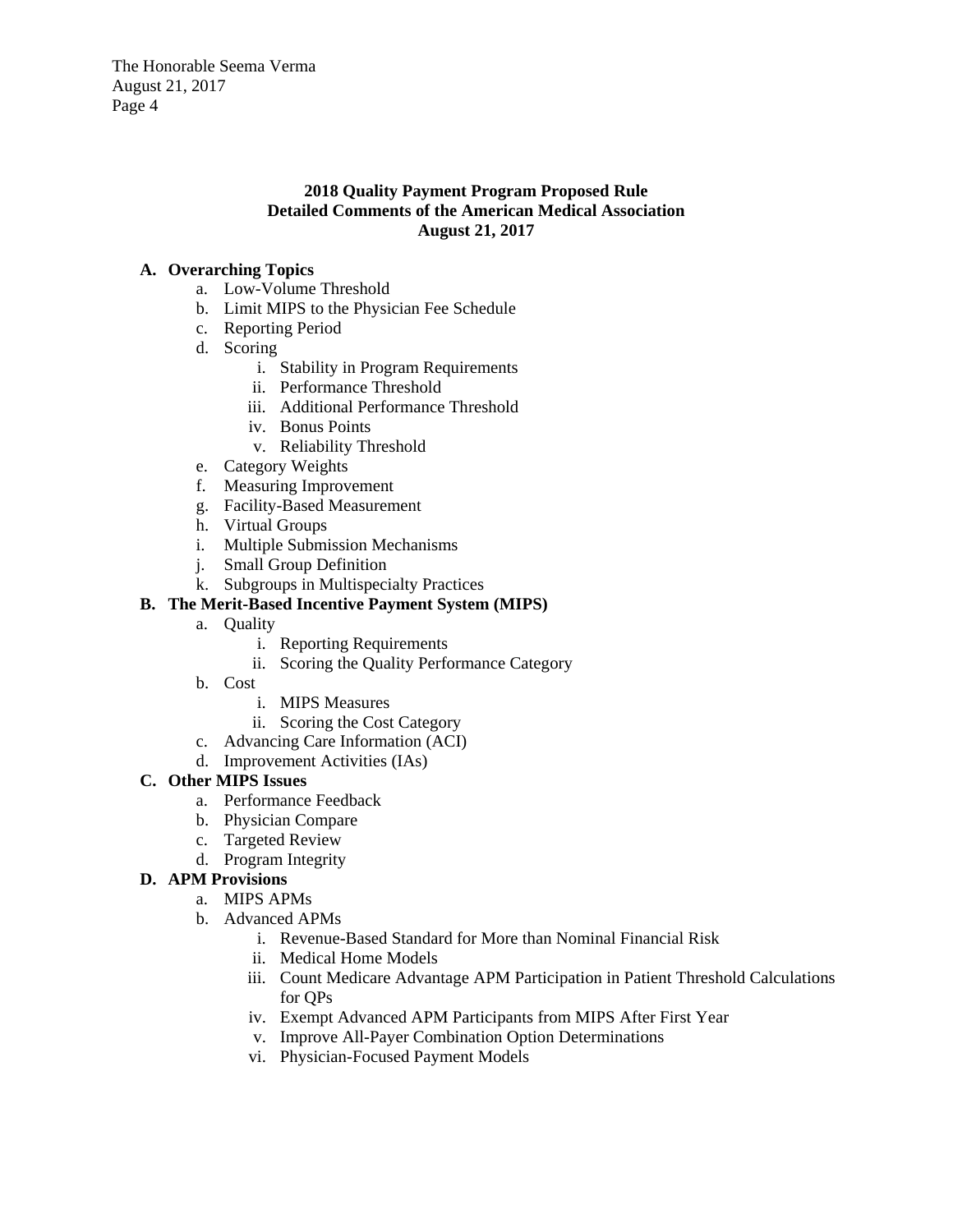**2018 Quality Payment Program Proposed Rule**
**Detailed Comments of the American Medical Association**
**August 21, 2017**

**A. Overarching Topics**

a. Low-Volume Threshold
b. Limit MIPS to the Physician Fee Schedule
c. Reporting Period
d. Scoring
    i. Stability in Program Requirements
    ii. Performance Threshold
    iii. Additional Performance Threshold
    iv. Bonus Points
    v. Reliability Threshold
e. Category Weights
f. Measuring Improvement
g. Facility-Based Measurement
h. Virtual Groups
i. Multiple Submission Mechanisms
j. Small Group Definition
k. Subgroups in Multispecialty Practices

**B. The Merit-Based Incentive Payment System (MIPS)**

a. Quality
    i. Reporting Requirements
    ii. Scoring the Quality Performance Category
b. Cost
    i. MIPS Measures
    ii. Scoring the Cost Category
c. Advancing Care Information (ACI)
d. Improvement Activities (IAs)

**C. Other MIPS Issues**

a. Performance Feedback
b. Physician Compare
c. Targeted Review
d. Program Integrity

**D. APM Provisions**

a. MIPS APMs
b. Advanced APMs
    i. Revenue-Based Standard for More than Nominal Financial Risk
    ii. Medical Home Models
    iii. Count Medicare Advantage APM Participation in Patient Threshold Calculations for QPs
    iv. Exempt Advanced APM Participants from MIPS After First Year
    v. Improve All-Payer Combination Option Determinations
    vi. Physician-Focused Payment Models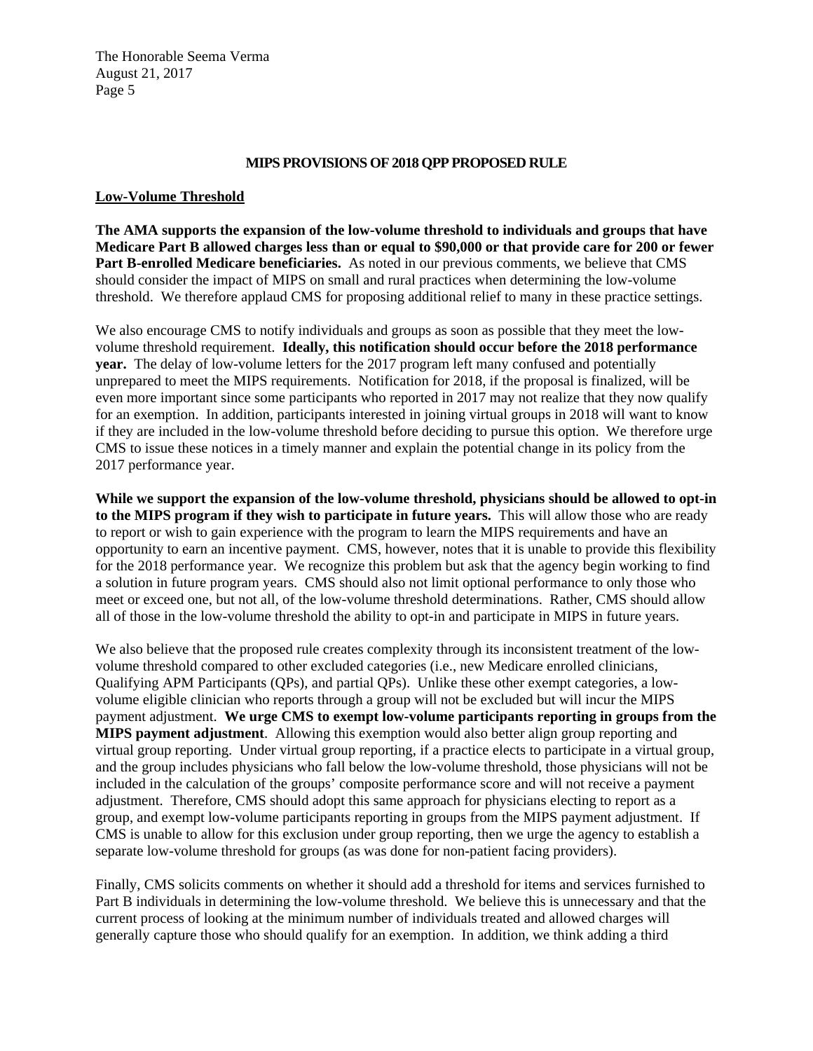## MIPS PROVISIONS OF 2018 QPP PROPOSED RULE

### Low-Volume Threshold

**The AMA supports the expansion of the low-volume threshold to individuals and groups that have Medicare Part B allowed charges less than or equal to $90,000 or that provide care for 200 or fewer Part B-enrolled Medicare beneficiaries.** As noted in our previous comments, we believe that CMS should consider the impact of MIPS on small and rural practices when determining the low-volume threshold. We therefore applaud CMS for proposing additional relief to many in these practice settings.

We also encourage CMS to notify individuals and groups as soon as possible that they meet the low-volume threshold requirement. **Ideally, this notification should occur before the 2018 performance year.** The delay of low-volume letters for the 2017 program left many confused and potentially unprepared to meet the MIPS requirements. Notification for 2018, if the proposal is finalized, will be even more important since some participants who reported in 2017 may not realize that they now qualify for an exemption. In addition, participants interested in joining virtual groups in 2018 will want to know if they are included in the low-volume threshold before deciding to pursue this option. We therefore urge CMS to issue these notices in a timely manner and explain the potential change in its policy from the 2017 performance year.

**While we support the expansion of the low-volume threshold, physicians should be allowed to opt-in to the MIPS program if they wish to participate in future years.** This will allow those who are ready to report or wish to gain experience with the program to learn the MIPS requirements and have an opportunity to earn an incentive payment. CMS, however, notes that it is unable to provide this flexibility for the 2018 performance year. We recognize this problem but ask that the agency begin working to find a solution in future program years. CMS should also not limit optional performance to only those who meet or exceed one, but not all, of the low-volume threshold determinations. Rather, CMS should allow all of those in the low-volume threshold the ability to opt-in and participate in MIPS in future years.

We also believe that the proposed rule creates complexity through its inconsistent treatment of the low-volume threshold compared to other excluded categories (i.e., new Medicare enrolled clinicians, Qualifying APM Participants (QPs), and partial QPs). Unlike these other exempt categories, a low-volume eligible clinician who reports through a group will not be excluded but will incur the MIPS payment adjustment. **We urge CMS to exempt low-volume participants reporting in groups from the MIPS payment adjustment**. Allowing this exemption would also better align group reporting and virtual group reporting. Under virtual group reporting, if a practice elects to participate in a virtual group, and the group includes physicians who fall below the low-volume threshold, those physicians will not be included in the calculation of the groups' composite performance score and will not receive a payment adjustment. Therefore, CMS should adopt this same approach for physicians electing to report as a group, and exempt low-volume participants reporting in groups from the MIPS payment adjustment. If CMS is unable to allow for this exclusion under group reporting, then we urge the agency to establish a separate low-volume threshold for groups (as was done for non-patient facing providers).

Finally, CMS solicits comments on whether it should add a threshold for items and services furnished to Part B individuals in determining the low-volume threshold. We believe this is unnecessary and that the current process of looking at the minimum number of individuals treated and allowed charges will generally capture those who should qualify for an exemption. In addition, we think adding a third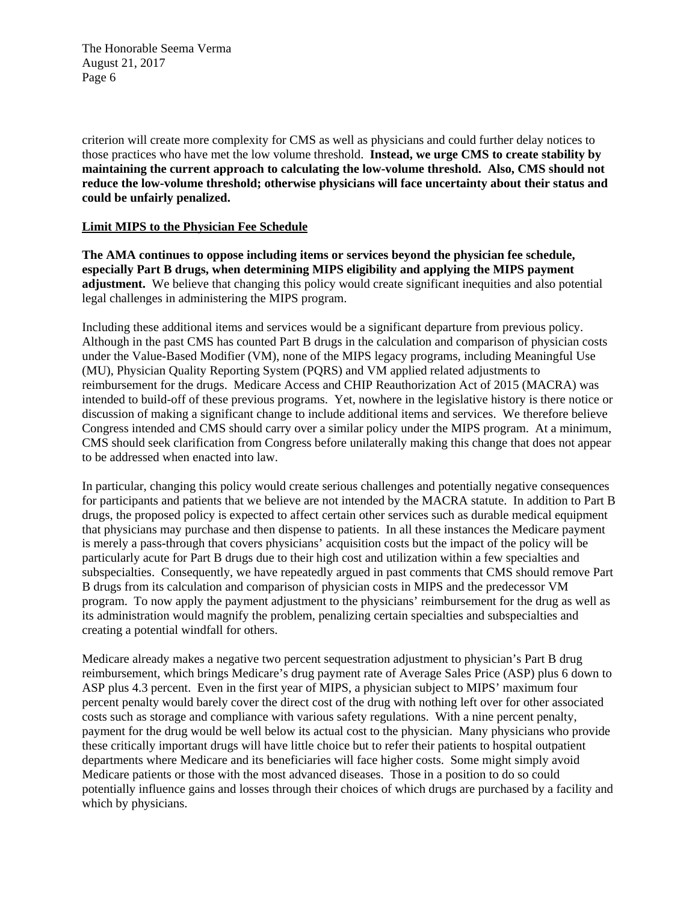criterion will create more complexity for CMS as well as physicians and could further delay notices to those practices who have met the low volume threshold. **Instead, we urge CMS to create stability by maintaining the current approach to calculating the low-volume threshold. Also, CMS should not reduce the low-volume threshold; otherwise physicians will face uncertainty about their status and could be unfairly penalized.**

**Limit MIPS to the Physician Fee Schedule**

**The AMA continues to oppose including items or services beyond the physician fee schedule, especially Part B drugs, when determining MIPS eligibility and applying the MIPS payment adjustment.** We believe that changing this policy would create significant inequities and also potential legal challenges in administering the MIPS program.

Including these additional items and services would be a significant departure from previous policy. Although in the past CMS has counted Part B drugs in the calculation and comparison of physician costs under the Value-Based Modifier (VM), none of the MIPS legacy programs, including Meaningful Use (MU), Physician Quality Reporting System (PQRS) and VM applied related adjustments to reimbursement for the drugs. Medicare Access and CHIP Reauthorization Act of 2015 (MACRA) was intended to build-off of these previous programs. Yet, nowhere in the legislative history is there notice or discussion of making a significant change to include additional items and services. We therefore believe Congress intended and CMS should carry over a similar policy under the MIPS program. At a minimum, CMS should seek clarification from Congress before unilaterally making this change that does not appear to be addressed when enacted into law.

In particular, changing this policy would create serious challenges and potentially negative consequences for participants and patients that we believe are not intended by the MACRA statute. In addition to Part B drugs, the proposed policy is expected to affect certain other services such as durable medical equipment that physicians may purchase and then dispense to patients. In all these instances the Medicare payment is merely a pass-through that covers physicians' acquisition costs but the impact of the policy will be particularly acute for Part B drugs due to their high cost and utilization within a few specialties and subspecialties. Consequently, we have repeatedly argued in past comments that CMS should remove Part B drugs from its calculation and comparison of physician costs in MIPS and the predecessor VM program. To now apply the payment adjustment to the physicians' reimbursement for the drug as well as its administration would magnify the problem, penalizing certain specialties and subspecialties and creating a potential windfall for others.

Medicare already makes a negative two percent sequestration adjustment to physician's Part B drug reimbursement, which brings Medicare's drug payment rate of Average Sales Price (ASP) plus 6 down to ASP plus 4.3 percent. Even in the first year of MIPS, a physician subject to MIPS' maximum four percent penalty would barely cover the direct cost of the drug with nothing left over for other associated costs such as storage and compliance with various safety regulations. With a nine percent penalty, payment for the drug would be well below its actual cost to the physician. Many physicians who provide these critically important drugs will have little choice but to refer their patients to hospital outpatient departments where Medicare and its beneficiaries will face higher costs. Some might simply avoid Medicare patients or those with the most advanced diseases. Those in a position to do so could potentially influence gains and losses through their choices of which drugs are purchased by a facility and which by physicians.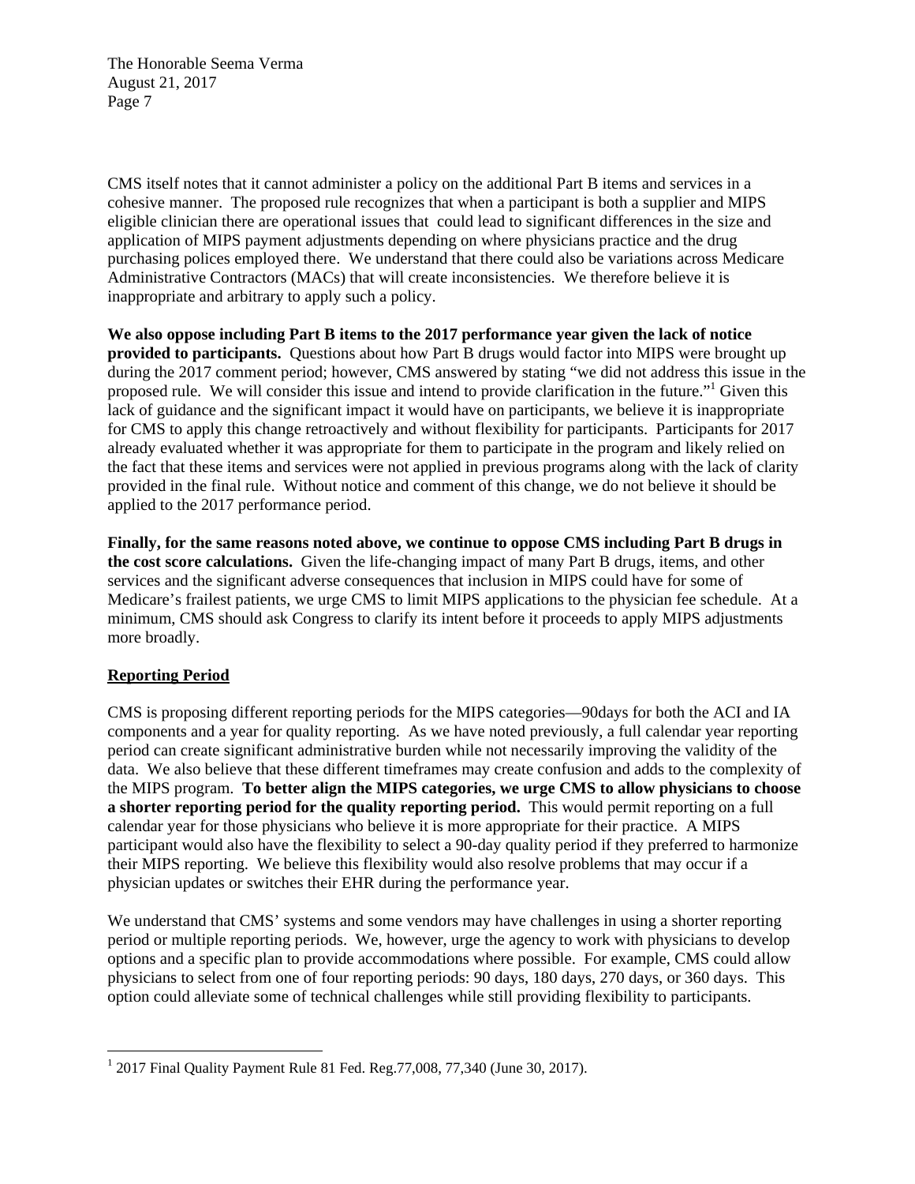CMS itself notes that it cannot administer a policy on the additional Part B items and services in a cohesive manner. The proposed rule recognizes that when a participant is both a supplier and MIPS eligible clinician there are operational issues that could lead to significant differences in the size and application of MIPS payment adjustments depending on where physicians practice and the drug purchasing polices employed there. We understand that there could also be variations across Medicare Administrative Contractors (MACs) that will create inconsistencies. We therefore believe it is inappropriate and arbitrary to apply such a policy.

**We also oppose including Part B items to the 2017 performance year given the lack of notice provided to participants.** Questions about how Part B drugs would factor into MIPS were brought up during the 2017 comment period; however, CMS answered by stating "we did not address this issue in the proposed rule. We will consider this issue and intend to provide clarification in the future."[1] Given this lack of guidance and the significant impact it would have on participants, we believe it is inappropriate for CMS to apply this change retroactively and without flexibility for participants. Participants for 2017 already evaluated whether it was appropriate for them to participate in the program and likely relied on the fact that these items and services were not applied in previous programs along with the lack of clarity provided in the final rule. Without notice and comment of this change, we do not believe it should be applied to the 2017 performance period.

**Finally, for the same reasons noted above, we continue to oppose CMS including Part B drugs in the cost score calculations.** Given the life-changing impact of many Part B drugs, items, and other services and the significant adverse consequences that inclusion in MIPS could have for some of Medicare's frailest patients, we urge CMS to limit MIPS applications to the physician fee schedule. At a minimum, CMS should ask Congress to clarify its intent before it proceeds to apply MIPS adjustments more broadly.

**Reporting Period**

CMS is proposing different reporting periods for the MIPS categories—90days for both the ACI and IA components and a year for quality reporting. As we have noted previously, a full calendar year reporting period can create significant administrative burden while not necessarily improving the validity of the data. We also believe that these different timeframes may create confusion and adds to the complexity of the MIPS program. **To better align the MIPS categories, we urge CMS to allow physicians to choose a shorter reporting period for the quality reporting period.** This would permit reporting on a full calendar year for those physicians who believe it is more appropriate for their practice. A MIPS participant would also have the flexibility to select a 90-day quality period if they preferred to harmonize their MIPS reporting. We believe this flexibility would also resolve problems that may occur if a physician updates or switches their EHR during the performance year.

We understand that CMS' systems and some vendors may have challenges in using a shorter reporting period or multiple reporting periods. We, however, urge the agency to work with physicians to develop options and a specific plan to provide accommodations where possible. For example, CMS could allow physicians to select from one of four reporting periods: 90 days, 180 days, 270 days, or 360 days. This option could alleviate some of technical challenges while still providing flexibility to participants.

[1] 2017 Final Quality Payment Rule 81 Fed. Reg.77,008, 77,340 (June 30, 2017).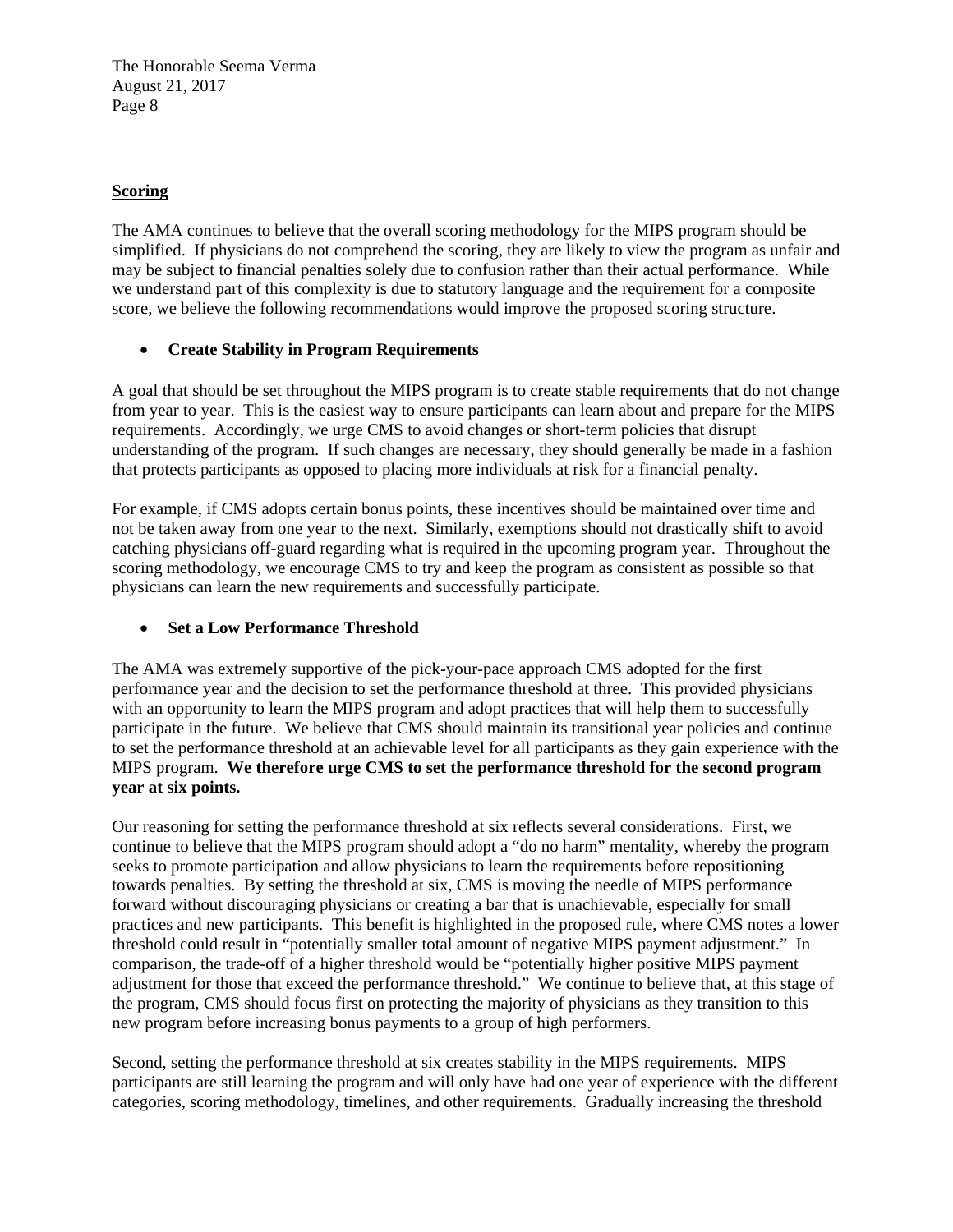**Scoring**

The AMA continues to believe that the overall scoring methodology for the MIPS program should be simplified. If physicians do not comprehend the scoring, they are likely to view the program as unfair and may be subject to financial penalties solely due to confusion rather than their actual performance. While we understand part of this complexity is due to statutory language and the requirement for a composite score, we believe the following recommendations would improve the proposed scoring structure.

- **Create Stability in Program Requirements**

A goal that should be set throughout the MIPS program is to create stable requirements that do not change from year to year. This is the easiest way to ensure participants can learn about and prepare for the MIPS requirements. Accordingly, we urge CMS to avoid changes or short-term policies that disrupt understanding of the program. If such changes are necessary, they should generally be made in a fashion that protects participants as opposed to placing more individuals at risk for a financial penalty.

For example, if CMS adopts certain bonus points, these incentives should be maintained over time and not be taken away from one year to the next. Similarly, exemptions should not drastically shift to avoid catching physicians off-guard regarding what is required in the upcoming program year. Throughout the scoring methodology, we encourage CMS to try and keep the program as consistent as possible so that physicians can learn the new requirements and successfully participate.

- **Set a Low Performance Threshold**

The AMA was extremely supportive of the pick-your-pace approach CMS adopted for the first performance year and the decision to set the performance threshold at three. This provided physicians with an opportunity to learn the MIPS program and adopt practices that will help them to successfully participate in the future. We believe that CMS should maintain its transitional year policies and continue to set the performance threshold at an achievable level for all participants as they gain experience with the MIPS program. **We therefore urge CMS to set the performance threshold for the second program year at six points.**

Our reasoning for setting the performance threshold at six reflects several considerations. First, we continue to believe that the MIPS program should adopt a "do no harm" mentality, whereby the program seeks to promote participation and allow physicians to learn the requirements before repositioning towards penalties. By setting the threshold at six, CMS is moving the needle of MIPS performance forward without discouraging physicians or creating a bar that is unachievable, especially for small practices and new participants. This benefit is highlighted in the proposed rule, where CMS notes a lower threshold could result in "potentially smaller total amount of negative MIPS payment adjustment." In comparison, the trade-off of a higher threshold would be "potentially higher positive MIPS payment adjustment for those that exceed the performance threshold." We continue to believe that, at this stage of the program, CMS should focus first on protecting the majority of physicians as they transition to this new program before increasing bonus payments to a group of high performers.

Second, setting the performance threshold at six creates stability in the MIPS requirements. MIPS participants are still learning the program and will only have had one year of experience with the different categories, scoring methodology, timelines, and other requirements. Gradually increasing the threshold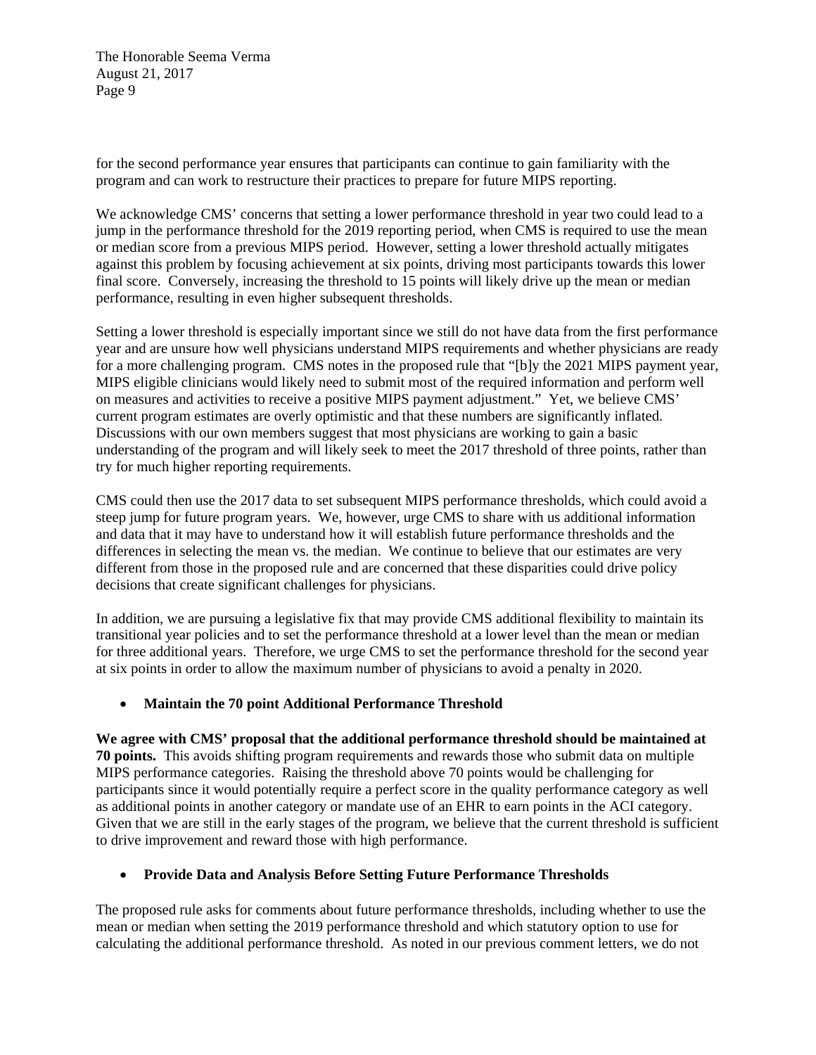for the second performance year ensures that participants can continue to gain familiarity with the program and can work to restructure their practices to prepare for future MIPS reporting.

We acknowledge CMS' concerns that setting a lower performance threshold in year two could lead to a jump in the performance threshold for the 2019 reporting period, when CMS is required to use the mean or median score from a previous MIPS period. However, setting a lower threshold actually mitigates against this problem by focusing achievement at six points, driving most participants towards this lower final score. Conversely, increasing the threshold to 15 points will likely drive up the mean or median performance, resulting in even higher subsequent thresholds.

Setting a lower threshold is especially important since we still do not have data from the first performance year and are unsure how well physicians understand MIPS requirements and whether physicians are ready for a more challenging program. CMS notes in the proposed rule that "[b]y the 2021 MIPS payment year, MIPS eligible clinicians would likely need to submit most of the required information and perform well on measures and activities to receive a positive MIPS payment adjustment." Yet, we believe CMS' current program estimates are overly optimistic and that these numbers are significantly inflated. Discussions with our own members suggest that most physicians are working to gain a basic understanding of the program and will likely seek to meet the 2017 threshold of three points, rather than try for much higher reporting requirements.

CMS could then use the 2017 data to set subsequent MIPS performance thresholds, which could avoid a steep jump for future program years. We, however, urge CMS to share with us additional information and data that it may have to understand how it will establish future performance thresholds and the differences in selecting the mean vs. the median. We continue to believe that our estimates are very different from those in the proposed rule and are concerned that these disparities could drive policy decisions that create significant challenges for physicians.

In addition, we are pursuing a legislative fix that may provide CMS additional flexibility to maintain its transitional year policies and to set the performance threshold at a lower level than the mean or median for three additional years. Therefore, we urge CMS to set the performance threshold for the second year at six points in order to allow the maximum number of physicians to avoid a penalty in 2020.

- **Maintain the 70 point Additional Performance Threshold**

**We agree with CMS' proposal that the additional performance threshold should be maintained at 70 points.** This avoids shifting program requirements and rewards those who submit data on multiple MIPS performance categories. Raising the threshold above 70 points would be challenging for participants since it would potentially require a perfect score in the quality performance category as well as additional points in another category or mandate use of an EHR to earn points in the ACI category. Given that we are still in the early stages of the program, we believe that the current threshold is sufficient to drive improvement and reward those with high performance.

- **Provide Data and Analysis Before Setting Future Performance Thresholds**

The proposed rule asks for comments about future performance thresholds, including whether to use the mean or median when setting the 2019 performance threshold and which statutory option to use for calculating the additional performance threshold. As noted in our previous comment letters, we do not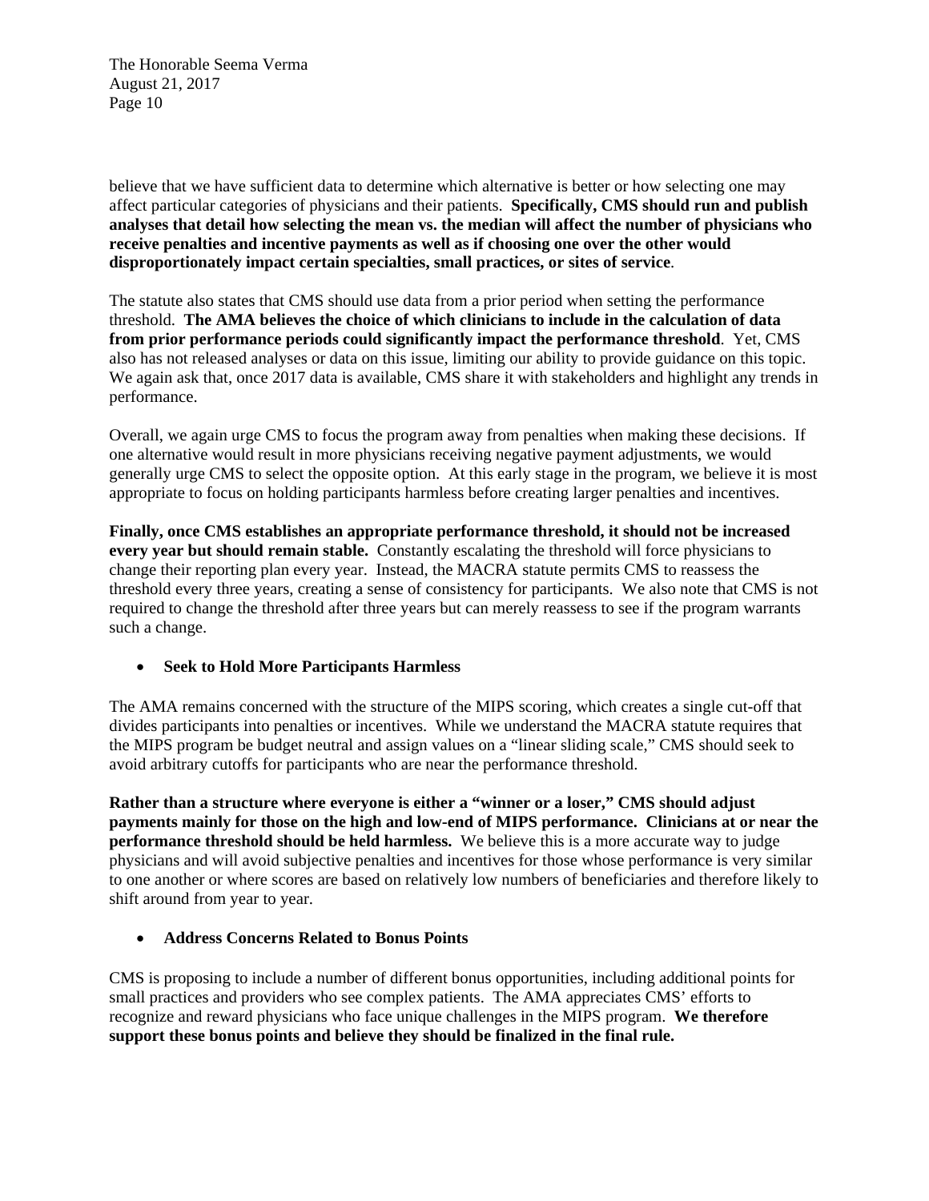believe that we have sufficient data to determine which alternative is better or how selecting one may affect particular categories of physicians and their patients. **Specifically, CMS should run and publish analyses that detail how selecting the mean vs. the median will affect the number of physicians who receive penalties and incentive payments as well as if choosing one over the other would disproportionately impact certain specialties, small practices, or sites of service**.

The statute also states that CMS should use data from a prior period when setting the performance threshold. **The AMA believes the choice of which clinicians to include in the calculation of data from prior performance periods could significantly impact the performance threshold**. Yet, CMS also has not released analyses or data on this issue, limiting our ability to provide guidance on this topic. We again ask that, once 2017 data is available, CMS share it with stakeholders and highlight any trends in performance.

Overall, we again urge CMS to focus the program away from penalties when making these decisions. If one alternative would result in more physicians receiving negative payment adjustments, we would generally urge CMS to select the opposite option. At this early stage in the program, we believe it is most appropriate to focus on holding participants harmless before creating larger penalties and incentives.

**Finally, once CMS establishes an appropriate performance threshold, it should not be increased every year but should remain stable.** Constantly escalating the threshold will force physicians to change their reporting plan every year. Instead, the MACRA statute permits CMS to reassess the threshold every three years, creating a sense of consistency for participants. We also note that CMS is not required to change the threshold after three years but can merely reassess to see if the program warrants such a change.

- **Seek to Hold More Participants Harmless**

The AMA remains concerned with the structure of the MIPS scoring, which creates a single cut-off that divides participants into penalties or incentives. While we understand the MACRA statute requires that the MIPS program be budget neutral and assign values on a "linear sliding scale," CMS should seek to avoid arbitrary cutoffs for participants who are near the performance threshold.

**Rather than a structure where everyone is either a "winner or a loser," CMS should adjust payments mainly for those on the high and low-end of MIPS performance. Clinicians at or near the performance threshold should be held harmless.** We believe this is a more accurate way to judge physicians and will avoid subjective penalties and incentives for those whose performance is very similar to one another or where scores are based on relatively low numbers of beneficiaries and therefore likely to shift around from year to year.

- **Address Concerns Related to Bonus Points**

CMS is proposing to include a number of different bonus opportunities, including additional points for small practices and providers who see complex patients. The AMA appreciates CMS' efforts to recognize and reward physicians who face unique challenges in the MIPS program. **We therefore support these bonus points and believe they should be finalized in the final rule.**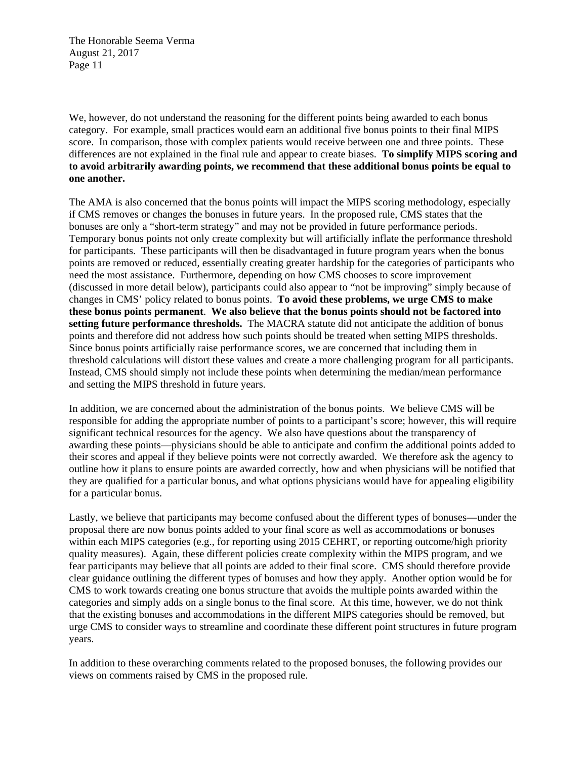We, however, do not understand the reasoning for the different points being awarded to each bonus category. For example, small practices would earn an additional five bonus points to their final MIPS score. In comparison, those with complex patients would receive between one and three points. These differences are not explained in the final rule and appear to create biases. **To simplify MIPS scoring and to avoid arbitrarily awarding points, we recommend that these additional bonus points be equal to one another.**

The AMA is also concerned that the bonus points will impact the MIPS scoring methodology, especially if CMS removes or changes the bonuses in future years. In the proposed rule, CMS states that the bonuses are only a "short-term strategy" and may not be provided in future performance periods. Temporary bonus points not only create complexity but will artificially inflate the performance threshold for participants. These participants will then be disadvantaged in future program years when the bonus points are removed or reduced, essentially creating greater hardship for the categories of participants who need the most assistance. Furthermore, depending on how CMS chooses to score improvement (discussed in more detail below), participants could also appear to "not be improving" simply because of changes in CMS' policy related to bonus points. **To avoid these problems, we urge CMS to make these bonus points permanent**. **We also believe that the bonus points should not be factored into setting future performance thresholds.** The MACRA statute did not anticipate the addition of bonus points and therefore did not address how such points should be treated when setting MIPS thresholds. Since bonus points artificially raise performance scores, we are concerned that including them in threshold calculations will distort these values and create a more challenging program for all participants. Instead, CMS should simply not include these points when determining the median/mean performance and setting the MIPS threshold in future years.

In addition, we are concerned about the administration of the bonus points. We believe CMS will be responsible for adding the appropriate number of points to a participant's score; however, this will require significant technical resources for the agency. We also have questions about the transparency of awarding these points—physicians should be able to anticipate and confirm the additional points added to their scores and appeal if they believe points were not correctly awarded. We therefore ask the agency to outline how it plans to ensure points are awarded correctly, how and when physicians will be notified that they are qualified for a particular bonus, and what options physicians would have for appealing eligibility for a particular bonus.

Lastly, we believe that participants may become confused about the different types of bonuses—under the proposal there are now bonus points added to your final score as well as accommodations or bonuses within each MIPS categories (e.g., for reporting using 2015 CEHRT, or reporting outcome/high priority quality measures). Again, these different policies create complexity within the MIPS program, and we fear participants may believe that all points are added to their final score. CMS should therefore provide clear guidance outlining the different types of bonuses and how they apply. Another option would be for CMS to work towards creating one bonus structure that avoids the multiple points awarded within the categories and simply adds on a single bonus to the final score. At this time, however, we do not think that the existing bonuses and accommodations in the different MIPS categories should be removed, but urge CMS to consider ways to streamline and coordinate these different point structures in future program years.

In addition to these overarching comments related to the proposed bonuses, the following provides our views on comments raised by CMS in the proposed rule.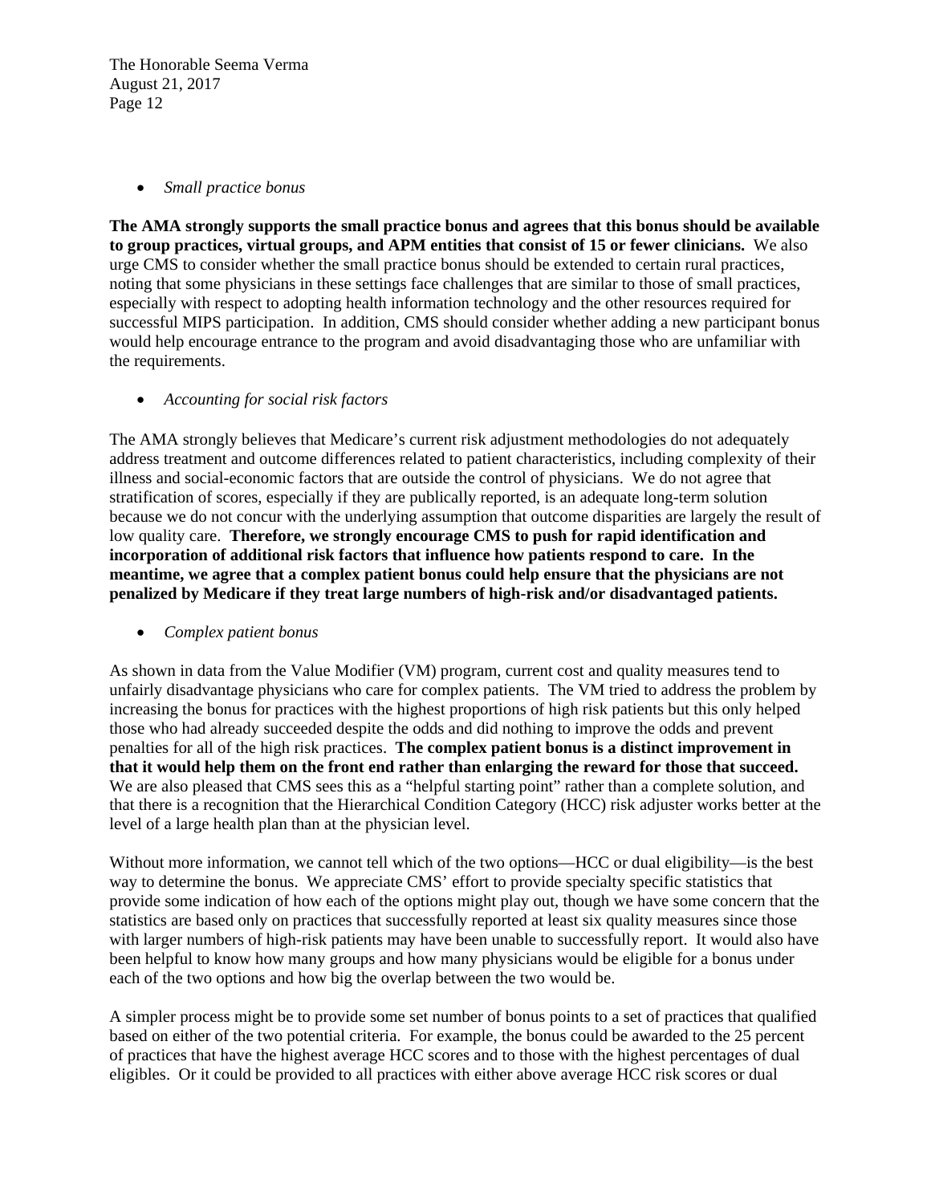- *Small practice bonus*

**The AMA strongly supports the small practice bonus and agrees that this bonus should be available to group practices, virtual groups, and APM entities that consist of 15 or fewer clinicians.** We also urge CMS to consider whether the small practice bonus should be extended to certain rural practices, noting that some physicians in these settings face challenges that are similar to those of small practices, especially with respect to adopting health information technology and the other resources required for successful MIPS participation. In addition, CMS should consider whether adding a new participant bonus would help encourage entrance to the program and avoid disadvantaging those who are unfamiliar with the requirements.

- *Accounting for social risk factors*

The AMA strongly believes that Medicare's current risk adjustment methodologies do not adequately address treatment and outcome differences related to patient characteristics, including complexity of their illness and social-economic factors that are outside the control of physicians. We do not agree that stratification of scores, especially if they are publically reported, is an adequate long-term solution because we do not concur with the underlying assumption that outcome disparities are largely the result of low quality care. **Therefore, we strongly encourage CMS to push for rapid identification and incorporation of additional risk factors that influence how patients respond to care. In the meantime, we agree that a complex patient bonus could help ensure that the physicians are not penalized by Medicare if they treat large numbers of high-risk and/or disadvantaged patients.**

- *Complex patient bonus*

As shown in data from the Value Modifier (VM) program, current cost and quality measures tend to unfairly disadvantage physicians who care for complex patients. The VM tried to address the problem by increasing the bonus for practices with the highest proportions of high risk patients but this only helped those who had already succeeded despite the odds and did nothing to improve the odds and prevent penalties for all of the high risk practices. **The complex patient bonus is a distinct improvement in that it would help them on the front end rather than enlarging the reward for those that succeed.** We are also pleased that CMS sees this as a "helpful starting point" rather than a complete solution, and that there is a recognition that the Hierarchical Condition Category (HCC) risk adjuster works better at the level of a large health plan than at the physician level.

Without more information, we cannot tell which of the two options—HCC or dual eligibility—is the best way to determine the bonus. We appreciate CMS' effort to provide specialty specific statistics that provide some indication of how each of the options might play out, though we have some concern that the statistics are based only on practices that successfully reported at least six quality measures since those with larger numbers of high-risk patients may have been unable to successfully report. It would also have been helpful to know how many groups and how many physicians would be eligible for a bonus under each of the two options and how big the overlap between the two would be.

A simpler process might be to provide some set number of bonus points to a set of practices that qualified based on either of the two potential criteria. For example, the bonus could be awarded to the 25 percent of practices that have the highest average HCC scores and to those with the highest percentages of dual eligibles. Or it could be provided to all practices with either above average HCC risk scores or dual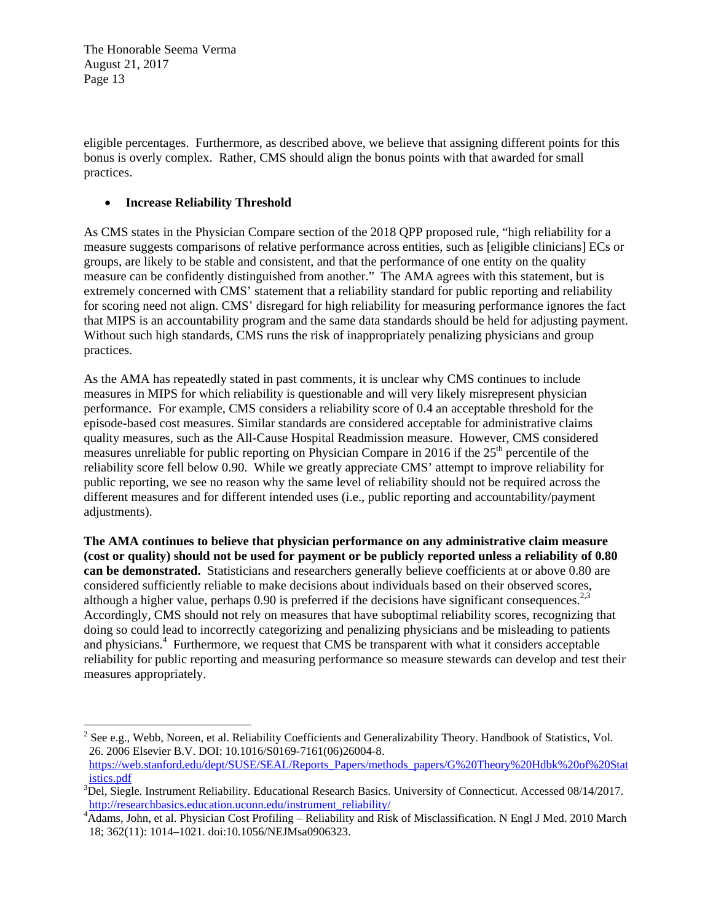eligible percentages. Furthermore, as described above, we believe that assigning different points for this bonus is overly complex. Rather, CMS should align the bonus points with that awarded for small practices.

- **Increase Reliability Threshold**

As CMS states in the Physician Compare section of the 2018 QPP proposed rule, "high reliability for a measure suggests comparisons of relative performance across entities, such as [eligible clinicians] ECs or groups, are likely to be stable and consistent, and that the performance of one entity on the quality measure can be confidently distinguished from another." The AMA agrees with this statement, but is extremely concerned with CMS' statement that a reliability standard for public reporting and reliability for scoring need not align. CMS' disregard for high reliability for measuring performance ignores the fact that MIPS is an accountability program and the same data standards should be held for adjusting payment. Without such high standards, CMS runs the risk of inappropriately penalizing physicians and group practices.

As the AMA has repeatedly stated in past comments, it is unclear why CMS continues to include measures in MIPS for which reliability is questionable and will very likely misrepresent physician performance. For example, CMS considers a reliability score of 0.4 an acceptable threshold for the episode-based cost measures. Similar standards are considered acceptable for administrative claims quality measures, such as the All-Cause Hospital Readmission measure. However, CMS considered measures unreliable for public reporting on Physician Compare in 2016 if the 25th percentile of the reliability score fell below 0.90. While we greatly appreciate CMS' attempt to improve reliability for public reporting, we see no reason why the same level of reliability should not be required across the different measures and for different intended uses (i.e., public reporting and accountability/payment adjustments).

**The AMA continues to believe that physician performance on any administrative claim measure (cost or quality) should not be used for payment or be publicly reported unless a reliability of 0.80 can be demonstrated.** Statisticians and researchers generally believe coefficients at or above 0.80 are considered sufficiently reliable to make decisions about individuals based on their observed scores, although a higher value, perhaps 0.90 is preferred if the decisions have significant consequences.[2,3] Accordingly, CMS should not rely on measures that have suboptimal reliability scores, recognizing that doing so could lead to incorrectly categorizing and penalizing physicians and be misleading to patients and physicians.[4] Furthermore, we request that CMS be transparent with what it considers acceptable reliability for public reporting and measuring performance so measure stewards can develop and test their measures appropriately.

---

[2] See e.g., Webb, Noreen, et al. Reliability Coefficients and Generalizability Theory. Handbook of Statistics, Vol. 26. 2006 Elsevier B.V. DOI: 10.1016/S0169-7161(06)26004-8. https://web.stanford.edu/dept/SUSE/SEAL/Reports_Papers/methods_papers/G%20Theory%20Hdbk%20of%20Statistics.pdf

[3] Del, Siegle. Instrument Reliability. Educational Research Basics. University of Connecticut. Accessed 08/14/2017. http://researchbasics.education.uconn.edu/instrument_reliability/

[4] Adams, John, et al. Physician Cost Profiling – Reliability and Risk of Misclassification. N Engl J Med. 2010 March 18; 362(11): 1014–1021. doi:10.1056/NEJMsa0906323.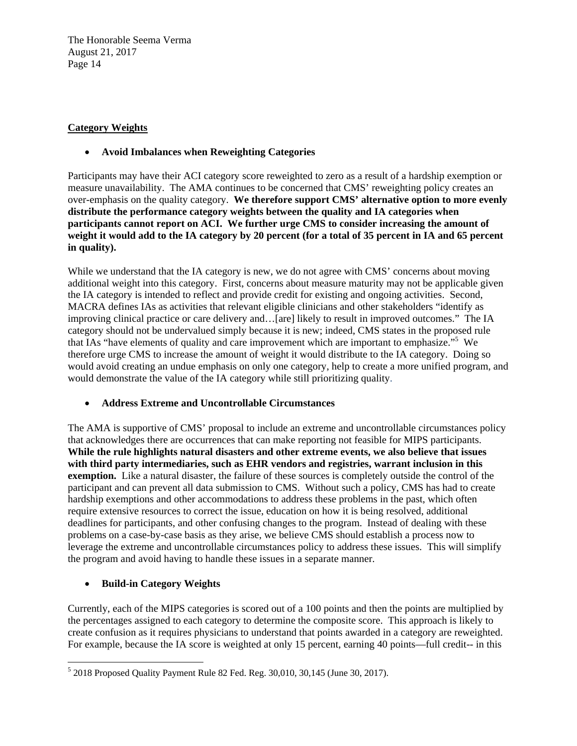**<u>Category Weights</u>**

- **Avoid Imbalances when Reweighting Categories**

Participants may have their ACI category score reweighted to zero as a result of a hardship exemption or measure unavailability. The AMA continues to be concerned that CMS' reweighting policy creates an over-emphasis on the quality category. **We therefore support CMS' alternative option to more evenly distribute the performance category weights between the quality and IA categories when participants cannot report on ACI. We further urge CMS to consider increasing the amount of weight it would add to the IA category by 20 percent (for a total of 35 percent in IA and 65 percent in quality).**

While we understand that the IA category is new, we do not agree with CMS' concerns about moving additional weight into this category. First, concerns about measure maturity may not be applicable given the IA category is intended to reflect and provide credit for existing and ongoing activities. Second, MACRA defines IAs as activities that relevant eligible clinicians and other stakeholders "identify as improving clinical practice or care delivery and…[are] likely to result in improved outcomes." The IA category should not be undervalued simply because it is new; indeed, CMS states in the proposed rule that IAs "have elements of quality and care improvement which are important to emphasize."[5] We therefore urge CMS to increase the amount of weight it would distribute to the IA category. Doing so would avoid creating an undue emphasis on only one category, help to create a more unified program, and would demonstrate the value of the IA category while still prioritizing quality.

- **Address Extreme and Uncontrollable Circumstances**

The AMA is supportive of CMS' proposal to include an extreme and uncontrollable circumstances policy that acknowledges there are occurrences that can make reporting not feasible for MIPS participants. **While the rule highlights natural disasters and other extreme events, we also believe that issues with third party intermediaries, such as EHR vendors and registries, warrant inclusion in this exemption.** Like a natural disaster, the failure of these sources is completely outside the control of the participant and can prevent all data submission to CMS. Without such a policy, CMS has had to create hardship exemptions and other accommodations to address these problems in the past, which often require extensive resources to correct the issue, education on how it is being resolved, additional deadlines for participants, and other confusing changes to the program. Instead of dealing with these problems on a case-by-case basis as they arise, we believe CMS should establish a process now to leverage the extreme and uncontrollable circumstances policy to address these issues. This will simplify the program and avoid having to handle these issues in a separate manner.

- **Build-in Category Weights**

Currently, each of the MIPS categories is scored out of a 100 points and then the points are multiplied by the percentages assigned to each category to determine the composite score. This approach is likely to create confusion as it requires physicians to understand that points awarded in a category are reweighted. For example, because the IA score is weighted at only 15 percent, earning 40 points—full credit-- in this

[5] 2018 Proposed Quality Payment Rule 82 Fed. Reg. 30,010, 30,145 (June 30, 2017).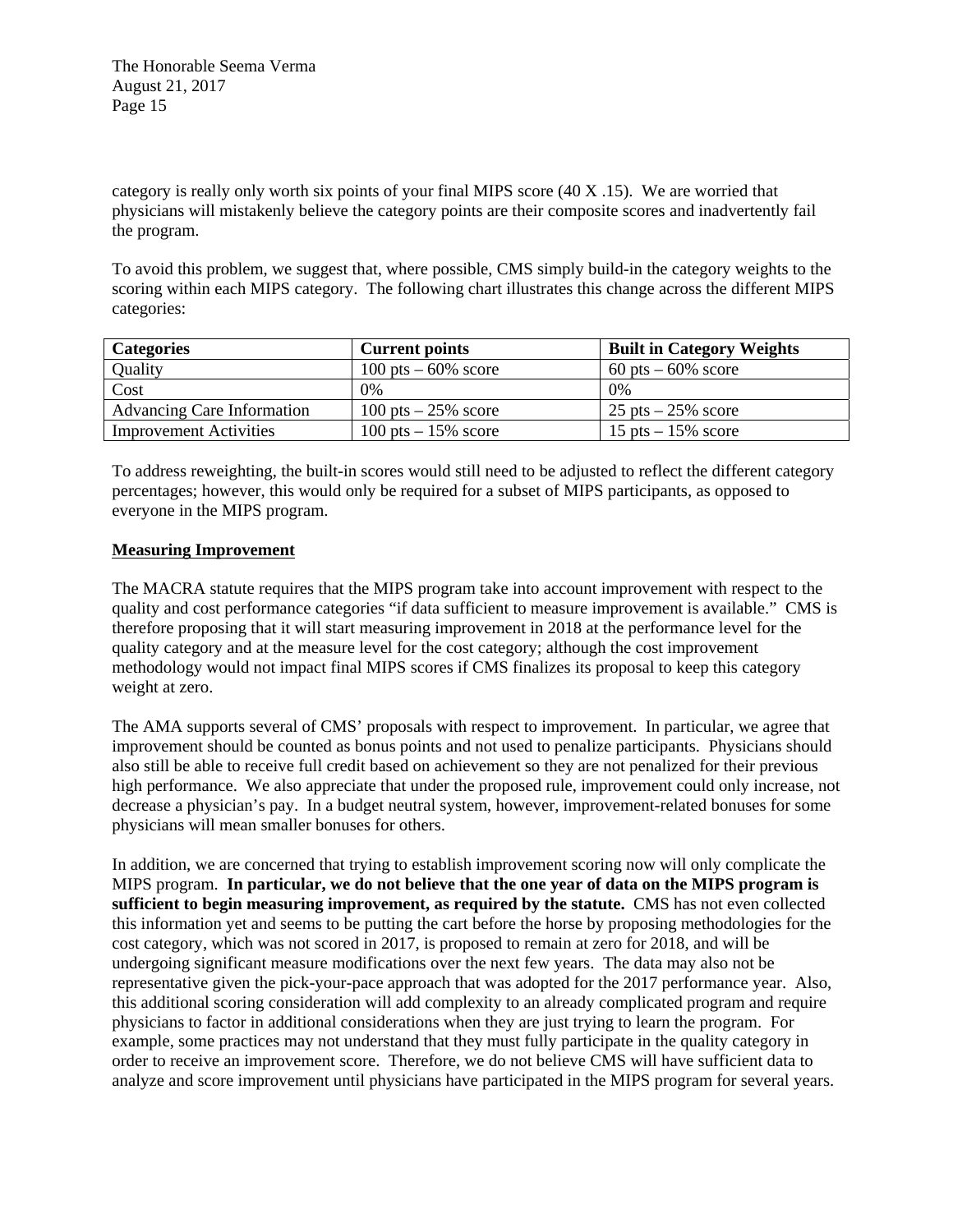category is really only worth six points of your final MIPS score (40 X .15). We are worried that physicians will mistakenly believe the category points are their composite scores and inadvertently fail the program.

To avoid this problem, we suggest that, where possible, CMS simply build-in the category weights to the scoring within each MIPS category. The following chart illustrates this change across the different MIPS categories:

| Categories | Current points | Built in Category Weights |
|---|---|---|
| Quality | 100 pts – 60% score | 60 pts – 60% score |
| Cost | 0% | 0% |
| Advancing Care Information | 100 pts – 25% score | 25 pts – 25% score |
| Improvement Activities | 100 pts – 15% score | 15 pts – 15% score |

To address reweighting, the built-in scores would still need to be adjusted to reflect the different category percentages; however, this would only be required for a subset of MIPS participants, as opposed to everyone in the MIPS program.

**Measuring Improvement**

The MACRA statute requires that the MIPS program take into account improvement with respect to the quality and cost performance categories "if data sufficient to measure improvement is available." CMS is therefore proposing that it will start measuring improvement in 2018 at the performance level for the quality category and at the measure level for the cost category; although the cost improvement methodology would not impact final MIPS scores if CMS finalizes its proposal to keep this category weight at zero.

The AMA supports several of CMS' proposals with respect to improvement. In particular, we agree that improvement should be counted as bonus points and not used to penalize participants. Physicians should also still be able to receive full credit based on achievement so they are not penalized for their previous high performance. We also appreciate that under the proposed rule, improvement could only increase, not decrease a physician's pay. In a budget neutral system, however, improvement-related bonuses for some physicians will mean smaller bonuses for others.

In addition, we are concerned that trying to establish improvement scoring now will only complicate the MIPS program. **In particular, we do not believe that the one year of data on the MIPS program is sufficient to begin measuring improvement, as required by the statute.** CMS has not even collected this information yet and seems to be putting the cart before the horse by proposing methodologies for the cost category, which was not scored in 2017, is proposed to remain at zero for 2018, and will be undergoing significant measure modifications over the next few years. The data may also not be representative given the pick-your-pace approach that was adopted for the 2017 performance year. Also, this additional scoring consideration will add complexity to an already complicated program and require physicians to factor in additional considerations when they are just trying to learn the program. For example, some practices may not understand that they must fully participate in the quality category in order to receive an improvement score. Therefore, we do not believe CMS will have sufficient data to analyze and score improvement until physicians have participated in the MIPS program for several years.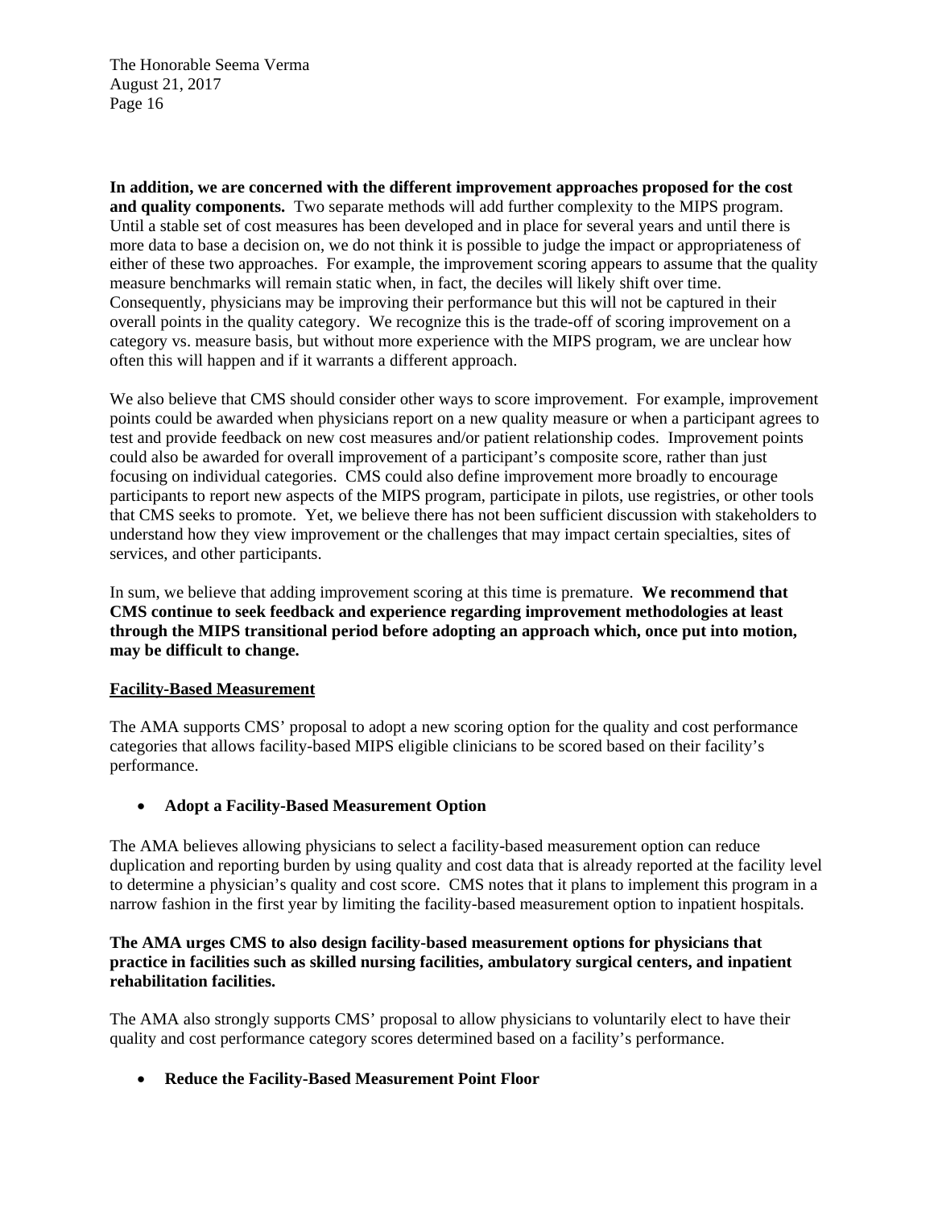**In addition, we are concerned with the different improvement approaches proposed for the cost and quality components.** Two separate methods will add further complexity to the MIPS program. Until a stable set of cost measures has been developed and in place for several years and until there is more data to base a decision on, we do not think it is possible to judge the impact or appropriateness of either of these two approaches. For example, the improvement scoring appears to assume that the quality measure benchmarks will remain static when, in fact, the deciles will likely shift over time. Consequently, physicians may be improving their performance but this will not be captured in their overall points in the quality category. We recognize this is the trade-off of scoring improvement on a category vs. measure basis, but without more experience with the MIPS program, we are unclear how often this will happen and if it warrants a different approach.

We also believe that CMS should consider other ways to score improvement. For example, improvement points could be awarded when physicians report on a new quality measure or when a participant agrees to test and provide feedback on new cost measures and/or patient relationship codes. Improvement points could also be awarded for overall improvement of a participant's composite score, rather than just focusing on individual categories. CMS could also define improvement more broadly to encourage participants to report new aspects of the MIPS program, participate in pilots, use registries, or other tools that CMS seeks to promote. Yet, we believe there has not been sufficient discussion with stakeholders to understand how they view improvement or the challenges that may impact certain specialties, sites of services, and other participants.

In sum, we believe that adding improvement scoring at this time is premature. **We recommend that CMS continue to seek feedback and experience regarding improvement methodologies at least through the MIPS transitional period before adopting an approach which, once put into motion, may be difficult to change.**

## Facility-Based Measurement

The AMA supports CMS' proposal to adopt a new scoring option for the quality and cost performance categories that allows facility-based MIPS eligible clinicians to be scored based on their facility's performance.

- **Adopt a Facility-Based Measurement Option**

The AMA believes allowing physicians to select a facility-based measurement option can reduce duplication and reporting burden by using quality and cost data that is already reported at the facility level to determine a physician's quality and cost score. CMS notes that it plans to implement this program in a narrow fashion in the first year by limiting the facility-based measurement option to inpatient hospitals.

**The AMA urges CMS to also design facility-based measurement options for physicians that practice in facilities such as skilled nursing facilities, ambulatory surgical centers, and inpatient rehabilitation facilities.**

The AMA also strongly supports CMS' proposal to allow physicians to voluntarily elect to have their quality and cost performance category scores determined based on a facility's performance.

- **Reduce the Facility-Based Measurement Point Floor**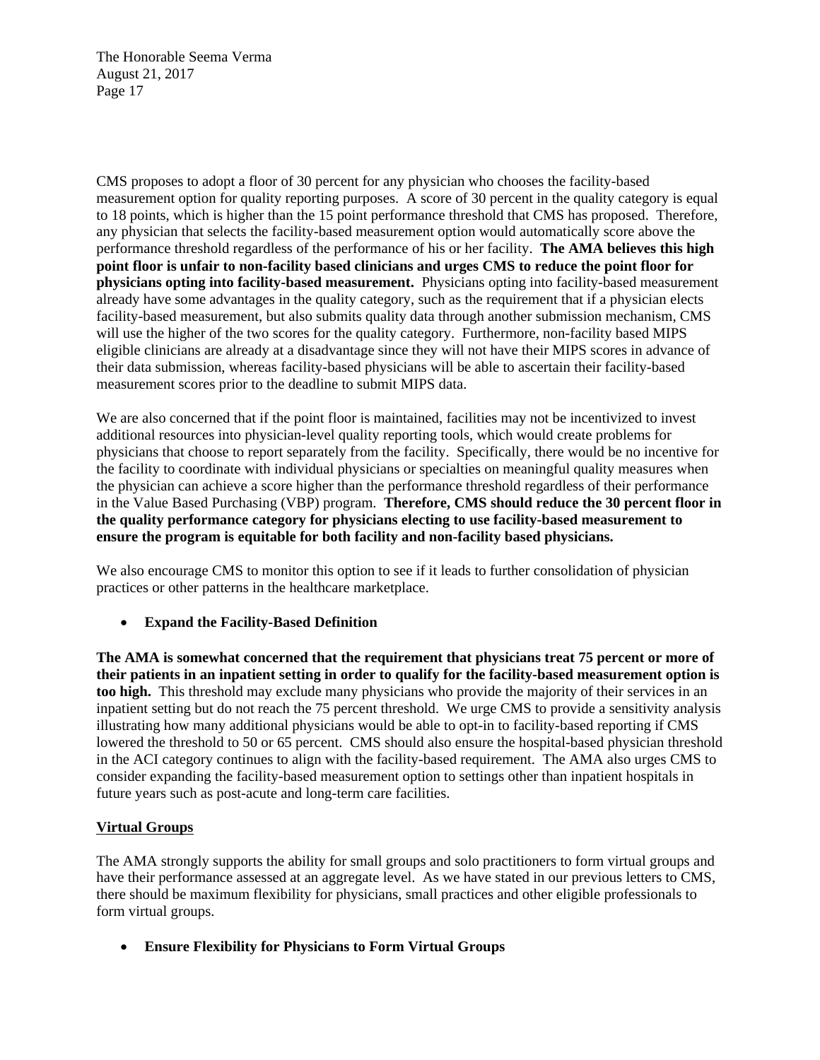CMS proposes to adopt a floor of 30 percent for any physician who chooses the facility-based measurement option for quality reporting purposes. A score of 30 percent in the quality category is equal to 18 points, which is higher than the 15 point performance threshold that CMS has proposed. Therefore, any physician that selects the facility-based measurement option would automatically score above the performance threshold regardless of the performance of his or her facility. **The AMA believes this high point floor is unfair to non-facility based clinicians and urges CMS to reduce the point floor for physicians opting into facility-based measurement.** Physicians opting into facility-based measurement already have some advantages in the quality category, such as the requirement that if a physician elects facility-based measurement, but also submits quality data through another submission mechanism, CMS will use the higher of the two scores for the quality category. Furthermore, non-facility based MIPS eligible clinicians are already at a disadvantage since they will not have their MIPS scores in advance of their data submission, whereas facility-based physicians will be able to ascertain their facility-based measurement scores prior to the deadline to submit MIPS data.

We are also concerned that if the point floor is maintained, facilities may not be incentivized to invest additional resources into physician-level quality reporting tools, which would create problems for physicians that choose to report separately from the facility. Specifically, there would be no incentive for the facility to coordinate with individual physicians or specialties on meaningful quality measures when the physician can achieve a score higher than the performance threshold regardless of their performance in the Value Based Purchasing (VBP) program. **Therefore, CMS should reduce the 30 percent floor in the quality performance category for physicians electing to use facility-based measurement to ensure the program is equitable for both facility and non-facility based physicians.**

We also encourage CMS to monitor this option to see if it leads to further consolidation of physician practices or other patterns in the healthcare marketplace.

- **Expand the Facility-Based Definition**

**The AMA is somewhat concerned that the requirement that physicians treat 75 percent or more of their patients in an inpatient setting in order to qualify for the facility-based measurement option is too high.** This threshold may exclude many physicians who provide the majority of their services in an inpatient setting but do not reach the 75 percent threshold. We urge CMS to provide a sensitivity analysis illustrating how many additional physicians would be able to opt-in to facility-based reporting if CMS lowered the threshold to 50 or 65 percent. CMS should also ensure the hospital-based physician threshold in the ACI category continues to align with the facility-based requirement. The AMA also urges CMS to consider expanding the facility-based measurement option to settings other than inpatient hospitals in future years such as post-acute and long-term care facilities.

## Virtual Groups

The AMA strongly supports the ability for small groups and solo practitioners to form virtual groups and have their performance assessed at an aggregate level. As we have stated in our previous letters to CMS, there should be maximum flexibility for physicians, small practices and other eligible professionals to form virtual groups.

- **Ensure Flexibility for Physicians to Form Virtual Groups**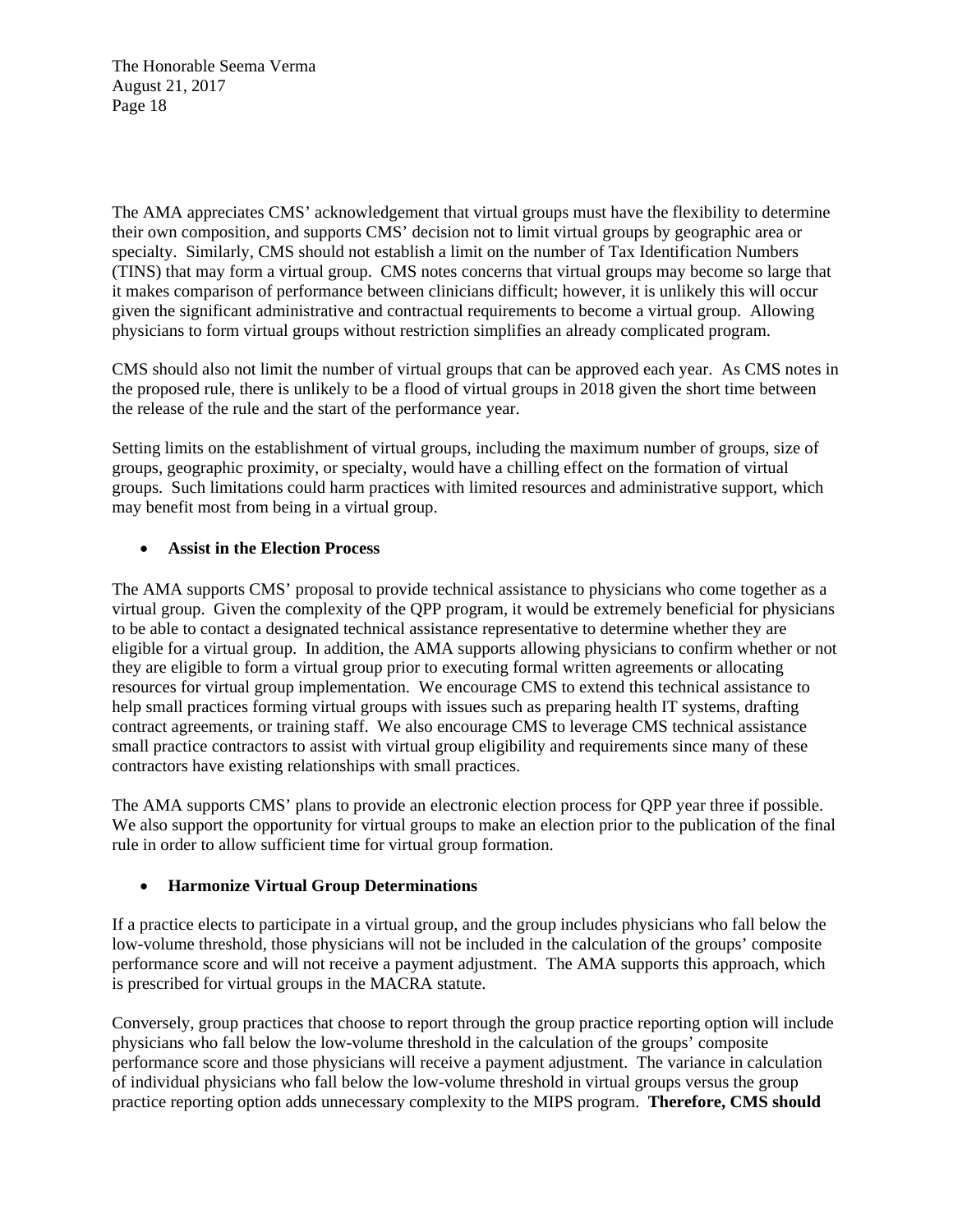The AMA appreciates CMS' acknowledgement that virtual groups must have the flexibility to determine their own composition, and supports CMS' decision not to limit virtual groups by geographic area or specialty. Similarly, CMS should not establish a limit on the number of Tax Identification Numbers (TINS) that may form a virtual group. CMS notes concerns that virtual groups may become so large that it makes comparison of performance between clinicians difficult; however, it is unlikely this will occur given the significant administrative and contractual requirements to become a virtual group. Allowing physicians to form virtual groups without restriction simplifies an already complicated program.

CMS should also not limit the number of virtual groups that can be approved each year. As CMS notes in the proposed rule, there is unlikely to be a flood of virtual groups in 2018 given the short time between the release of the rule and the start of the performance year.

Setting limits on the establishment of virtual groups, including the maximum number of groups, size of groups, geographic proximity, or specialty, would have a chilling effect on the formation of virtual groups. Such limitations could harm practices with limited resources and administrative support, which may benefit most from being in a virtual group.

- **Assist in the Election Process**

The AMA supports CMS' proposal to provide technical assistance to physicians who come together as a virtual group. Given the complexity of the QPP program, it would be extremely beneficial for physicians to be able to contact a designated technical assistance representative to determine whether they are eligible for a virtual group. In addition, the AMA supports allowing physicians to confirm whether or not they are eligible to form a virtual group prior to executing formal written agreements or allocating resources for virtual group implementation. We encourage CMS to extend this technical assistance to help small practices forming virtual groups with issues such as preparing health IT systems, drafting contract agreements, or training staff. We also encourage CMS to leverage CMS technical assistance small practice contractors to assist with virtual group eligibility and requirements since many of these contractors have existing relationships with small practices.

The AMA supports CMS' plans to provide an electronic election process for QPP year three if possible. We also support the opportunity for virtual groups to make an election prior to the publication of the final rule in order to allow sufficient time for virtual group formation.

- **Harmonize Virtual Group Determinations**

If a practice elects to participate in a virtual group, and the group includes physicians who fall below the low-volume threshold, those physicians will not be included in the calculation of the groups' composite performance score and will not receive a payment adjustment. The AMA supports this approach, which is prescribed for virtual groups in the MACRA statute.

Conversely, group practices that choose to report through the group practice reporting option will include physicians who fall below the low-volume threshold in the calculation of the groups' composite performance score and those physicians will receive a payment adjustment. The variance in calculation of individual physicians who fall below the low-volume threshold in virtual groups versus the group practice reporting option adds unnecessary complexity to the MIPS program. **Therefore, CMS should**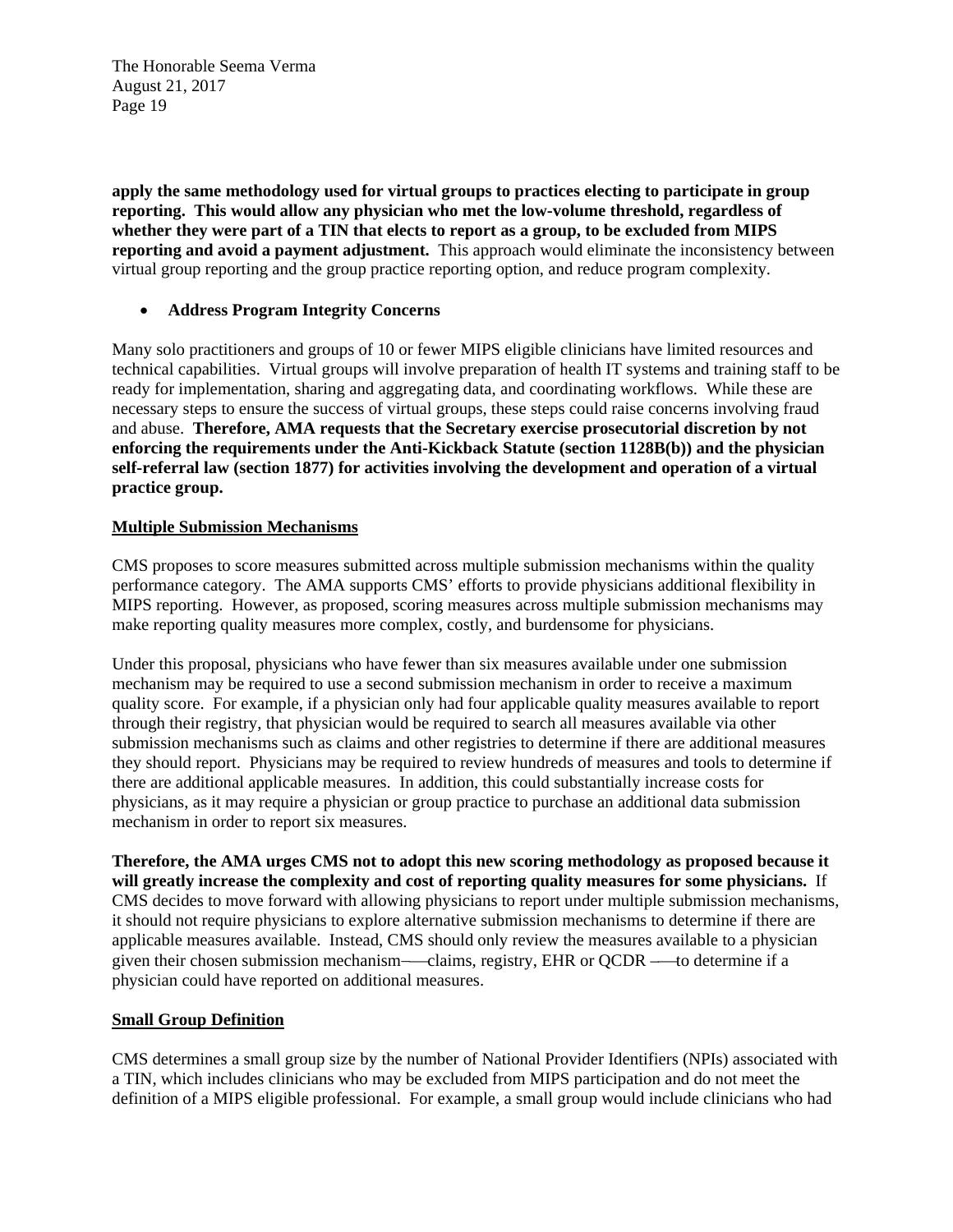**apply the same methodology used for virtual groups to practices electing to participate in group reporting. This would allow any physician who met the low-volume threshold, regardless of whether they were part of a TIN that elects to report as a group, to be excluded from MIPS reporting and avoid a payment adjustment.** This approach would eliminate the inconsistency between virtual group reporting and the group practice reporting option, and reduce program complexity.

- **Address Program Integrity Concerns**

Many solo practitioners and groups of 10 or fewer MIPS eligible clinicians have limited resources and technical capabilities. Virtual groups will involve preparation of health IT systems and training staff to be ready for implementation, sharing and aggregating data, and coordinating workflows. While these are necessary steps to ensure the success of virtual groups, these steps could raise concerns involving fraud and abuse. **Therefore, AMA requests that the Secretary exercise prosecutorial discretion by not enforcing the requirements under the Anti-Kickback Statute (section 1128B(b)) and the physician self-referral law (section 1877) for activities involving the development and operation of a virtual practice group.**

**Multiple Submission Mechanisms**

CMS proposes to score measures submitted across multiple submission mechanisms within the quality performance category. The AMA supports CMS' efforts to provide physicians additional flexibility in MIPS reporting. However, as proposed, scoring measures across multiple submission mechanisms may make reporting quality measures more complex, costly, and burdensome for physicians.

Under this proposal, physicians who have fewer than six measures available under one submission mechanism may be required to use a second submission mechanism in order to receive a maximum quality score. For example, if a physician only had four applicable quality measures available to report through their registry, that physician would be required to search all measures available via other submission mechanisms such as claims and other registries to determine if there are additional measures they should report. Physicians may be required to review hundreds of measures and tools to determine if there are additional applicable measures. In addition, this could substantially increase costs for physicians, as it may require a physician or group practice to purchase an additional data submission mechanism in order to report six measures.

**Therefore, the AMA urges CMS not to adopt this new scoring methodology as proposed because it will greatly increase the complexity and cost of reporting quality measures for some physicians.** If CMS decides to move forward with allowing physicians to report under multiple submission mechanisms, it should not require physicians to explore alternative submission mechanisms to determine if there are applicable measures available. Instead, CMS should only review the measures available to a physician given their chosen submission mechanism—claims, registry, EHR or QCDR —to determine if a physician could have reported on additional measures.

**Small Group Definition**

CMS determines a small group size by the number of National Provider Identifiers (NPIs) associated with a TIN, which includes clinicians who may be excluded from MIPS participation and do not meet the definition of a MIPS eligible professional. For example, a small group would include clinicians who had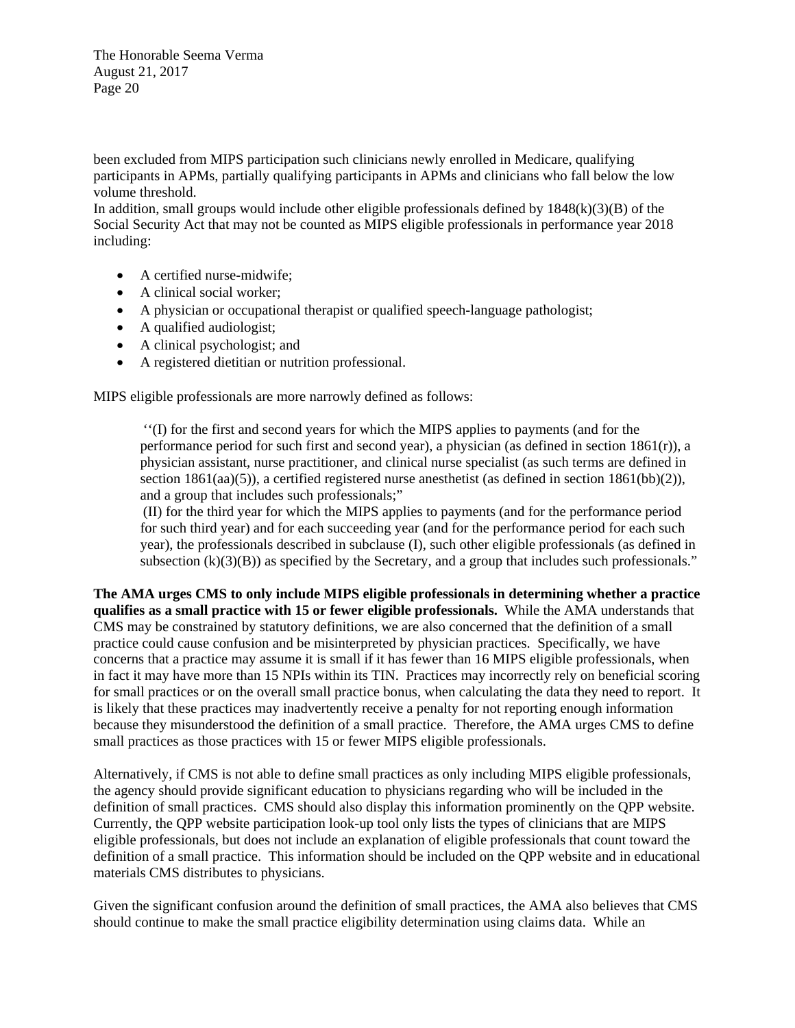been excluded from MIPS participation such clinicians newly enrolled in Medicare, qualifying participants in APMs, partially qualifying participants in APMs and clinicians who fall below the low volume threshold.

In addition, small groups would include other eligible professionals defined by 1848(k)(3)(B) of the Social Security Act that may not be counted as MIPS eligible professionals in performance year 2018 including:

- A certified nurse-midwife;
- A clinical social worker;
- A physician or occupational therapist or qualified speech-language pathologist;
- A qualified audiologist;
- A clinical psychologist; and
- A registered dietitian or nutrition professional.

MIPS eligible professionals are more narrowly defined as follows:

> ''(I) for the first and second years for which the MIPS applies to payments (and for the performance period for such first and second year), a physician (as defined in section 1861(r)), a physician assistant, nurse practitioner, and clinical nurse specialist (as such terms are defined in section 1861(aa)(5)), a certified registered nurse anesthetist (as defined in section 1861(bb)(2)), and a group that includes such professionals;"
>
> (II) for the third year for which the MIPS applies to payments (and for the performance period for such third year) and for each succeeding year (and for the performance period for each such year), the professionals described in subclause (I), such other eligible professionals (as defined in subsection (k)(3)(B)) as specified by the Secretary, and a group that includes such professionals."

**The AMA urges CMS to only include MIPS eligible professionals in determining whether a practice qualifies as a small practice with 15 or fewer eligible professionals.** While the AMA understands that CMS may be constrained by statutory definitions, we are also concerned that the definition of a small practice could cause confusion and be misinterpreted by physician practices. Specifically, we have concerns that a practice may assume it is small if it has fewer than 16 MIPS eligible professionals, when in fact it may have more than 15 NPIs within its TIN. Practices may incorrectly rely on beneficial scoring for small practices or on the overall small practice bonus, when calculating the data they need to report. It is likely that these practices may inadvertently receive a penalty for not reporting enough information because they misunderstood the definition of a small practice. Therefore, the AMA urges CMS to define small practices as those practices with 15 or fewer MIPS eligible professionals.

Alternatively, if CMS is not able to define small practices as only including MIPS eligible professionals, the agency should provide significant education to physicians regarding who will be included in the definition of small practices. CMS should also display this information prominently on the QPP website. Currently, the QPP website participation look-up tool only lists the types of clinicians that are MIPS eligible professionals, but does not include an explanation of eligible professionals that count toward the definition of a small practice. This information should be included on the QPP website and in educational materials CMS distributes to physicians.

Given the significant confusion around the definition of small practices, the AMA also believes that CMS should continue to make the small practice eligibility determination using claims data. While an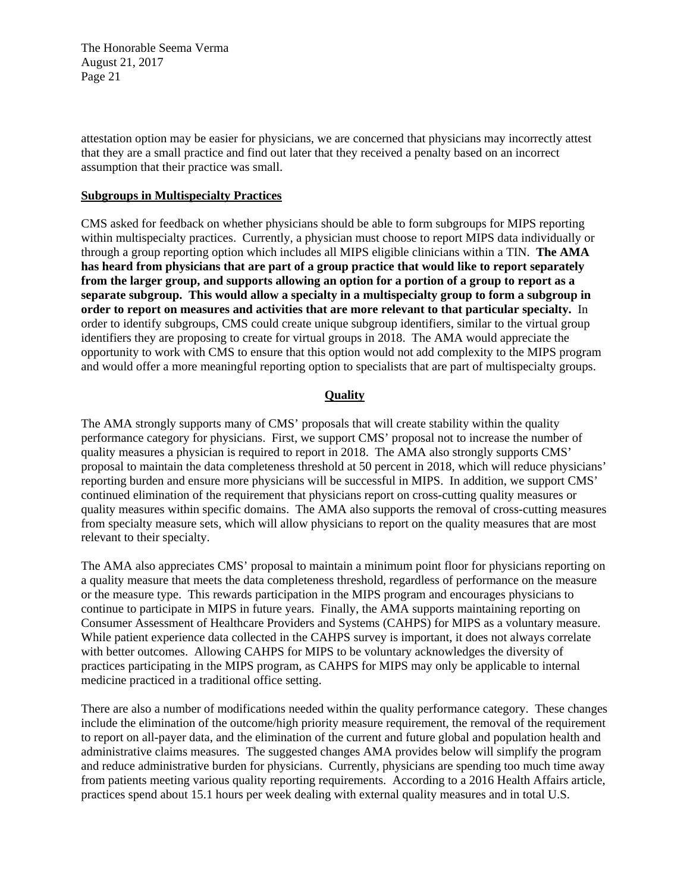attestation option may be easier for physicians, we are concerned that physicians may incorrectly attest that they are a small practice and find out later that they received a penalty based on an incorrect assumption that their practice was small.

**Subgroups in Multispecialty Practices**

CMS asked for feedback on whether physicians should be able to form subgroups for MIPS reporting within multispecialty practices. Currently, a physician must choose to report MIPS data individually or through a group reporting option which includes all MIPS eligible clinicians within a TIN. **The AMA has heard from physicians that are part of a group practice that would like to report separately from the larger group, and supports allowing an option for a portion of a group to report as a separate subgroup. This would allow a specialty in a multispecialty group to form a subgroup in order to report on measures and activities that are more relevant to that particular specialty.** In order to identify subgroups, CMS could create unique subgroup identifiers, similar to the virtual group identifiers they are proposing to create for virtual groups in 2018. The AMA would appreciate the opportunity to work with CMS to ensure that this option would not add complexity to the MIPS program and would offer a more meaningful reporting option to specialists that are part of multispecialty groups.

## Quality

The AMA strongly supports many of CMS' proposals that will create stability within the quality performance category for physicians. First, we support CMS' proposal not to increase the number of quality measures a physician is required to report in 2018. The AMA also strongly supports CMS' proposal to maintain the data completeness threshold at 50 percent in 2018, which will reduce physicians' reporting burden and ensure more physicians will be successful in MIPS. In addition, we support CMS' continued elimination of the requirement that physicians report on cross-cutting quality measures or quality measures within specific domains. The AMA also supports the removal of cross-cutting measures from specialty measure sets, which will allow physicians to report on the quality measures that are most relevant to their specialty.

The AMA also appreciates CMS' proposal to maintain a minimum point floor for physicians reporting on a quality measure that meets the data completeness threshold, regardless of performance on the measure or the measure type. This rewards participation in the MIPS program and encourages physicians to continue to participate in MIPS in future years. Finally, the AMA supports maintaining reporting on Consumer Assessment of Healthcare Providers and Systems (CAHPS) for MIPS as a voluntary measure. While patient experience data collected in the CAHPS survey is important, it does not always correlate with better outcomes. Allowing CAHPS for MIPS to be voluntary acknowledges the diversity of practices participating in the MIPS program, as CAHPS for MIPS may only be applicable to internal medicine practiced in a traditional office setting.

There are also a number of modifications needed within the quality performance category. These changes include the elimination of the outcome/high priority measure requirement, the removal of the requirement to report on all-payer data, and the elimination of the current and future global and population health and administrative claims measures. The suggested changes AMA provides below will simplify the program and reduce administrative burden for physicians. Currently, physicians are spending too much time away from patients meeting various quality reporting requirements. According to a 2016 Health Affairs article, practices spend about 15.1 hours per week dealing with external quality measures and in total U.S.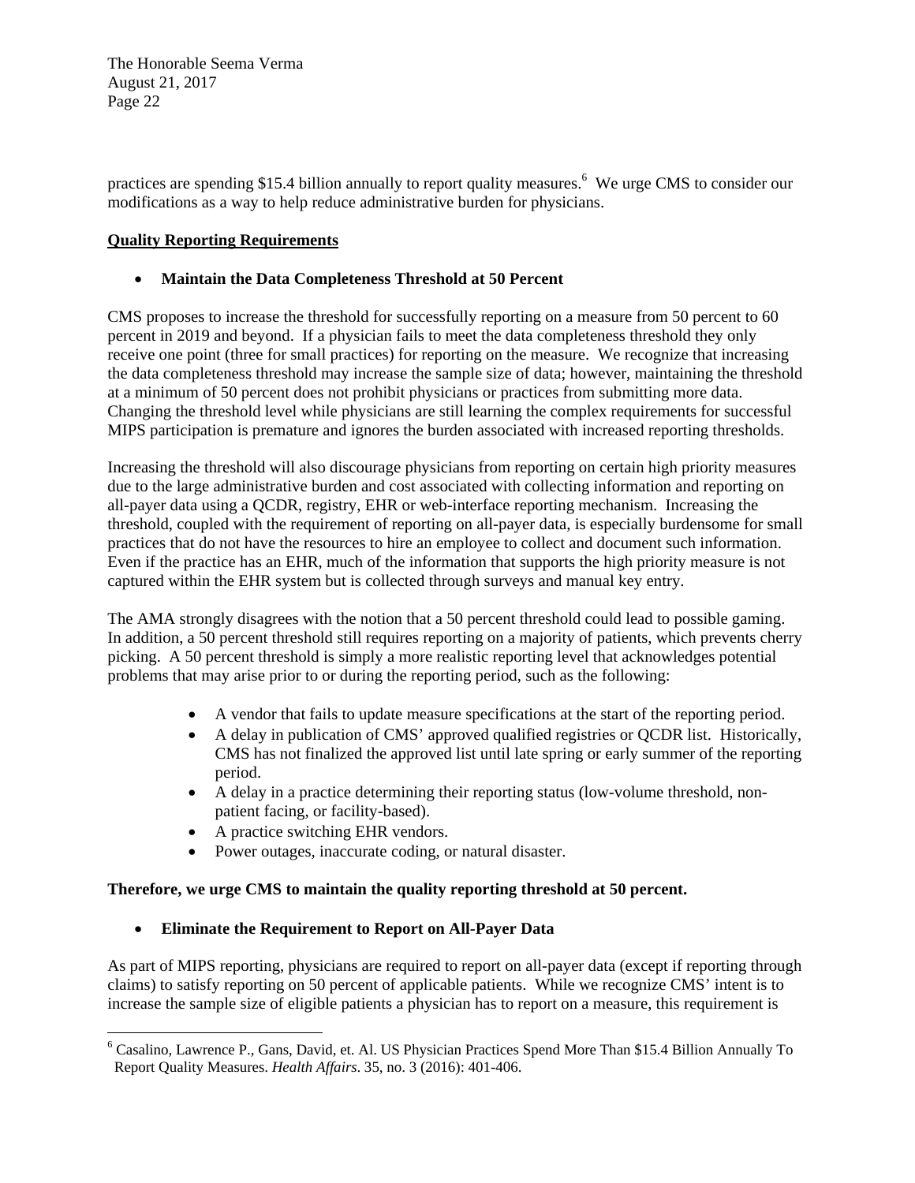practices are spending $15.4 billion annually to report quality measures.[6] We urge CMS to consider our modifications as a way to help reduce administrative burden for physicians.

**Quality Reporting Requirements**

- **Maintain the Data Completeness Threshold at 50 Percent**

CMS proposes to increase the threshold for successfully reporting on a measure from 50 percent to 60 percent in 2019 and beyond. If a physician fails to meet the data completeness threshold they only receive one point (three for small practices) for reporting on the measure. We recognize that increasing the data completeness threshold may increase the sample size of data; however, maintaining the threshold at a minimum of 50 percent does not prohibit physicians or practices from submitting more data. Changing the threshold level while physicians are still learning the complex requirements for successful MIPS participation is premature and ignores the burden associated with increased reporting thresholds.

Increasing the threshold will also discourage physicians from reporting on certain high priority measures due to the large administrative burden and cost associated with collecting information and reporting on all-payer data using a QCDR, registry, EHR or web-interface reporting mechanism. Increasing the threshold, coupled with the requirement of reporting on all-payer data, is especially burdensome for small practices that do not have the resources to hire an employee to collect and document such information. Even if the practice has an EHR, much of the information that supports the high priority measure is not captured within the EHR system but is collected through surveys and manual key entry.

The AMA strongly disagrees with the notion that a 50 percent threshold could lead to possible gaming. In addition, a 50 percent threshold still requires reporting on a majority of patients, which prevents cherry picking. A 50 percent threshold is simply a more realistic reporting level that acknowledges potential problems that may arise prior to or during the reporting period, such as the following:

- A vendor that fails to update measure specifications at the start of the reporting period.
- A delay in publication of CMS' approved qualified registries or QCDR list. Historically, CMS has not finalized the approved list until late spring or early summer of the reporting period.
- A delay in a practice determining their reporting status (low-volume threshold, non-patient facing, or facility-based).
- A practice switching EHR vendors.
- Power outages, inaccurate coding, or natural disaster.

**Therefore, we urge CMS to maintain the quality reporting threshold at 50 percent.**

- **Eliminate the Requirement to Report on All-Payer Data**

As part of MIPS reporting, physicians are required to report on all-payer data (except if reporting through claims) to satisfy reporting on 50 percent of applicable patients. While we recognize CMS' intent is to increase the sample size of eligible patients a physician has to report on a measure, this requirement is

[6] Casalino, Lawrence P., Gans, David, et. Al. US Physician Practices Spend More Than $15.4 Billion Annually To Report Quality Measures. *Health Affairs*. 35, no. 3 (2016): 401-406.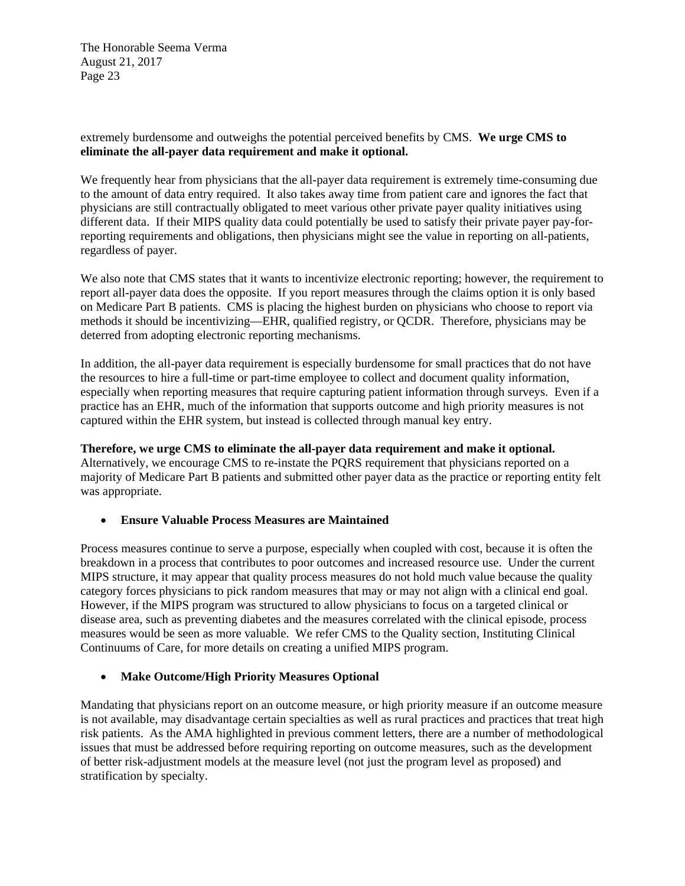extremely burdensome and outweighs the potential perceived benefits by CMS. **We urge CMS to eliminate the all-payer data requirement and make it optional.**

We frequently hear from physicians that the all-payer data requirement is extremely time-consuming due to the amount of data entry required. It also takes away time from patient care and ignores the fact that physicians are still contractually obligated to meet various other private payer quality initiatives using different data. If their MIPS quality data could potentially be used to satisfy their private payer pay-for-reporting requirements and obligations, then physicians might see the value in reporting on all-patients, regardless of payer.

We also note that CMS states that it wants to incentivize electronic reporting; however, the requirement to report all-payer data does the opposite. If you report measures through the claims option it is only based on Medicare Part B patients. CMS is placing the highest burden on physicians who choose to report via methods it should be incentivizing—EHR, qualified registry, or QCDR. Therefore, physicians may be deterred from adopting electronic reporting mechanisms.

In addition, the all-payer data requirement is especially burdensome for small practices that do not have the resources to hire a full-time or part-time employee to collect and document quality information, especially when reporting measures that require capturing patient information through surveys. Even if a practice has an EHR, much of the information that supports outcome and high priority measures is not captured within the EHR system, but instead is collected through manual key entry.

**Therefore, we urge CMS to eliminate the all-payer data requirement and make it optional.** Alternatively, we encourage CMS to re-instate the PQRS requirement that physicians reported on a majority of Medicare Part B patients and submitted other payer data as the practice or reporting entity felt was appropriate.

- **Ensure Valuable Process Measures are Maintained**

Process measures continue to serve a purpose, especially when coupled with cost, because it is often the breakdown in a process that contributes to poor outcomes and increased resource use. Under the current MIPS structure, it may appear that quality process measures do not hold much value because the quality category forces physicians to pick random measures that may or may not align with a clinical end goal. However, if the MIPS program was structured to allow physicians to focus on a targeted clinical or disease area, such as preventing diabetes and the measures correlated with the clinical episode, process measures would be seen as more valuable. We refer CMS to the Quality section, Instituting Clinical Continuums of Care, for more details on creating a unified MIPS program.

- **Make Outcome/High Priority Measures Optional**

Mandating that physicians report on an outcome measure, or high priority measure if an outcome measure is not available, may disadvantage certain specialties as well as rural practices and practices that treat high risk patients. As the AMA highlighted in previous comment letters, there are a number of methodological issues that must be addressed before requiring reporting on outcome measures, such as the development of better risk-adjustment models at the measure level (not just the program level as proposed) and stratification by specialty.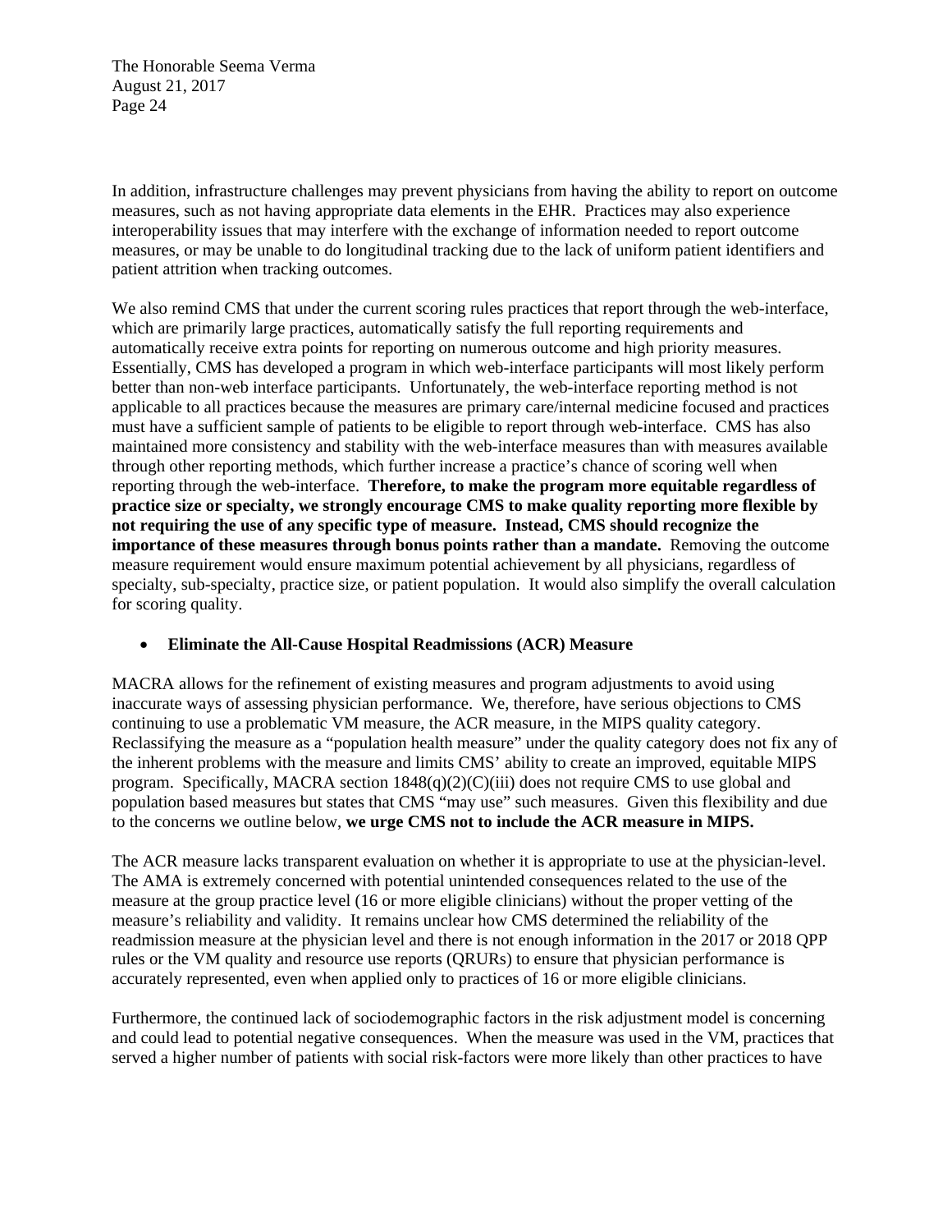In addition, infrastructure challenges may prevent physicians from having the ability to report on outcome measures, such as not having appropriate data elements in the EHR. Practices may also experience interoperability issues that may interfere with the exchange of information needed to report outcome measures, or may be unable to do longitudinal tracking due to the lack of uniform patient identifiers and patient attrition when tracking outcomes.

We also remind CMS that under the current scoring rules practices that report through the web-interface, which are primarily large practices, automatically satisfy the full reporting requirements and automatically receive extra points for reporting on numerous outcome and high priority measures. Essentially, CMS has developed a program in which web-interface participants will most likely perform better than non-web interface participants. Unfortunately, the web-interface reporting method is not applicable to all practices because the measures are primary care/internal medicine focused and practices must have a sufficient sample of patients to be eligible to report through web-interface. CMS has also maintained more consistency and stability with the web-interface measures than with measures available through other reporting methods, which further increase a practice's chance of scoring well when reporting through the web-interface. **Therefore, to make the program more equitable regardless of practice size or specialty, we strongly encourage CMS to make quality reporting more flexible by not requiring the use of any specific type of measure. Instead, CMS should recognize the importance of these measures through bonus points rather than a mandate.** Removing the outcome measure requirement would ensure maximum potential achievement by all physicians, regardless of specialty, sub-specialty, practice size, or patient population. It would also simplify the overall calculation for scoring quality.

- **Eliminate the All-Cause Hospital Readmissions (ACR) Measure**

MACRA allows for the refinement of existing measures and program adjustments to avoid using inaccurate ways of assessing physician performance. We, therefore, have serious objections to CMS continuing to use a problematic VM measure, the ACR measure, in the MIPS quality category. Reclassifying the measure as a "population health measure" under the quality category does not fix any of the inherent problems with the measure and limits CMS' ability to create an improved, equitable MIPS program. Specifically, MACRA section 1848(q)(2)(C)(iii) does not require CMS to use global and population based measures but states that CMS "may use" such measures. Given this flexibility and due to the concerns we outline below, **we urge CMS not to include the ACR measure in MIPS.**

The ACR measure lacks transparent evaluation on whether it is appropriate to use at the physician-level. The AMA is extremely concerned with potential unintended consequences related to the use of the measure at the group practice level (16 or more eligible clinicians) without the proper vetting of the measure's reliability and validity. It remains unclear how CMS determined the reliability of the readmission measure at the physician level and there is not enough information in the 2017 or 2018 QPP rules or the VM quality and resource use reports (QRURs) to ensure that physician performance is accurately represented, even when applied only to practices of 16 or more eligible clinicians.

Furthermore, the continued lack of sociodemographic factors in the risk adjustment model is concerning and could lead to potential negative consequences. When the measure was used in the VM, practices that served a higher number of patients with social risk-factors were more likely than other practices to have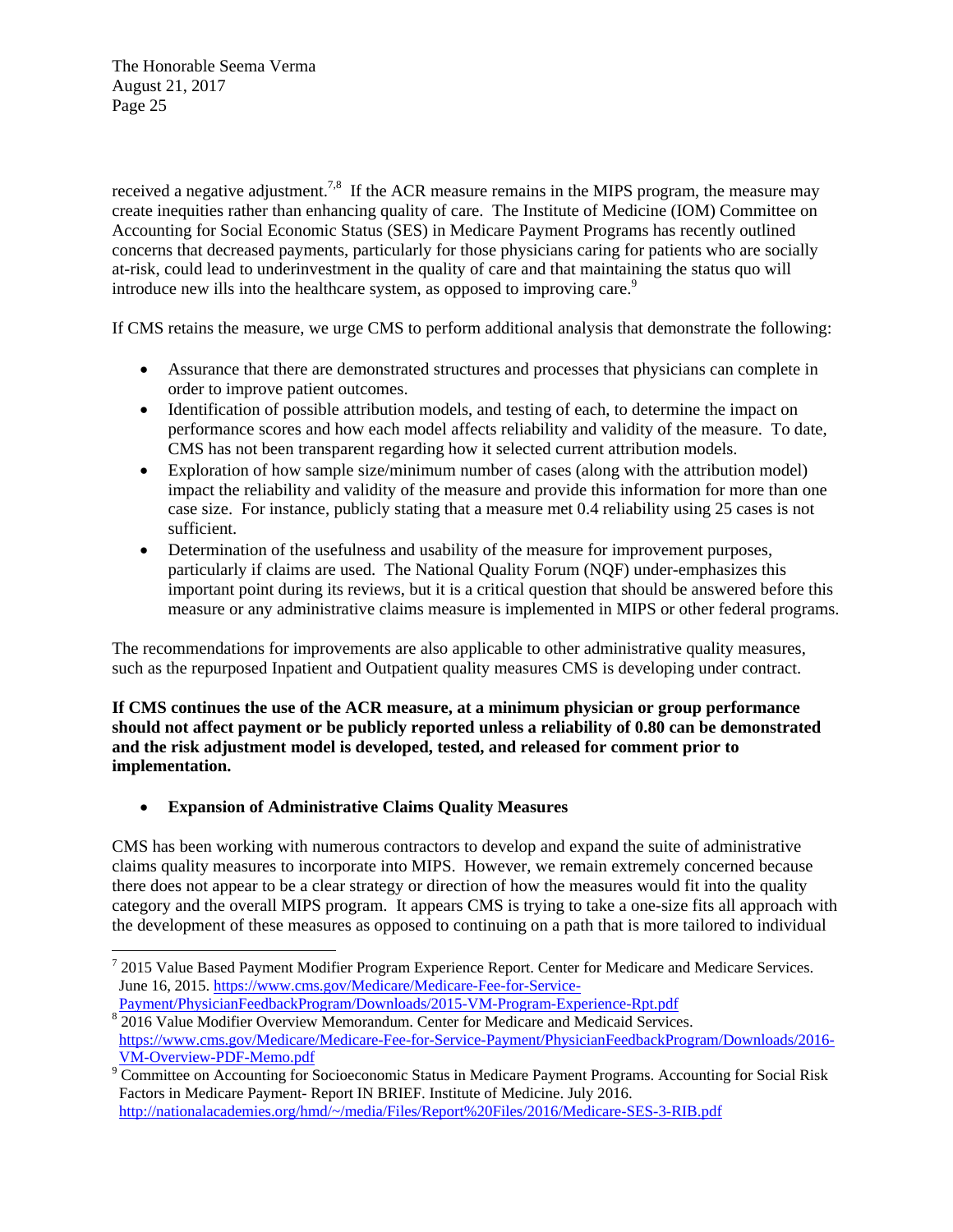received a negative adjustment.[7,8] If the ACR measure remains in the MIPS program, the measure may create inequities rather than enhancing quality of care. The Institute of Medicine (IOM) Committee on Accounting for Social Economic Status (SES) in Medicare Payment Programs has recently outlined concerns that decreased payments, particularly for those physicians caring for patients who are socially at-risk, could lead to underinvestment in the quality of care and that maintaining the status quo will introduce new ills into the healthcare system, as opposed to improving care.[9]

If CMS retains the measure, we urge CMS to perform additional analysis that demonstrate the following:

- Assurance that there are demonstrated structures and processes that physicians can complete in order to improve patient outcomes.
- Identification of possible attribution models, and testing of each, to determine the impact on performance scores and how each model affects reliability and validity of the measure. To date, CMS has not been transparent regarding how it selected current attribution models.
- Exploration of how sample size/minimum number of cases (along with the attribution model) impact the reliability and validity of the measure and provide this information for more than one case size. For instance, publicly stating that a measure met 0.4 reliability using 25 cases is not sufficient.
- Determination of the usefulness and usability of the measure for improvement purposes, particularly if claims are used. The National Quality Forum (NQF) under-emphasizes this important point during its reviews, but it is a critical question that should be answered before this measure or any administrative claims measure is implemented in MIPS or other federal programs.

The recommendations for improvements are also applicable to other administrative quality measures, such as the repurposed Inpatient and Outpatient quality measures CMS is developing under contract.

**If CMS continues the use of the ACR measure, at a minimum physician or group performance should not affect payment or be publicly reported unless a reliability of 0.80 can be demonstrated and the risk adjustment model is developed, tested, and released for comment prior to implementation.**

- **Expansion of Administrative Claims Quality Measures**

CMS has been working with numerous contractors to develop and expand the suite of administrative claims quality measures to incorporate into MIPS. However, we remain extremely concerned because there does not appear to be a clear strategy or direction of how the measures would fit into the quality category and the overall MIPS program. It appears CMS is trying to take a one-size fits all approach with the development of these measures as opposed to continuing on a path that is more tailored to individual

---

[7] 2015 Value Based Payment Modifier Program Experience Report. Center for Medicare and Medicare Services. June 16, 2015. https://www.cms.gov/Medicare/Medicare-Fee-for-Service-Payment/PhysicianFeedbackProgram/Downloads/2015-VM-Program-Experience-Rpt.pdf

[8] 2016 Value Modifier Overview Memorandum. Center for Medicare and Medicaid Services. https://www.cms.gov/Medicare/Medicare-Fee-for-Service-Payment/PhysicianFeedbackProgram/Downloads/2016-VM-Overview-PDF-Memo.pdf

[9] Committee on Accounting for Socioeconomic Status in Medicare Payment Programs. Accounting for Social Risk Factors in Medicare Payment- Report IN BRIEF. Institute of Medicine. July 2016. http://nationalacademies.org/hmd/~/media/Files/Report%20Files/2016/Medicare-SES-3-RIB.pdf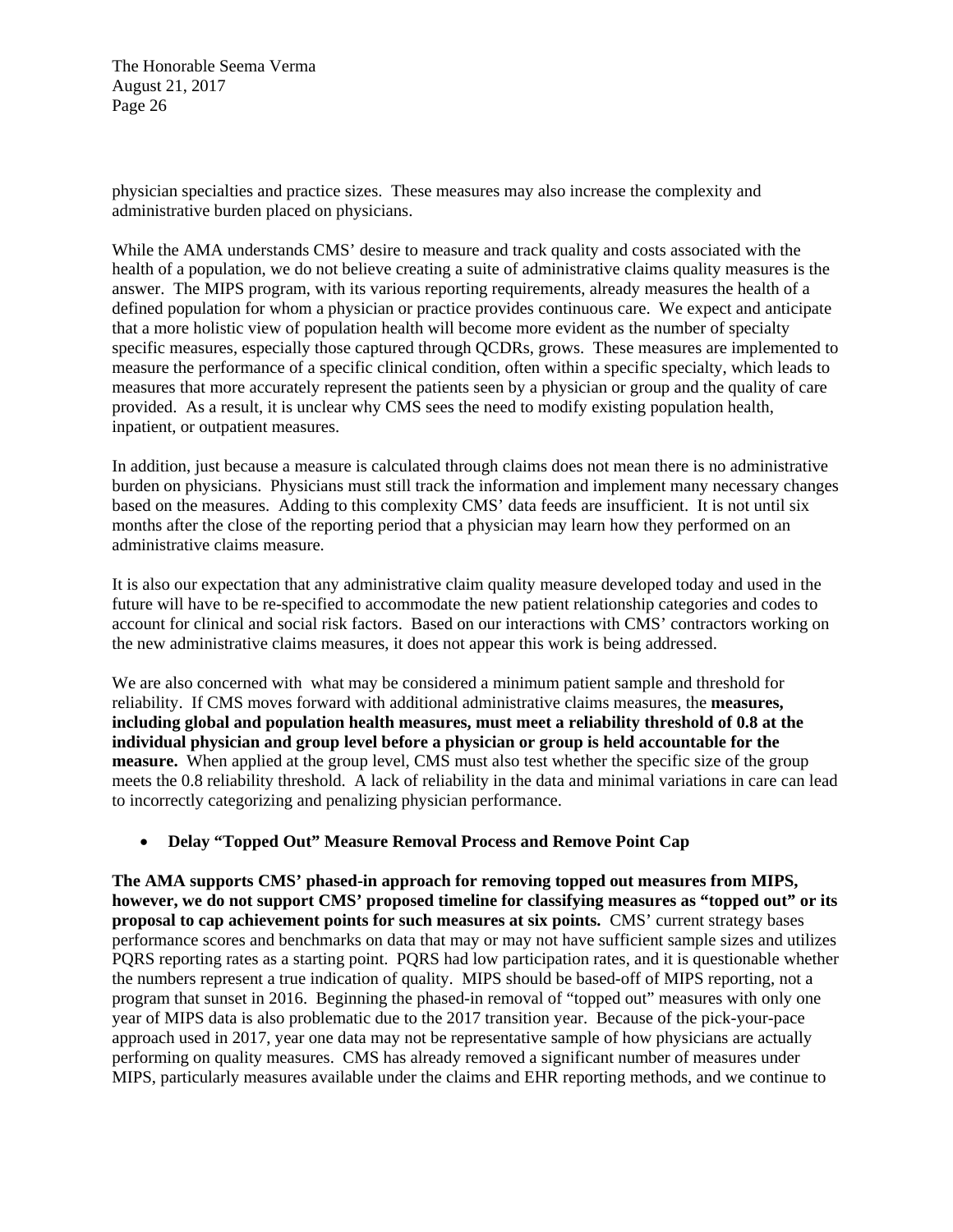physician specialties and practice sizes. These measures may also increase the complexity and administrative burden placed on physicians.

While the AMA understands CMS' desire to measure and track quality and costs associated with the health of a population, we do not believe creating a suite of administrative claims quality measures is the answer. The MIPS program, with its various reporting requirements, already measures the health of a defined population for whom a physician or practice provides continuous care. We expect and anticipate that a more holistic view of population health will become more evident as the number of specialty specific measures, especially those captured through QCDRs, grows. These measures are implemented to measure the performance of a specific clinical condition, often within a specific specialty, which leads to measures that more accurately represent the patients seen by a physician or group and the quality of care provided. As a result, it is unclear why CMS sees the need to modify existing population health, inpatient, or outpatient measures.

In addition, just because a measure is calculated through claims does not mean there is no administrative burden on physicians. Physicians must still track the information and implement many necessary changes based on the measures. Adding to this complexity CMS' data feeds are insufficient. It is not until six months after the close of the reporting period that a physician may learn how they performed on an administrative claims measure.

It is also our expectation that any administrative claim quality measure developed today and used in the future will have to be re-specified to accommodate the new patient relationship categories and codes to account for clinical and social risk factors. Based on our interactions with CMS' contractors working on the new administrative claims measures, it does not appear this work is being addressed.

We are also concerned with what may be considered a minimum patient sample and threshold for reliability. If CMS moves forward with additional administrative claims measures, the **measures, including global and population health measures, must meet a reliability threshold of 0.8 at the individual physician and group level before a physician or group is held accountable for the measure.** When applied at the group level, CMS must also test whether the specific size of the group meets the 0.8 reliability threshold. A lack of reliability in the data and minimal variations in care can lead to incorrectly categorizing and penalizing physician performance.

- **Delay "Topped Out" Measure Removal Process and Remove Point Cap**

**The AMA supports CMS' phased-in approach for removing topped out measures from MIPS, however, we do not support CMS' proposed timeline for classifying measures as "topped out" or its proposal to cap achievement points for such measures at six points.** CMS' current strategy bases performance scores and benchmarks on data that may or may not have sufficient sample sizes and utilizes PQRS reporting rates as a starting point. PQRS had low participation rates, and it is questionable whether the numbers represent a true indication of quality. MIPS should be based-off of MIPS reporting, not a program that sunset in 2016. Beginning the phased-in removal of "topped out" measures with only one year of MIPS data is also problematic due to the 2017 transition year. Because of the pick-your-pace approach used in 2017, year one data may not be representative sample of how physicians are actually performing on quality measures. CMS has already removed a significant number of measures under MIPS, particularly measures available under the claims and EHR reporting methods, and we continue to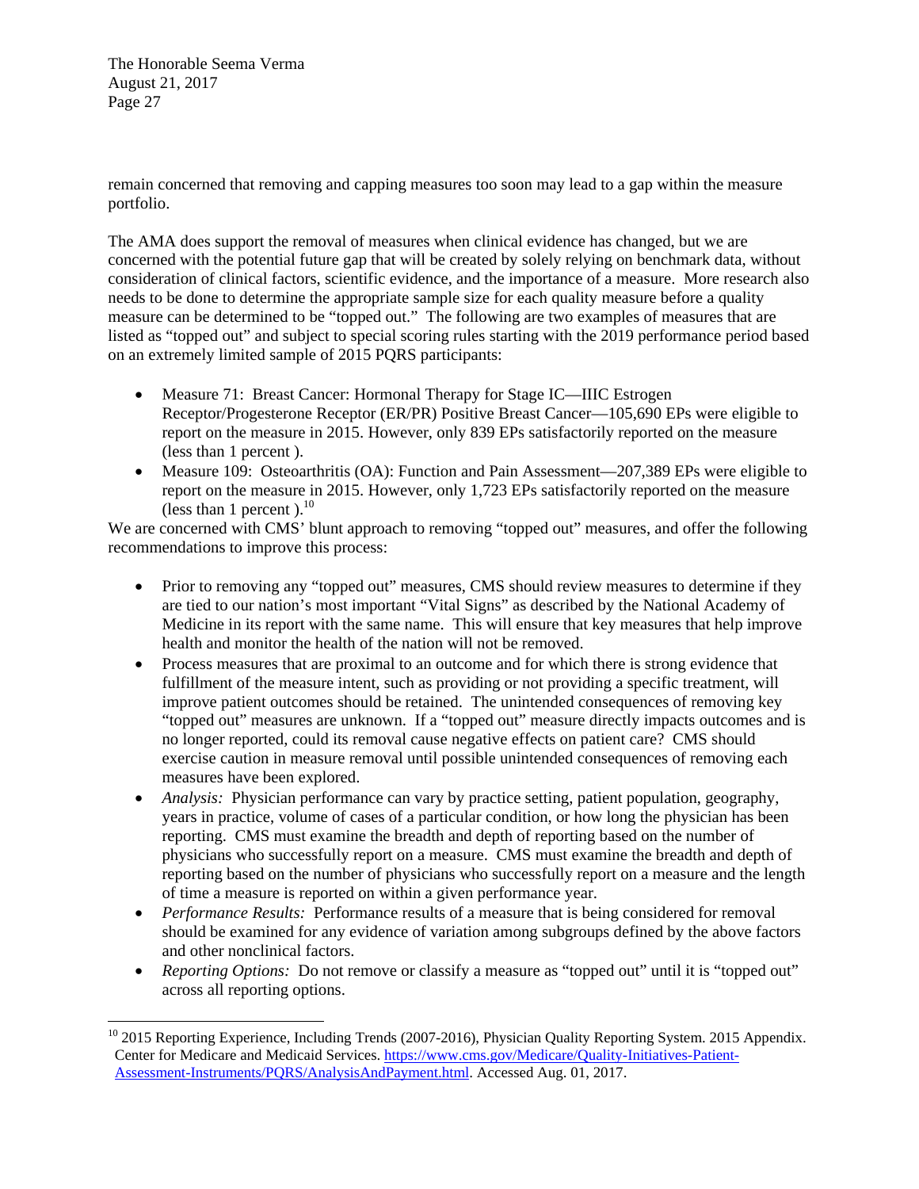remain concerned that removing and capping measures too soon may lead to a gap within the measure portfolio.

The AMA does support the removal of measures when clinical evidence has changed, but we are concerned with the potential future gap that will be created by solely relying on benchmark data, without consideration of clinical factors, scientific evidence, and the importance of a measure. More research also needs to be done to determine the appropriate sample size for each quality measure before a quality measure can be determined to be "topped out." The following are two examples of measures that are listed as "topped out" and subject to special scoring rules starting with the 2019 performance period based on an extremely limited sample of 2015 PQRS participants:

- Measure 71: Breast Cancer: Hormonal Therapy for Stage IC—IIIC Estrogen Receptor/Progesterone Receptor (ER/PR) Positive Breast Cancer—105,690 EPs were eligible to report on the measure in 2015. However, only 839 EPs satisfactorily reported on the measure (less than 1 percent ).
- Measure 109: Osteoarthritis (OA): Function and Pain Assessment—207,389 EPs were eligible to report on the measure in 2015. However, only 1,723 EPs satisfactorily reported on the measure (less than 1 percent ).[10]

We are concerned with CMS' blunt approach to removing "topped out" measures, and offer the following recommendations to improve this process:

- Prior to removing any "topped out" measures, CMS should review measures to determine if they are tied to our nation's most important "Vital Signs" as described by the National Academy of Medicine in its report with the same name. This will ensure that key measures that help improve health and monitor the health of the nation will not be removed.
- Process measures that are proximal to an outcome and for which there is strong evidence that fulfillment of the measure intent, such as providing or not providing a specific treatment, will improve patient outcomes should be retained. The unintended consequences of removing key "topped out" measures are unknown. If a "topped out" measure directly impacts outcomes and is no longer reported, could its removal cause negative effects on patient care? CMS should exercise caution in measure removal until possible unintended consequences of removing each measures have been explored.
- *Analysis:* Physician performance can vary by practice setting, patient population, geography, years in practice, volume of cases of a particular condition, or how long the physician has been reporting. CMS must examine the breadth and depth of reporting based on the number of physicians who successfully report on a measure. CMS must examine the breadth and depth of reporting based on the number of physicians who successfully report on a measure and the length of time a measure is reported on within a given performance year.
- *Performance Results:* Performance results of a measure that is being considered for removal should be examined for any evidence of variation among subgroups defined by the above factors and other nonclinical factors.
- *Reporting Options:* Do not remove or classify a measure as "topped out" until it is "topped out" across all reporting options.

[10] 2015 Reporting Experience, Including Trends (2007-2016), Physician Quality Reporting System. 2015 Appendix. Center for Medicare and Medicaid Services. https://www.cms.gov/Medicare/Quality-Initiatives-Patient-Assessment-Instruments/PQRS/AnalysisAndPayment.html. Accessed Aug. 01, 2017.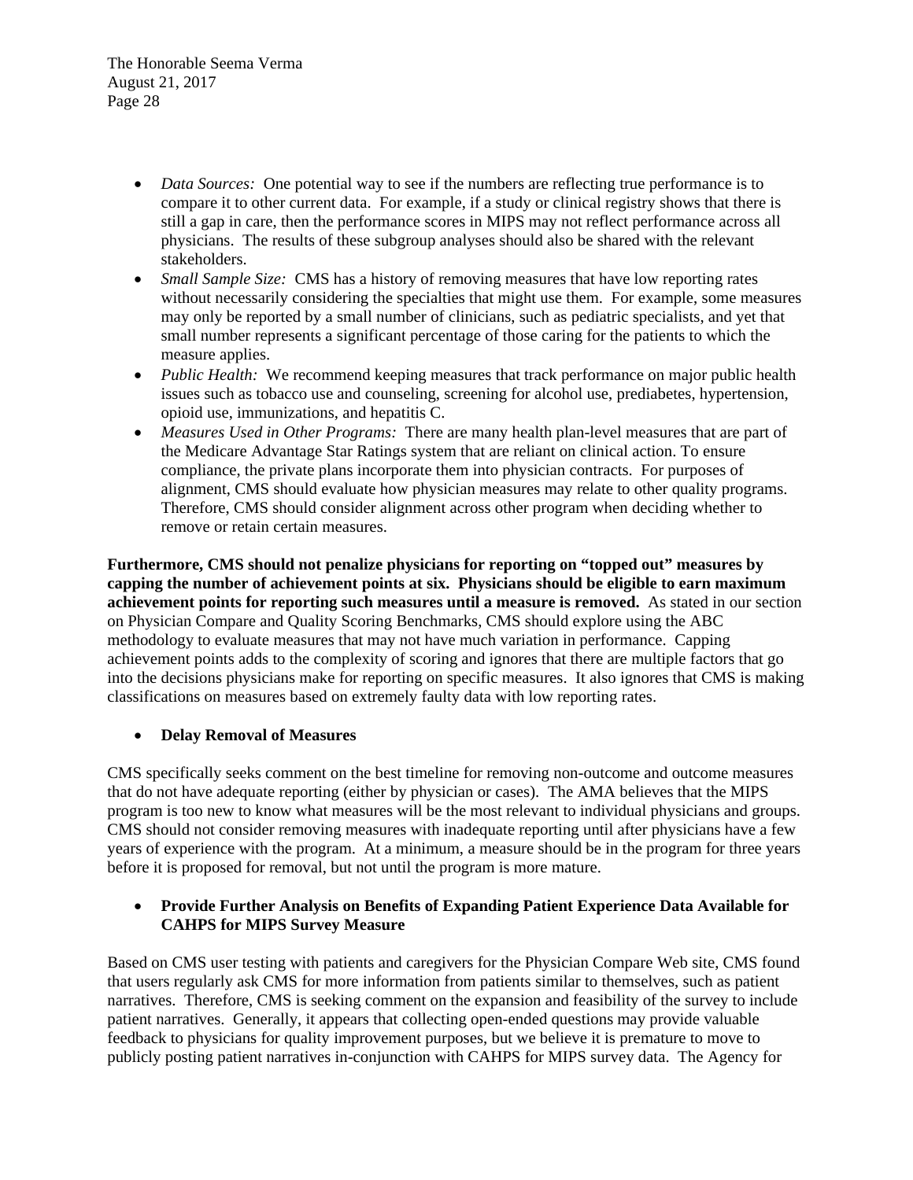- *Data Sources:* One potential way to see if the numbers are reflecting true performance is to compare it to other current data. For example, if a study or clinical registry shows that there is still a gap in care, then the performance scores in MIPS may not reflect performance across all physicians. The results of these subgroup analyses should also be shared with the relevant stakeholders.
- *Small Sample Size:* CMS has a history of removing measures that have low reporting rates without necessarily considering the specialties that might use them. For example, some measures may only be reported by a small number of clinicians, such as pediatric specialists, and yet that small number represents a significant percentage of those caring for the patients to which the measure applies.
- *Public Health:* We recommend keeping measures that track performance on major public health issues such as tobacco use and counseling, screening for alcohol use, prediabetes, hypertension, opioid use, immunizations, and hepatitis C.
- *Measures Used in Other Programs:* There are many health plan-level measures that are part of the Medicare Advantage Star Ratings system that are reliant on clinical action. To ensure compliance, the private plans incorporate them into physician contracts. For purposes of alignment, CMS should evaluate how physician measures may relate to other quality programs. Therefore, CMS should consider alignment across other program when deciding whether to remove or retain certain measures.

**Furthermore, CMS should not penalize physicians for reporting on "topped out" measures by capping the number of achievement points at six. Physicians should be eligible to earn maximum achievement points for reporting such measures until a measure is removed.** As stated in our section on Physician Compare and Quality Scoring Benchmarks, CMS should explore using the ABC methodology to evaluate measures that may not have much variation in performance. Capping achievement points adds to the complexity of scoring and ignores that there are multiple factors that go into the decisions physicians make for reporting on specific measures. It also ignores that CMS is making classifications on measures based on extremely faulty data with low reporting rates.

- **Delay Removal of Measures**

CMS specifically seeks comment on the best timeline for removing non-outcome and outcome measures that do not have adequate reporting (either by physician or cases). The AMA believes that the MIPS program is too new to know what measures will be the most relevant to individual physicians and groups. CMS should not consider removing measures with inadequate reporting until after physicians have a few years of experience with the program. At a minimum, a measure should be in the program for three years before it is proposed for removal, but not until the program is more mature.

- **Provide Further Analysis on Benefits of Expanding Patient Experience Data Available for CAHPS for MIPS Survey Measure**

Based on CMS user testing with patients and caregivers for the Physician Compare Web site, CMS found that users regularly ask CMS for more information from patients similar to themselves, such as patient narratives. Therefore, CMS is seeking comment on the expansion and feasibility of the survey to include patient narratives. Generally, it appears that collecting open-ended questions may provide valuable feedback to physicians for quality improvement purposes, but we believe it is premature to move to publicly posting patient narratives in-conjunction with CAHPS for MIPS survey data. The Agency for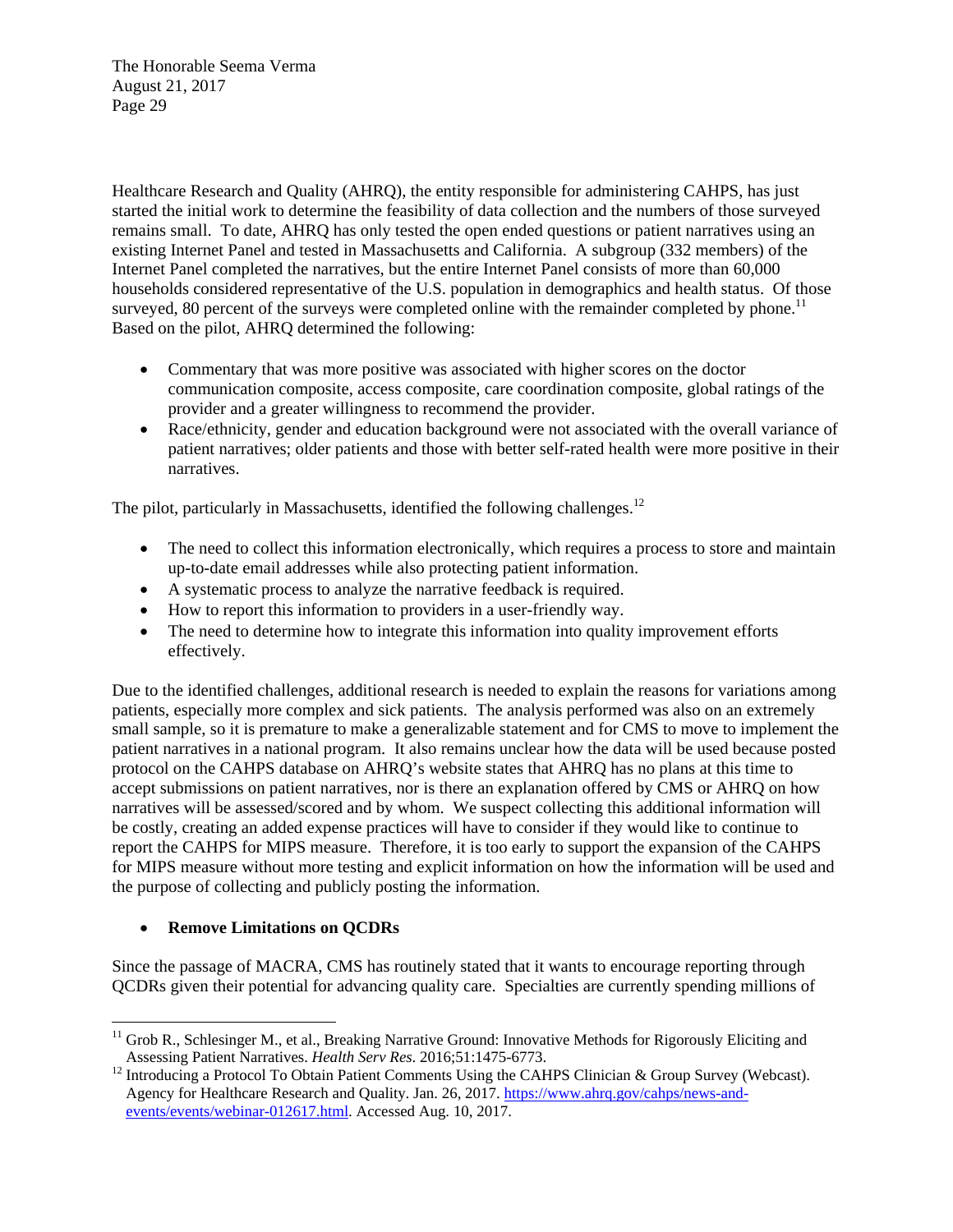Healthcare Research and Quality (AHRQ), the entity responsible for administering CAHPS, has just started the initial work to determine the feasibility of data collection and the numbers of those surveyed remains small. To date, AHRQ has only tested the open ended questions or patient narratives using an existing Internet Panel and tested in Massachusetts and California. A subgroup (332 members) of the Internet Panel completed the narratives, but the entire Internet Panel consists of more than 60,000 households considered representative of the U.S. population in demographics and health status. Of those surveyed, 80 percent of the surveys were completed online with the remainder completed by phone.[11] Based on the pilot, AHRQ determined the following:

- Commentary that was more positive was associated with higher scores on the doctor communication composite, access composite, care coordination composite, global ratings of the provider and a greater willingness to recommend the provider.
- Race/ethnicity, gender and education background were not associated with the overall variance of patient narratives; older patients and those with better self-rated health were more positive in their narratives.

The pilot, particularly in Massachusetts, identified the following challenges.[12]

- The need to collect this information electronically, which requires a process to store and maintain up-to-date email addresses while also protecting patient information.
- A systematic process to analyze the narrative feedback is required.
- How to report this information to providers in a user-friendly way.
- The need to determine how to integrate this information into quality improvement efforts effectively.

Due to the identified challenges, additional research is needed to explain the reasons for variations among patients, especially more complex and sick patients. The analysis performed was also on an extremely small sample, so it is premature to make a generalizable statement and for CMS to move to implement the patient narratives in a national program. It also remains unclear how the data will be used because posted protocol on the CAHPS database on AHRQ's website states that AHRQ has no plans at this time to accept submissions on patient narratives, nor is there an explanation offered by CMS or AHRQ on how narratives will be assessed/scored and by whom. We suspect collecting this additional information will be costly, creating an added expense practices will have to consider if they would like to continue to report the CAHPS for MIPS measure. Therefore, it is too early to support the expansion of the CAHPS for MIPS measure without more testing and explicit information on how the information will be used and the purpose of collecting and publicly posting the information.

- **Remove Limitations on QCDRs**

Since the passage of MACRA, CMS has routinely stated that it wants to encourage reporting through QCDRs given their potential for advancing quality care. Specialties are currently spending millions of

---

[11] Grob R., Schlesinger M., et al., Breaking Narrative Ground: Innovative Methods for Rigorously Eliciting and Assessing Patient Narratives. *Health Serv Res*. 2016;51:1475-6773.

[12] Introducing a Protocol To Obtain Patient Comments Using the CAHPS Clinician & Group Survey (Webcast). Agency for Healthcare Research and Quality. Jan. 26, 2017. https://www.ahrq.gov/cahps/news-and-events/events/webinar-012617.html. Accessed Aug. 10, 2017.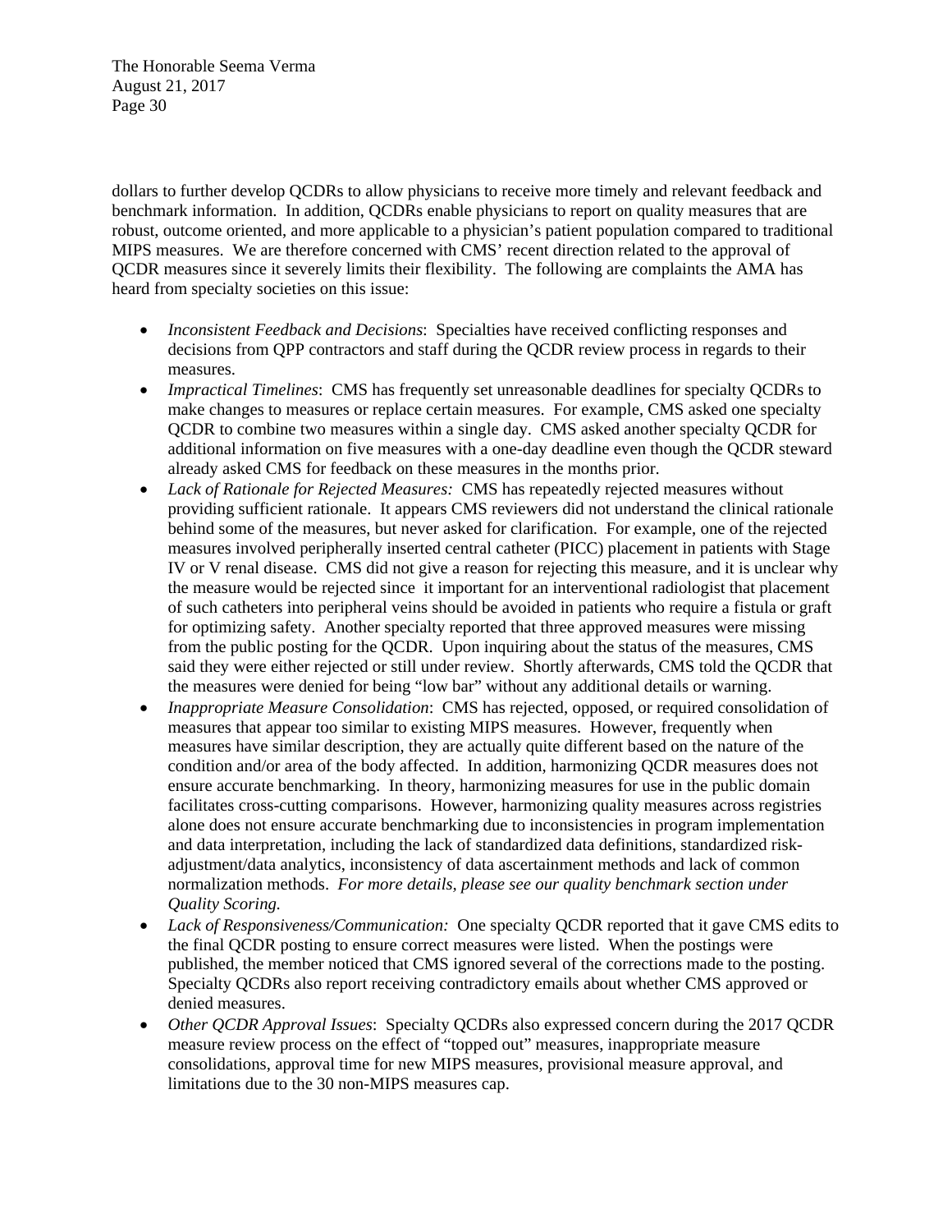dollars to further develop QCDRs to allow physicians to receive more timely and relevant feedback and benchmark information. In addition, QCDRs enable physicians to report on quality measures that are robust, outcome oriented, and more applicable to a physician's patient population compared to traditional MIPS measures. We are therefore concerned with CMS' recent direction related to the approval of QCDR measures since it severely limits their flexibility. The following are complaints the AMA has heard from specialty societies on this issue:

- *Inconsistent Feedback and Decisions*: Specialties have received conflicting responses and decisions from QPP contractors and staff during the QCDR review process in regards to their measures.
- *Impractical Timelines*: CMS has frequently set unreasonable deadlines for specialty QCDRs to make changes to measures or replace certain measures. For example, CMS asked one specialty QCDR to combine two measures within a single day. CMS asked another specialty QCDR for additional information on five measures with a one-day deadline even though the QCDR steward already asked CMS for feedback on these measures in the months prior.
- *Lack of Rationale for Rejected Measures:* CMS has repeatedly rejected measures without providing sufficient rationale. It appears CMS reviewers did not understand the clinical rationale behind some of the measures, but never asked for clarification. For example, one of the rejected measures involved peripherally inserted central catheter (PICC) placement in patients with Stage IV or V renal disease. CMS did not give a reason for rejecting this measure, and it is unclear why the measure would be rejected since it important for an interventional radiologist that placement of such catheters into peripheral veins should be avoided in patients who require a fistula or graft for optimizing safety. Another specialty reported that three approved measures were missing from the public posting for the QCDR. Upon inquiring about the status of the measures, CMS said they were either rejected or still under review. Shortly afterwards, CMS told the QCDR that the measures were denied for being "low bar" without any additional details or warning.
- *Inappropriate Measure Consolidation*: CMS has rejected, opposed, or required consolidation of measures that appear too similar to existing MIPS measures. However, frequently when measures have similar description, they are actually quite different based on the nature of the condition and/or area of the body affected. In addition, harmonizing QCDR measures does not ensure accurate benchmarking. In theory, harmonizing measures for use in the public domain facilitates cross-cutting comparisons. However, harmonizing quality measures across registries alone does not ensure accurate benchmarking due to inconsistencies in program implementation and data interpretation, including the lack of standardized data definitions, standardized risk-adjustment/data analytics, inconsistency of data ascertainment methods and lack of common normalization methods. *For more details, please see our quality benchmark section under Quality Scoring.*
- *Lack of Responsiveness/Communication:* One specialty QCDR reported that it gave CMS edits to the final QCDR posting to ensure correct measures were listed. When the postings were published, the member noticed that CMS ignored several of the corrections made to the posting. Specialty QCDRs also report receiving contradictory emails about whether CMS approved or denied measures.
- *Other QCDR Approval Issues*: Specialty QCDRs also expressed concern during the 2017 QCDR measure review process on the effect of "topped out" measures, inappropriate measure consolidations, approval time for new MIPS measures, provisional measure approval, and limitations due to the 30 non-MIPS measures cap.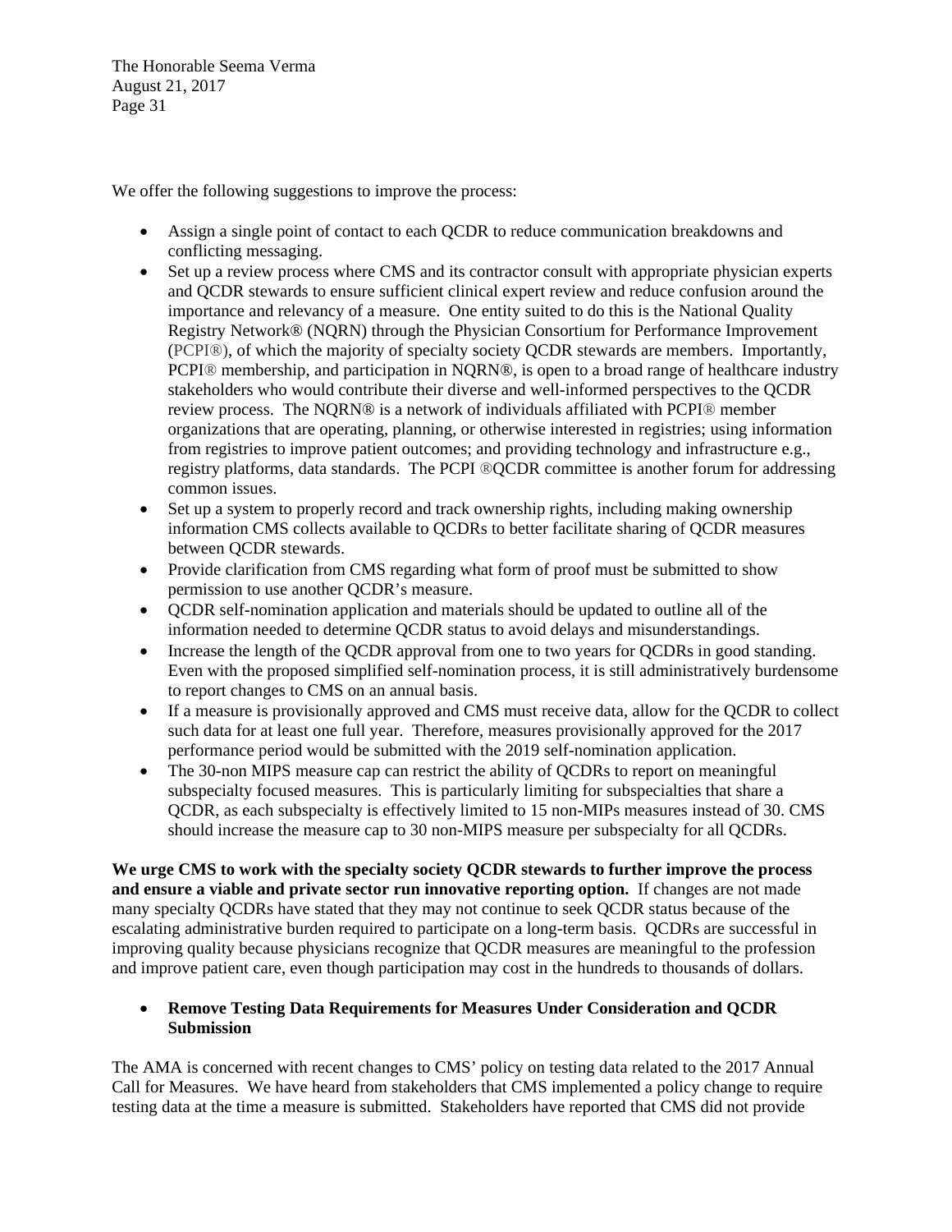We offer the following suggestions to improve the process:

- Assign a single point of contact to each QCDR to reduce communication breakdowns and conflicting messaging.
- Set up a review process where CMS and its contractor consult with appropriate physician experts and QCDR stewards to ensure sufficient clinical expert review and reduce confusion around the importance and relevancy of a measure. One entity suited to do this is the National Quality Registry Network® (NQRN) through the Physician Consortium for Performance Improvement (PCPI®), of which the majority of specialty society QCDR stewards are members. Importantly, PCPI® membership, and participation in NQRN®, is open to a broad range of healthcare industry stakeholders who would contribute their diverse and well-informed perspectives to the QCDR review process. The NQRN® is a network of individuals affiliated with PCPI® member organizations that are operating, planning, or otherwise interested in registries; using information from registries to improve patient outcomes; and providing technology and infrastructure e.g., registry platforms, data standards. The PCPI ®QCDR committee is another forum for addressing common issues.
- Set up a system to properly record and track ownership rights, including making ownership information CMS collects available to QCDRs to better facilitate sharing of QCDR measures between QCDR stewards.
- Provide clarification from CMS regarding what form of proof must be submitted to show permission to use another QCDR's measure.
- QCDR self-nomination application and materials should be updated to outline all of the information needed to determine QCDR status to avoid delays and misunderstandings.
- Increase the length of the QCDR approval from one to two years for QCDRs in good standing. Even with the proposed simplified self-nomination process, it is still administratively burdensome to report changes to CMS on an annual basis.
- If a measure is provisionally approved and CMS must receive data, allow for the QCDR to collect such data for at least one full year. Therefore, measures provisionally approved for the 2017 performance period would be submitted with the 2019 self-nomination application.
- The 30-non MIPS measure cap can restrict the ability of QCDRs to report on meaningful subspecialty focused measures. This is particularly limiting for subspecialties that share a QCDR, as each subspecialty is effectively limited to 15 non-MIPs measures instead of 30. CMS should increase the measure cap to 30 non-MIPS measure per subspecialty for all QCDRs.

**We urge CMS to work with the specialty society QCDR stewards to further improve the process and ensure a viable and private sector run innovative reporting option.** If changes are not made many specialty QCDRs have stated that they may not continue to seek QCDR status because of the escalating administrative burden required to participate on a long-term basis. QCDRs are successful in improving quality because physicians recognize that QCDR measures are meaningful to the profession and improve patient care, even though participation may cost in the hundreds to thousands of dollars.

- **Remove Testing Data Requirements for Measures Under Consideration and QCDR Submission**

The AMA is concerned with recent changes to CMS' policy on testing data related to the 2017 Annual Call for Measures. We have heard from stakeholders that CMS implemented a policy change to require testing data at the time a measure is submitted. Stakeholders have reported that CMS did not provide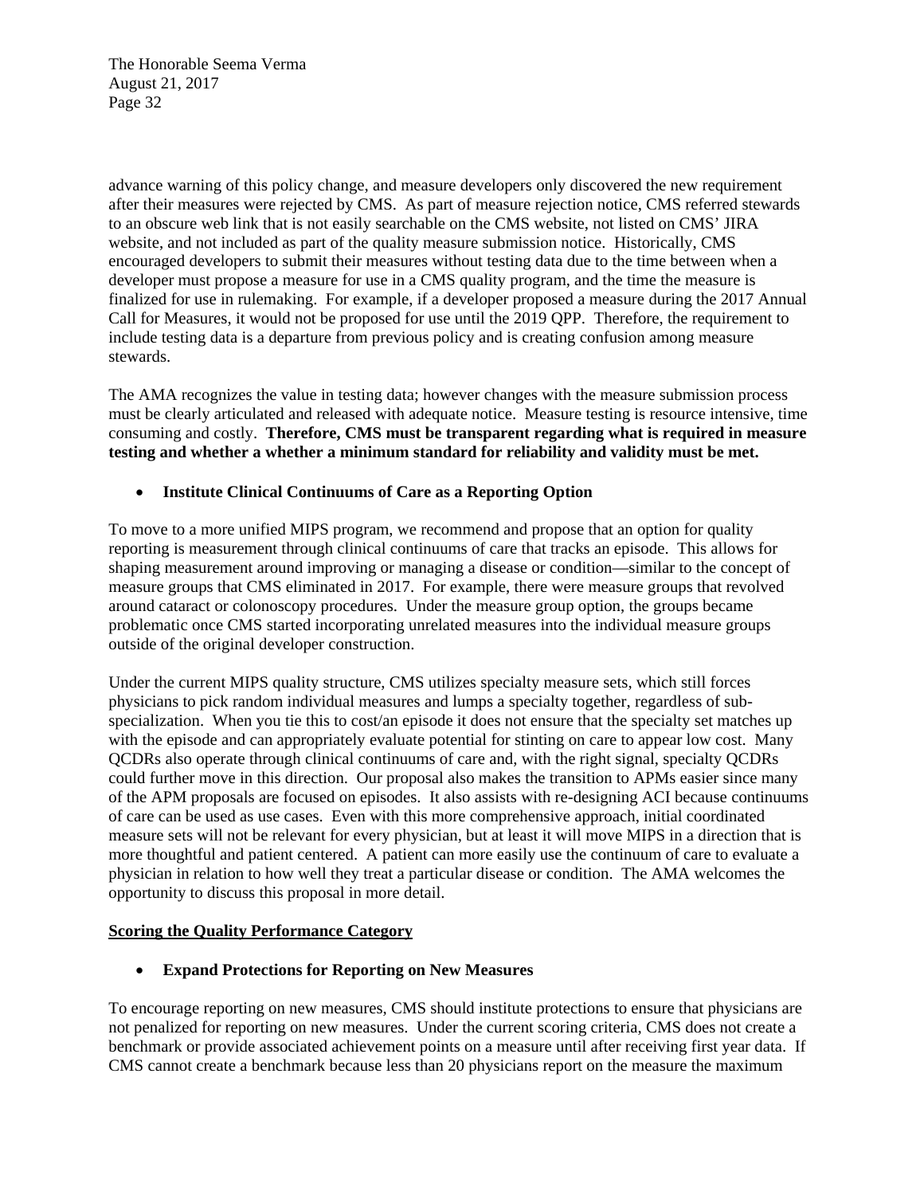advance warning of this policy change, and measure developers only discovered the new requirement after their measures were rejected by CMS. As part of measure rejection notice, CMS referred stewards to an obscure web link that is not easily searchable on the CMS website, not listed on CMS' JIRA website, and not included as part of the quality measure submission notice. Historically, CMS encouraged developers to submit their measures without testing data due to the time between when a developer must propose a measure for use in a CMS quality program, and the time the measure is finalized for use in rulemaking. For example, if a developer proposed a measure during the 2017 Annual Call for Measures, it would not be proposed for use until the 2019 QPP. Therefore, the requirement to include testing data is a departure from previous policy and is creating confusion among measure stewards.

The AMA recognizes the value in testing data; however changes with the measure submission process must be clearly articulated and released with adequate notice. Measure testing is resource intensive, time consuming and costly. **Therefore, CMS must be transparent regarding what is required in measure testing and whether a whether a minimum standard for reliability and validity must be met.**

- **Institute Clinical Continuums of Care as a Reporting Option**

To move to a more unified MIPS program, we recommend and propose that an option for quality reporting is measurement through clinical continuums of care that tracks an episode. This allows for shaping measurement around improving or managing a disease or condition—similar to the concept of measure groups that CMS eliminated in 2017. For example, there were measure groups that revolved around cataract or colonoscopy procedures. Under the measure group option, the groups became problematic once CMS started incorporating unrelated measures into the individual measure groups outside of the original developer construction.

Under the current MIPS quality structure, CMS utilizes specialty measure sets, which still forces physicians to pick random individual measures and lumps a specialty together, regardless of sub-specialization. When you tie this to cost/an episode it does not ensure that the specialty set matches up with the episode and can appropriately evaluate potential for stinting on care to appear low cost. Many QCDRs also operate through clinical continuums of care and, with the right signal, specialty QCDRs could further move in this direction. Our proposal also makes the transition to APMs easier since many of the APM proposals are focused on episodes. It also assists with re-designing ACI because continuums of care can be used as use cases. Even with this more comprehensive approach, initial coordinated measure sets will not be relevant for every physician, but at least it will move MIPS in a direction that is more thoughtful and patient centered. A patient can more easily use the continuum of care to evaluate a physician in relation to how well they treat a particular disease or condition. The AMA welcomes the opportunity to discuss this proposal in more detail.

<u>**Scoring the Quality Performance Category**</u>

- **Expand Protections for Reporting on New Measures**

To encourage reporting on new measures, CMS should institute protections to ensure that physicians are not penalized for reporting on new measures. Under the current scoring criteria, CMS does not create a benchmark or provide associated achievement points on a measure until after receiving first year data. If CMS cannot create a benchmark because less than 20 physicians report on the measure the maximum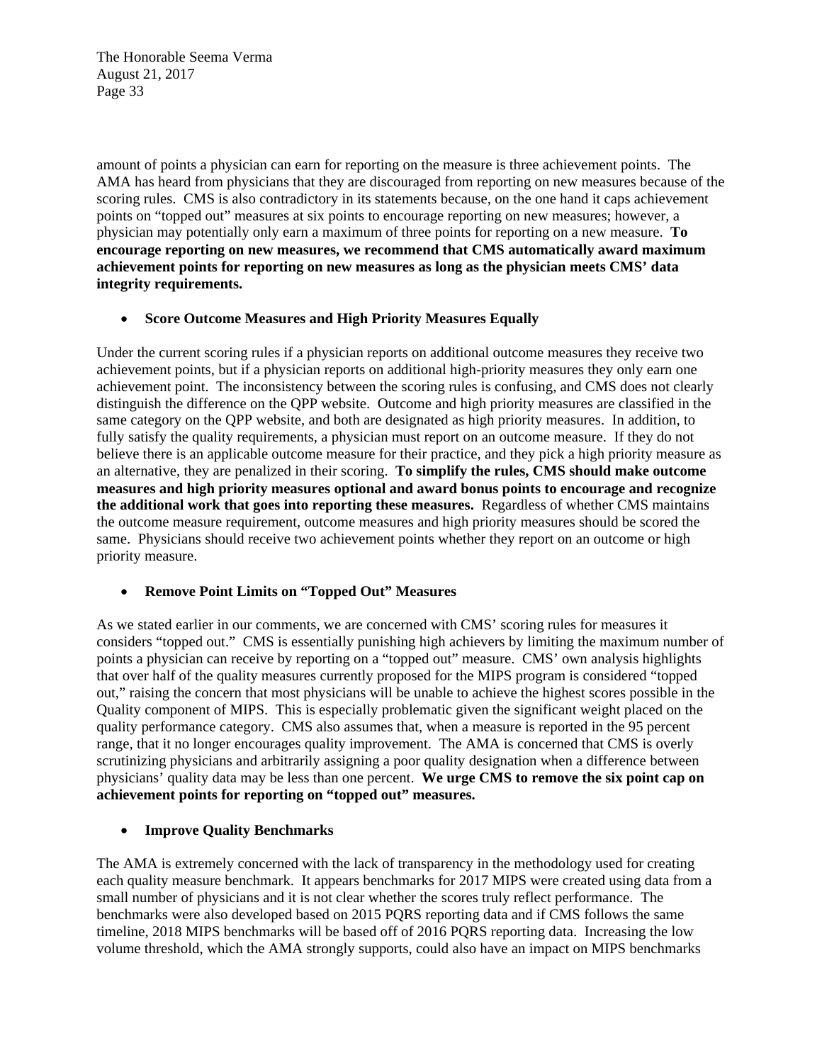amount of points a physician can earn for reporting on the measure is three achievement points. The AMA has heard from physicians that they are discouraged from reporting on new measures because of the scoring rules. CMS is also contradictory in its statements because, on the one hand it caps achievement points on "topped out" measures at six points to encourage reporting on new measures; however, a physician may potentially only earn a maximum of three points for reporting on a new measure. **To encourage reporting on new measures, we recommend that CMS automatically award maximum achievement points for reporting on new measures as long as the physician meets CMS' data integrity requirements.**

- **Score Outcome Measures and High Priority Measures Equally**

Under the current scoring rules if a physician reports on additional outcome measures they receive two achievement points, but if a physician reports on additional high-priority measures they only earn one achievement point. The inconsistency between the scoring rules is confusing, and CMS does not clearly distinguish the difference on the QPP website. Outcome and high priority measures are classified in the same category on the QPP website, and both are designated as high priority measures. In addition, to fully satisfy the quality requirements, a physician must report on an outcome measure. If they do not believe there is an applicable outcome measure for their practice, and they pick a high priority measure as an alternative, they are penalized in their scoring. **To simplify the rules, CMS should make outcome measures and high priority measures optional and award bonus points to encourage and recognize the additional work that goes into reporting these measures.** Regardless of whether CMS maintains the outcome measure requirement, outcome measures and high priority measures should be scored the same. Physicians should receive two achievement points whether they report on an outcome or high priority measure.

- **Remove Point Limits on "Topped Out" Measures**

As we stated earlier in our comments, we are concerned with CMS' scoring rules for measures it considers "topped out." CMS is essentially punishing high achievers by limiting the maximum number of points a physician can receive by reporting on a "topped out" measure. CMS' own analysis highlights that over half of the quality measures currently proposed for the MIPS program is considered "topped out," raising the concern that most physicians will be unable to achieve the highest scores possible in the Quality component of MIPS. This is especially problematic given the significant weight placed on the quality performance category. CMS also assumes that, when a measure is reported in the 95 percent range, that it no longer encourages quality improvement. The AMA is concerned that CMS is overly scrutinizing physicians and arbitrarily assigning a poor quality designation when a difference between physicians' quality data may be less than one percent. **We urge CMS to remove the six point cap on achievement points for reporting on "topped out" measures.**

- **Improve Quality Benchmarks**

The AMA is extremely concerned with the lack of transparency in the methodology used for creating each quality measure benchmark. It appears benchmarks for 2017 MIPS were created using data from a small number of physicians and it is not clear whether the scores truly reflect performance. The benchmarks were also developed based on 2015 PQRS reporting data and if CMS follows the same timeline, 2018 MIPS benchmarks will be based off of 2016 PQRS reporting data. Increasing the low volume threshold, which the AMA strongly supports, could also have an impact on MIPS benchmarks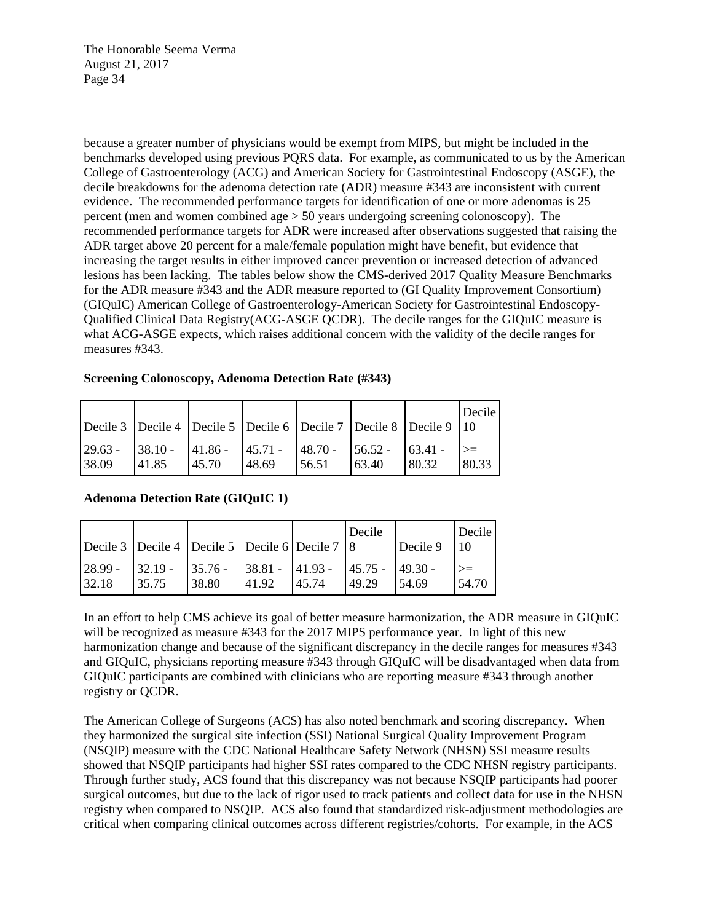because a greater number of physicians would be exempt from MIPS, but might be included in the benchmarks developed using previous PQRS data. For example, as communicated to us by the American College of Gastroenterology (ACG) and American Society for Gastrointestinal Endoscopy (ASGE), the decile breakdowns for the adenoma detection rate (ADR) measure #343 are inconsistent with current evidence. The recommended performance targets for identification of one or more adenomas is 25 percent (men and women combined age > 50 years undergoing screening colonoscopy). The recommended performance targets for ADR were increased after observations suggested that raising the ADR target above 20 percent for a male/female population might have benefit, but evidence that increasing the target results in either improved cancer prevention or increased detection of advanced lesions has been lacking. The tables below show the CMS-derived 2017 Quality Measure Benchmarks for the ADR measure #343 and the ADR measure reported to (GI Quality Improvement Consortium) (GIQuIC) American College of Gastroenterology-American Society for Gastrointestinal Endoscopy-Qualified Clinical Data Registry(ACG-ASGE QCDR). The decile ranges for the GIQuIC measure is what ACG-ASGE expects, which raises additional concern with the validity of the decile ranges for measures #343.

**Screening Colonoscopy, Adenoma Detection Rate (#343)**

| Decile 3 | Decile 4 | Decile 5 | Decile 6 | Decile 7 | Decile 8 | Decile 9 | Decile 10 |
|---|---|---|---|---|---|---|---|
| 29.63 - 38.09 | 38.10 - 41.85 | 41.86 - 45.70 | 45.71 - 48.69 | 48.70 - 56.51 | 56.52 - 63.40 | 63.41 - 80.32 | >= 80.33 |

**Adenoma Detection Rate (GIQuIC 1)**

| Decile 3 | Decile 4 | Decile 5 | Decile 6 | Decile 7 | Decile 8 | Decile 9 | Decile 10 |
|---|---|---|---|---|---|---|---|
| 28.99 - 32.18 | 32.19 - 35.75 | 35.76 - 38.80 | 38.81 - 41.92 | 41.93 - 45.74 | 45.75 - 49.29 | 49.30 - 54.69 | >= 54.70 |

In an effort to help CMS achieve its goal of better measure harmonization, the ADR measure in GIQuIC will be recognized as measure #343 for the 2017 MIPS performance year. In light of this new harmonization change and because of the significant discrepancy in the decile ranges for measures #343 and GIQuIC, physicians reporting measure #343 through GIQuIC will be disadvantaged when data from GIQuIC participants are combined with clinicians who are reporting measure #343 through another registry or QCDR.

The American College of Surgeons (ACS) has also noted benchmark and scoring discrepancy. When they harmonized the surgical site infection (SSI) National Surgical Quality Improvement Program (NSQIP) measure with the CDC National Healthcare Safety Network (NHSN) SSI measure results showed that NSQIP participants had higher SSI rates compared to the CDC NHSN registry participants. Through further study, ACS found that this discrepancy was not because NSQIP participants had poorer surgical outcomes, but due to the lack of rigor used to track patients and collect data for use in the NHSN registry when compared to NSQIP. ACS also found that standardized risk-adjustment methodologies are critical when comparing clinical outcomes across different registries/cohorts. For example, in the ACS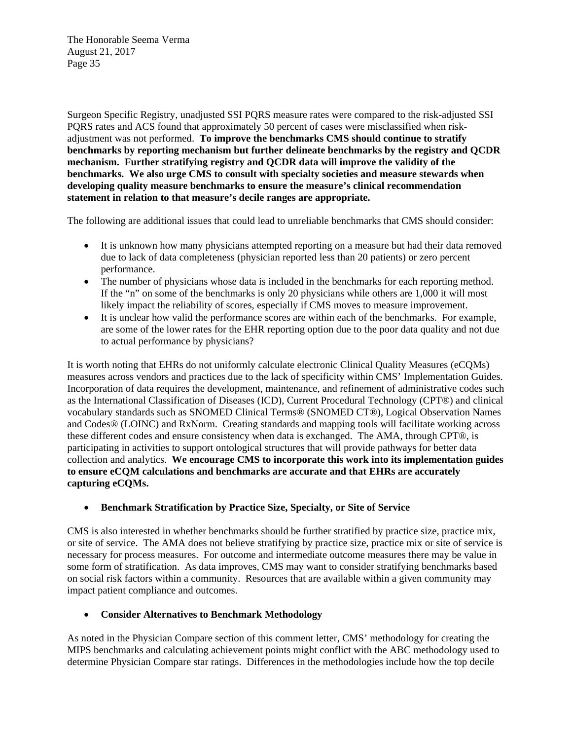Surgeon Specific Registry, unadjusted SSI PQRS measure rates were compared to the risk-adjusted SSI PQRS rates and ACS found that approximately 50 percent of cases were misclassified when risk-adjustment was not performed. **To improve the benchmarks CMS should continue to stratify benchmarks by reporting mechanism but further delineate benchmarks by the registry and QCDR mechanism. Further stratifying registry and QCDR data will improve the validity of the benchmarks. We also urge CMS to consult with specialty societies and measure stewards when developing quality measure benchmarks to ensure the measure's clinical recommendation statement in relation to that measure's decile ranges are appropriate.**

The following are additional issues that could lead to unreliable benchmarks that CMS should consider:

- It is unknown how many physicians attempted reporting on a measure but had their data removed due to lack of data completeness (physician reported less than 20 patients) or zero percent performance.
- The number of physicians whose data is included in the benchmarks for each reporting method. If the "n" on some of the benchmarks is only 20 physicians while others are 1,000 it will most likely impact the reliability of scores, especially if CMS moves to measure improvement.
- It is unclear how valid the performance scores are within each of the benchmarks. For example, are some of the lower rates for the EHR reporting option due to the poor data quality and not due to actual performance by physicians?

It is worth noting that EHRs do not uniformly calculate electronic Clinical Quality Measures (eCQMs) measures across vendors and practices due to the lack of specificity within CMS' Implementation Guides. Incorporation of data requires the development, maintenance, and refinement of administrative codes such as the International Classification of Diseases (ICD), Current Procedural Technology (CPT®) and clinical vocabulary standards such as SNOMED Clinical Terms® (SNOMED CT®), Logical Observation Names and Codes® (LOINC) and RxNorm. Creating standards and mapping tools will facilitate working across these different codes and ensure consistency when data is exchanged. The AMA, through CPT®, is participating in activities to support ontological structures that will provide pathways for better data collection and analytics. **We encourage CMS to incorporate this work into its implementation guides to ensure eCQM calculations and benchmarks are accurate and that EHRs are accurately capturing eCQMs.**

- **Benchmark Stratification by Practice Size, Specialty, or Site of Service**

CMS is also interested in whether benchmarks should be further stratified by practice size, practice mix, or site of service. The AMA does not believe stratifying by practice size, practice mix or site of service is necessary for process measures. For outcome and intermediate outcome measures there may be value in some form of stratification. As data improves, CMS may want to consider stratifying benchmarks based on social risk factors within a community. Resources that are available within a given community may impact patient compliance and outcomes.

- **Consider Alternatives to Benchmark Methodology**

As noted in the Physician Compare section of this comment letter, CMS' methodology for creating the MIPS benchmarks and calculating achievement points might conflict with the ABC methodology used to determine Physician Compare star ratings. Differences in the methodologies include how the top decile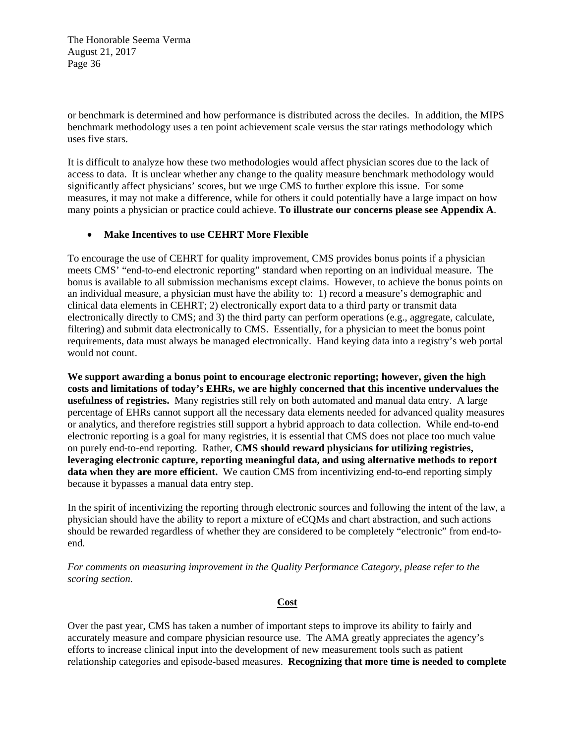or benchmark is determined and how performance is distributed across the deciles. In addition, the MIPS benchmark methodology uses a ten point achievement scale versus the star ratings methodology which uses five stars.

It is difficult to analyze how these two methodologies would affect physician scores due to the lack of access to data. It is unclear whether any change to the quality measure benchmark methodology would significantly affect physicians' scores, but we urge CMS to further explore this issue. For some measures, it may not make a difference, while for others it could potentially have a large impact on how many points a physician or practice could achieve. **To illustrate our concerns please see Appendix A**.

- **Make Incentives to use CEHRT More Flexible**

To encourage the use of CEHRT for quality improvement, CMS provides bonus points if a physician meets CMS' "end-to-end electronic reporting" standard when reporting on an individual measure. The bonus is available to all submission mechanisms except claims. However, to achieve the bonus points on an individual measure, a physician must have the ability to: 1) record a measure's demographic and clinical data elements in CEHRT; 2) electronically export data to a third party or transmit data electronically directly to CMS; and 3) the third party can perform operations (e.g., aggregate, calculate, filtering) and submit data electronically to CMS. Essentially, for a physician to meet the bonus point requirements, data must always be managed electronically. Hand keying data into a registry's web portal would not count.

**We support awarding a bonus point to encourage electronic reporting; however, given the high costs and limitations of today's EHRs, we are highly concerned that this incentive undervalues the usefulness of registries.** Many registries still rely on both automated and manual data entry. A large percentage of EHRs cannot support all the necessary data elements needed for advanced quality measures or analytics, and therefore registries still support a hybrid approach to data collection. While end-to-end electronic reporting is a goal for many registries, it is essential that CMS does not place too much value on purely end-to-end reporting. Rather, **CMS should reward physicians for utilizing registries, leveraging electronic capture, reporting meaningful data, and using alternative methods to report data when they are more efficient.** We caution CMS from incentivizing end-to-end reporting simply because it bypasses a manual data entry step.

In the spirit of incentivizing the reporting through electronic sources and following the intent of the law, a physician should have the ability to report a mixture of eCQMs and chart abstraction, and such actions should be rewarded regardless of whether they are considered to be completely "electronic" from end-to-end.

*For comments on measuring improvement in the Quality Performance Category, please refer to the scoring section.*

## Cost

Over the past year, CMS has taken a number of important steps to improve its ability to fairly and accurately measure and compare physician resource use. The AMA greatly appreciates the agency's efforts to increase clinical input into the development of new measurement tools such as patient relationship categories and episode-based measures. **Recognizing that more time is needed to complete**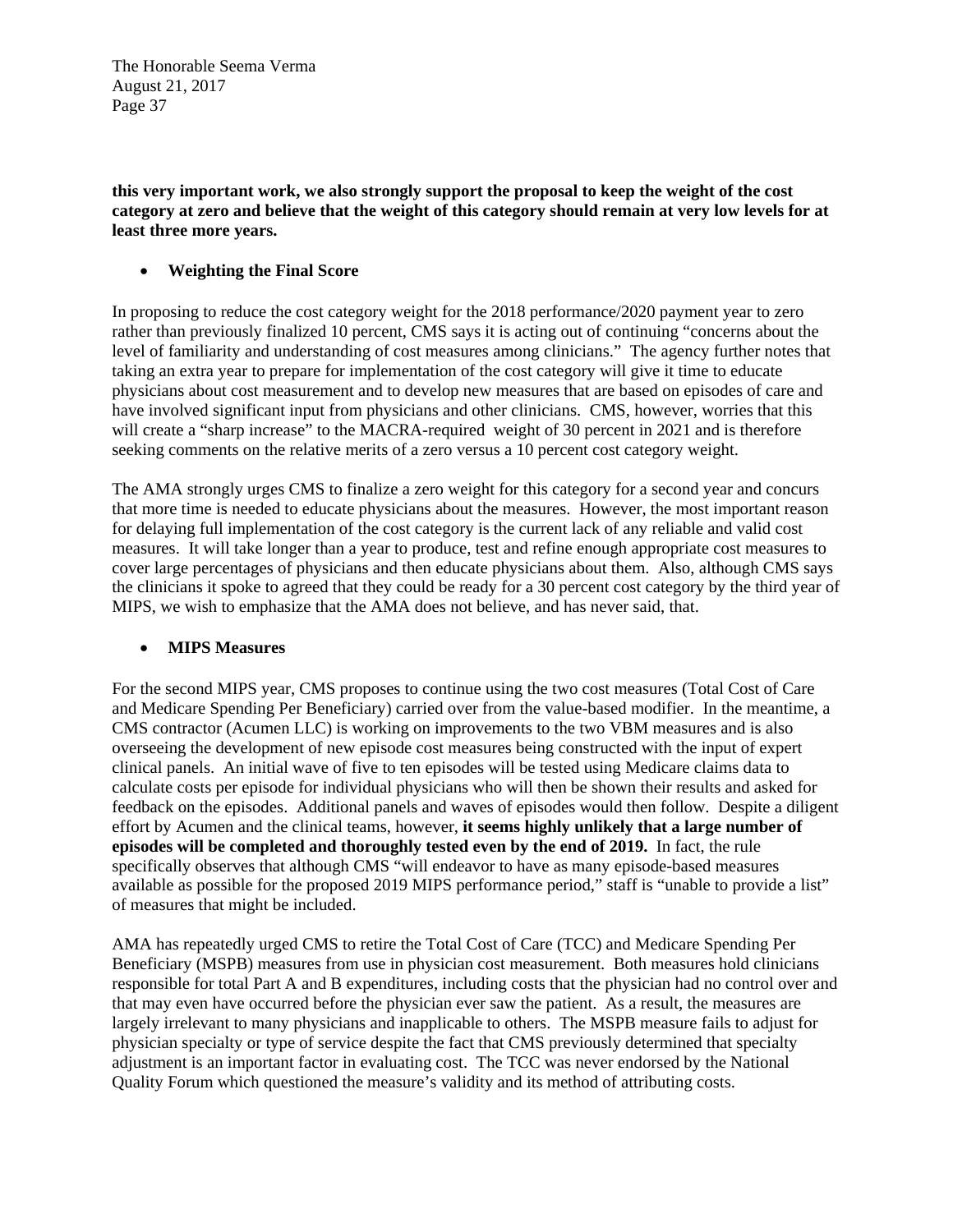**this very important work, we also strongly support the proposal to keep the weight of the cost category at zero and believe that the weight of this category should remain at very low levels for at least three more years.**

- **Weighting the Final Score**

In proposing to reduce the cost category weight for the 2018 performance/2020 payment year to zero rather than previously finalized 10 percent, CMS says it is acting out of continuing "concerns about the level of familiarity and understanding of cost measures among clinicians." The agency further notes that taking an extra year to prepare for implementation of the cost category will give it time to educate physicians about cost measurement and to develop new measures that are based on episodes of care and have involved significant input from physicians and other clinicians. CMS, however, worries that this will create a "sharp increase" to the MACRA-required weight of 30 percent in 2021 and is therefore seeking comments on the relative merits of a zero versus a 10 percent cost category weight.

The AMA strongly urges CMS to finalize a zero weight for this category for a second year and concurs that more time is needed to educate physicians about the measures. However, the most important reason for delaying full implementation of the cost category is the current lack of any reliable and valid cost measures. It will take longer than a year to produce, test and refine enough appropriate cost measures to cover large percentages of physicians and then educate physicians about them. Also, although CMS says the clinicians it spoke to agreed that they could be ready for a 30 percent cost category by the third year of MIPS, we wish to emphasize that the AMA does not believe, and has never said, that.

- **MIPS Measures**

For the second MIPS year, CMS proposes to continue using the two cost measures (Total Cost of Care and Medicare Spending Per Beneficiary) carried over from the value-based modifier. In the meantime, a CMS contractor (Acumen LLC) is working on improvements to the two VBM measures and is also overseeing the development of new episode cost measures being constructed with the input of expert clinical panels. An initial wave of five to ten episodes will be tested using Medicare claims data to calculate costs per episode for individual physicians who will then be shown their results and asked for feedback on the episodes. Additional panels and waves of episodes would then follow. Despite a diligent effort by Acumen and the clinical teams, however, **it seems highly unlikely that a large number of episodes will be completed and thoroughly tested even by the end of 2019.** In fact, the rule specifically observes that although CMS "will endeavor to have as many episode-based measures available as possible for the proposed 2019 MIPS performance period," staff is "unable to provide a list" of measures that might be included.

AMA has repeatedly urged CMS to retire the Total Cost of Care (TCC) and Medicare Spending Per Beneficiary (MSPB) measures from use in physician cost measurement. Both measures hold clinicians responsible for total Part A and B expenditures, including costs that the physician had no control over and that may even have occurred before the physician ever saw the patient. As a result, the measures are largely irrelevant to many physicians and inapplicable to others. The MSPB measure fails to adjust for physician specialty or type of service despite the fact that CMS previously determined that specialty adjustment is an important factor in evaluating cost. The TCC was never endorsed by the National Quality Forum which questioned the measure's validity and its method of attributing costs.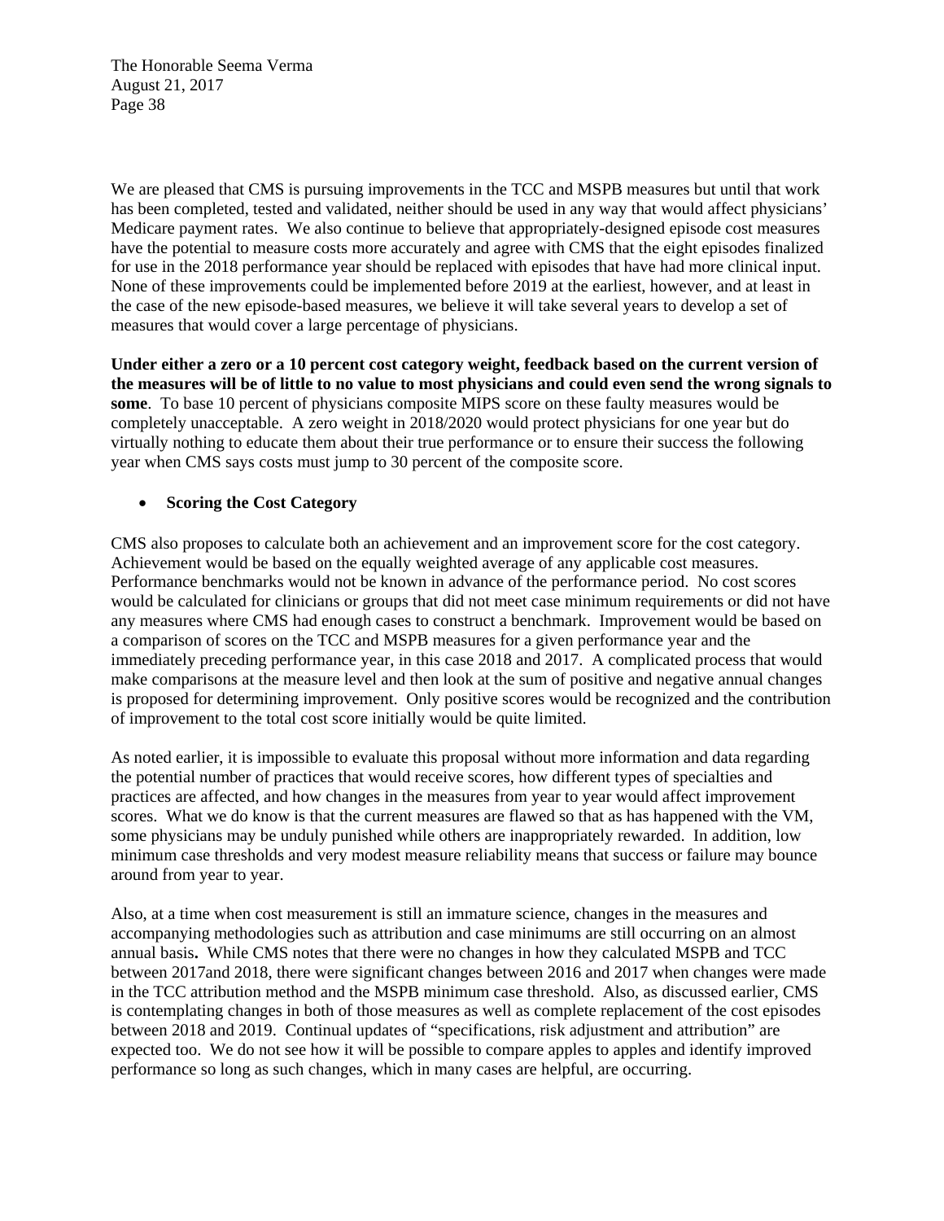We are pleased that CMS is pursuing improvements in the TCC and MSPB measures but until that work has been completed, tested and validated, neither should be used in any way that would affect physicians' Medicare payment rates. We also continue to believe that appropriately-designed episode cost measures have the potential to measure costs more accurately and agree with CMS that the eight episodes finalized for use in the 2018 performance year should be replaced with episodes that have had more clinical input. None of these improvements could be implemented before 2019 at the earliest, however, and at least in the case of the new episode-based measures, we believe it will take several years to develop a set of measures that would cover a large percentage of physicians.

**Under either a zero or a 10 percent cost category weight, feedback based on the current version of the measures will be of little to no value to most physicians and could even send the wrong signals to some**. To base 10 percent of physicians composite MIPS score on these faulty measures would be completely unacceptable. A zero weight in 2018/2020 would protect physicians for one year but do virtually nothing to educate them about their true performance or to ensure their success the following year when CMS says costs must jump to 30 percent of the composite score.

- **Scoring the Cost Category**

CMS also proposes to calculate both an achievement and an improvement score for the cost category. Achievement would be based on the equally weighted average of any applicable cost measures. Performance benchmarks would not be known in advance of the performance period. No cost scores would be calculated for clinicians or groups that did not meet case minimum requirements or did not have any measures where CMS had enough cases to construct a benchmark. Improvement would be based on a comparison of scores on the TCC and MSPB measures for a given performance year and the immediately preceding performance year, in this case 2018 and 2017. A complicated process that would make comparisons at the measure level and then look at the sum of positive and negative annual changes is proposed for determining improvement. Only positive scores would be recognized and the contribution of improvement to the total cost score initially would be quite limited.

As noted earlier, it is impossible to evaluate this proposal without more information and data regarding the potential number of practices that would receive scores, how different types of specialties and practices are affected, and how changes in the measures from year to year would affect improvement scores. What we do know is that the current measures are flawed so that as has happened with the VM, some physicians may be unduly punished while others are inappropriately rewarded. In addition, low minimum case thresholds and very modest measure reliability means that success or failure may bounce around from year to year.

Also, at a time when cost measurement is still an immature science, changes in the measures and accompanying methodologies such as attribution and case minimums are still occurring on an almost annual basis**.** While CMS notes that there were no changes in how they calculated MSPB and TCC between 2017and 2018, there were significant changes between 2016 and 2017 when changes were made in the TCC attribution method and the MSPB minimum case threshold. Also, as discussed earlier, CMS is contemplating changes in both of those measures as well as complete replacement of the cost episodes between 2018 and 2019. Continual updates of "specifications, risk adjustment and attribution" are expected too. We do not see how it will be possible to compare apples to apples and identify improved performance so long as such changes, which in many cases are helpful, are occurring.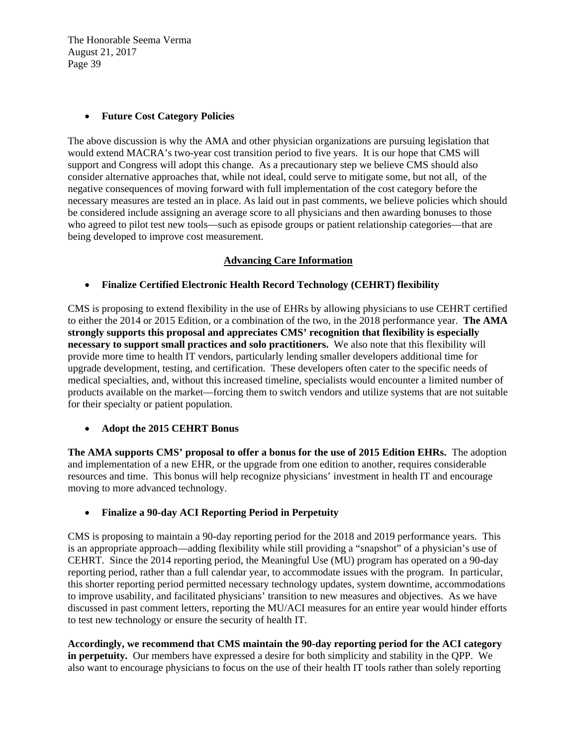- **Future Cost Category Policies**

The above discussion is why the AMA and other physician organizations are pursuing legislation that would extend MACRA's two-year cost transition period to five years. It is our hope that CMS will support and Congress will adopt this change. As a precautionary step we believe CMS should also consider alternative approaches that, while not ideal, could serve to mitigate some, but not all, of the negative consequences of moving forward with full implementation of the cost category before the necessary measures are tested an in place. As laid out in past comments, we believe policies which should be considered include assigning an average score to all physicians and then awarding bonuses to those who agreed to pilot test new tools—such as episode groups or patient relationship categories—that are being developed to improve cost measurement.

**Advancing Care Information**

- **Finalize Certified Electronic Health Record Technology (CEHRT) flexibility**

CMS is proposing to extend flexibility in the use of EHRs by allowing physicians to use CEHRT certified to either the 2014 or 2015 Edition, or a combination of the two, in the 2018 performance year. **The AMA strongly supports this proposal and appreciates CMS' recognition that flexibility is especially necessary to support small practices and solo practitioners.** We also note that this flexibility will provide more time to health IT vendors, particularly lending smaller developers additional time for upgrade development, testing, and certification. These developers often cater to the specific needs of medical specialties, and, without this increased timeline, specialists would encounter a limited number of products available on the market—forcing them to switch vendors and utilize systems that are not suitable for their specialty or patient population.

- **Adopt the 2015 CEHRT Bonus**

**The AMA supports CMS' proposal to offer a bonus for the use of 2015 Edition EHRs.** The adoption and implementation of a new EHR, or the upgrade from one edition to another, requires considerable resources and time. This bonus will help recognize physicians' investment in health IT and encourage moving to more advanced technology.

- **Finalize a 90-day ACI Reporting Period in Perpetuity**

CMS is proposing to maintain a 90-day reporting period for the 2018 and 2019 performance years. This is an appropriate approach—adding flexibility while still providing a "snapshot" of a physician's use of CEHRT. Since the 2014 reporting period, the Meaningful Use (MU) program has operated on a 90-day reporting period, rather than a full calendar year, to accommodate issues with the program. In particular, this shorter reporting period permitted necessary technology updates, system downtime, accommodations to improve usability, and facilitated physicians' transition to new measures and objectives. As we have discussed in past comment letters, reporting the MU/ACI measures for an entire year would hinder efforts to test new technology or ensure the security of health IT.

**Accordingly, we recommend that CMS maintain the 90-day reporting period for the ACI category in perpetuity.** Our members have expressed a desire for both simplicity and stability in the QPP. We also want to encourage physicians to focus on the use of their health IT tools rather than solely reporting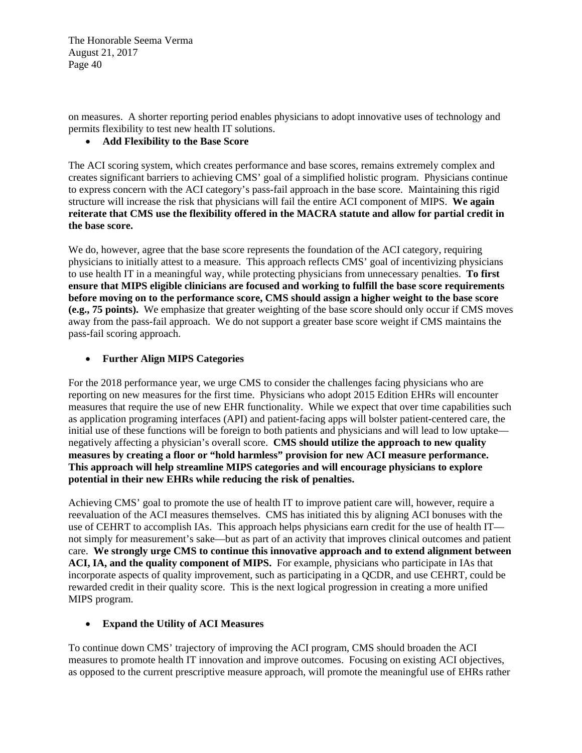on measures. A shorter reporting period enables physicians to adopt innovative uses of technology and permits flexibility to test new health IT solutions.

- **Add Flexibility to the Base Score**

The ACI scoring system, which creates performance and base scores, remains extremely complex and creates significant barriers to achieving CMS' goal of a simplified holistic program. Physicians continue to express concern with the ACI category's pass-fail approach in the base score. Maintaining this rigid structure will increase the risk that physicians will fail the entire ACI component of MIPS. **We again reiterate that CMS use the flexibility offered in the MACRA statute and allow for partial credit in the base score.**

We do, however, agree that the base score represents the foundation of the ACI category, requiring physicians to initially attest to a measure. This approach reflects CMS' goal of incentivizing physicians to use health IT in a meaningful way, while protecting physicians from unnecessary penalties. **To first ensure that MIPS eligible clinicians are focused and working to fulfill the base score requirements before moving on to the performance score, CMS should assign a higher weight to the base score (e.g., 75 points).** We emphasize that greater weighting of the base score should only occur if CMS moves away from the pass-fail approach. We do not support a greater base score weight if CMS maintains the pass-fail scoring approach.

- **Further Align MIPS Categories**

For the 2018 performance year, we urge CMS to consider the challenges facing physicians who are reporting on new measures for the first time. Physicians who adopt 2015 Edition EHRs will encounter measures that require the use of new EHR functionality. While we expect that over time capabilities such as application programing interfaces (API) and patient-facing apps will bolster patient-centered care, the initial use of these functions will be foreign to both patients and physicians and will lead to low uptake—negatively affecting a physician's overall score. **CMS should utilize the approach to new quality measures by creating a floor or "hold harmless" provision for new ACI measure performance. This approach will help streamline MIPS categories and will encourage physicians to explore potential in their new EHRs while reducing the risk of penalties.**

Achieving CMS' goal to promote the use of health IT to improve patient care will, however, require a reevaluation of the ACI measures themselves. CMS has initiated this by aligning ACI bonuses with the use of CEHRT to accomplish IAs. This approach helps physicians earn credit for the use of health IT—not simply for measurement's sake—but as part of an activity that improves clinical outcomes and patient care. **We strongly urge CMS to continue this innovative approach and to extend alignment between ACI, IA, and the quality component of MIPS.** For example, physicians who participate in IAs that incorporate aspects of quality improvement, such as participating in a QCDR, and use CEHRT, could be rewarded credit in their quality score. This is the next logical progression in creating a more unified MIPS program.

- **Expand the Utility of ACI Measures**

To continue down CMS' trajectory of improving the ACI program, CMS should broaden the ACI measures to promote health IT innovation and improve outcomes. Focusing on existing ACI objectives, as opposed to the current prescriptive measure approach, will promote the meaningful use of EHRs rather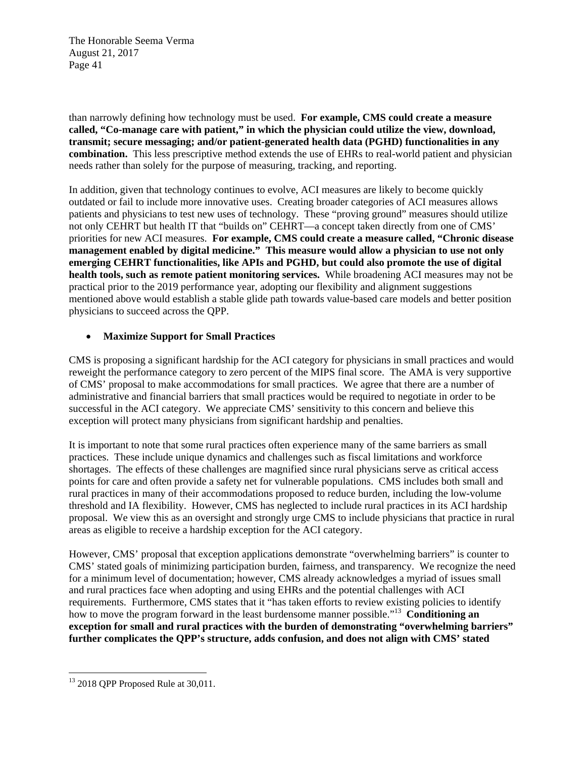than narrowly defining how technology must be used. **For example, CMS could create a measure called, "Co-manage care with patient," in which the physician could utilize the view, download, transmit; secure messaging; and/or patient-generated health data (PGHD) functionalities in any combination.** This less prescriptive method extends the use of EHRs to real-world patient and physician needs rather than solely for the purpose of measuring, tracking, and reporting.

In addition, given that technology continues to evolve, ACI measures are likely to become quickly outdated or fail to include more innovative uses. Creating broader categories of ACI measures allows patients and physicians to test new uses of technology. These "proving ground" measures should utilize not only CEHRT but health IT that "builds on" CEHRT—a concept taken directly from one of CMS' priorities for new ACI measures. **For example, CMS could create a measure called, "Chronic disease management enabled by digital medicine." This measure would allow a physician to use not only emerging CEHRT functionalities, like APIs and PGHD, but could also promote the use of digital health tools, such as remote patient monitoring services.** While broadening ACI measures may not be practical prior to the 2019 performance year, adopting our flexibility and alignment suggestions mentioned above would establish a stable glide path towards value-based care models and better position physicians to succeed across the QPP.

- **Maximize Support for Small Practices**

CMS is proposing a significant hardship for the ACI category for physicians in small practices and would reweight the performance category to zero percent of the MIPS final score. The AMA is very supportive of CMS' proposal to make accommodations for small practices. We agree that there are a number of administrative and financial barriers that small practices would be required to negotiate in order to be successful in the ACI category. We appreciate CMS' sensitivity to this concern and believe this exception will protect many physicians from significant hardship and penalties.

It is important to note that some rural practices often experience many of the same barriers as small practices. These include unique dynamics and challenges such as fiscal limitations and workforce shortages. The effects of these challenges are magnified since rural physicians serve as critical access points for care and often provide a safety net for vulnerable populations. CMS includes both small and rural practices in many of their accommodations proposed to reduce burden, including the low-volume threshold and IA flexibility. However, CMS has neglected to include rural practices in its ACI hardship proposal. We view this as an oversight and strongly urge CMS to include physicians that practice in rural areas as eligible to receive a hardship exception for the ACI category.

However, CMS' proposal that exception applications demonstrate "overwhelming barriers" is counter to CMS' stated goals of minimizing participation burden, fairness, and transparency. We recognize the need for a minimum level of documentation; however, CMS already acknowledges a myriad of issues small and rural practices face when adopting and using EHRs and the potential challenges with ACI requirements. Furthermore, CMS states that it "has taken efforts to review existing policies to identify how to move the program forward in the least burdensome manner possible."[13] **Conditioning an exception for small and rural practices with the burden of demonstrating "overwhelming barriers" further complicates the QPP's structure, adds confusion, and does not align with CMS' stated**

[13] 2018 QPP Proposed Rule at 30,011.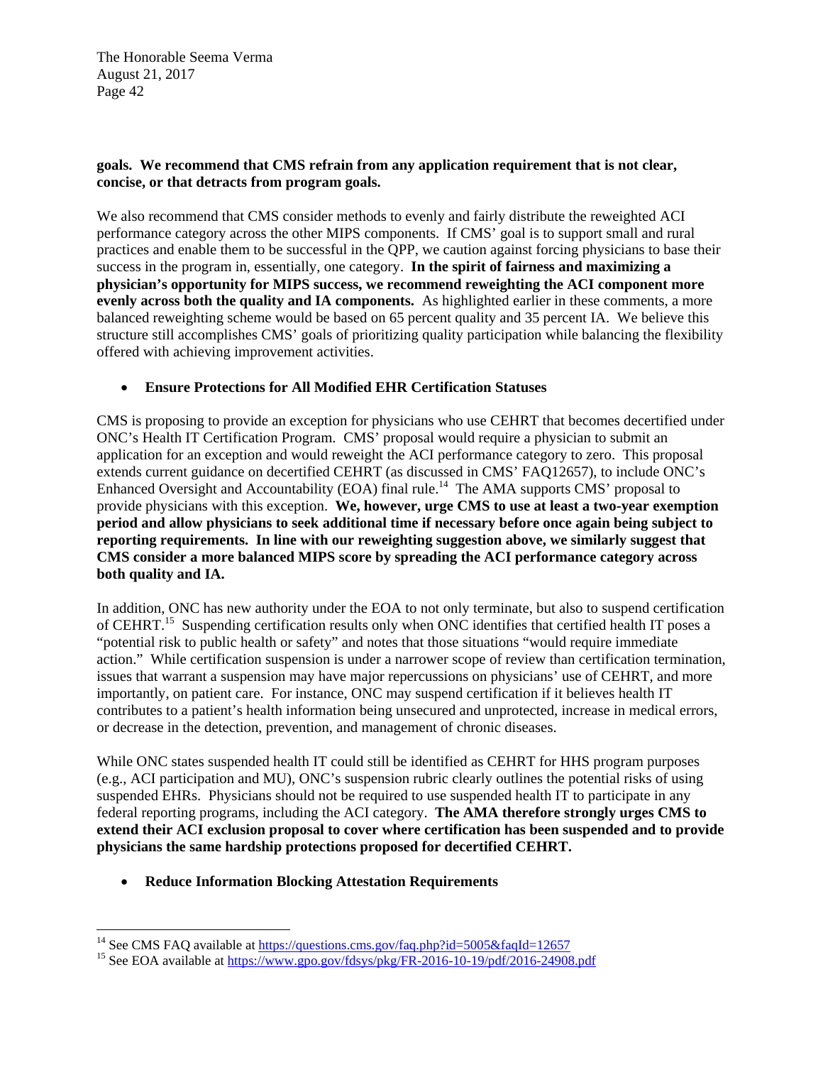**goals. We recommend that CMS refrain from any application requirement that is not clear, concise, or that detracts from program goals.**

We also recommend that CMS consider methods to evenly and fairly distribute the reweighted ACI performance category across the other MIPS components. If CMS' goal is to support small and rural practices and enable them to be successful in the QPP, we caution against forcing physicians to base their success in the program in, essentially, one category. **In the spirit of fairness and maximizing a physician's opportunity for MIPS success, we recommend reweighting the ACI component more evenly across both the quality and IA components.** As highlighted earlier in these comments, a more balanced reweighting scheme would be based on 65 percent quality and 35 percent IA. We believe this structure still accomplishes CMS' goals of prioritizing quality participation while balancing the flexibility offered with achieving improvement activities.

- **Ensure Protections for All Modified EHR Certification Statuses**

CMS is proposing to provide an exception for physicians who use CEHRT that becomes decertified under ONC's Health IT Certification Program. CMS' proposal would require a physician to submit an application for an exception and would reweight the ACI performance category to zero. This proposal extends current guidance on decertified CEHRT (as discussed in CMS' FAQ12657), to include ONC's Enhanced Oversight and Accountability (EOA) final rule.[14] The AMA supports CMS' proposal to provide physicians with this exception. **We, however, urge CMS to use at least a two-year exemption period and allow physicians to seek additional time if necessary before once again being subject to reporting requirements. In line with our reweighting suggestion above, we similarly suggest that CMS consider a more balanced MIPS score by spreading the ACI performance category across both quality and IA.**

In addition, ONC has new authority under the EOA to not only terminate, but also to suspend certification of CEHRT.[15] Suspending certification results only when ONC identifies that certified health IT poses a "potential risk to public health or safety" and notes that those situations "would require immediate action." While certification suspension is under a narrower scope of review than certification termination, issues that warrant a suspension may have major repercussions on physicians' use of CEHRT, and more importantly, on patient care. For instance, ONC may suspend certification if it believes health IT contributes to a patient's health information being unsecured and unprotected, increase in medical errors, or decrease in the detection, prevention, and management of chronic diseases.

While ONC states suspended health IT could still be identified as CEHRT for HHS program purposes (e.g., ACI participation and MU), ONC's suspension rubric clearly outlines the potential risks of using suspended EHRs. Physicians should not be required to use suspended health IT to participate in any federal reporting programs, including the ACI category. **The AMA therefore strongly urges CMS to extend their ACI exclusion proposal to cover where certification has been suspended and to provide physicians the same hardship protections proposed for decertified CEHRT.**

- **Reduce Information Blocking Attestation Requirements**

---

[14] See CMS FAQ available at https://questions.cms.gov/faq.php?id=5005&faqId=12657

[15] See EOA available at https://www.gpo.gov/fdsys/pkg/FR-2016-10-19/pdf/2016-24908.pdf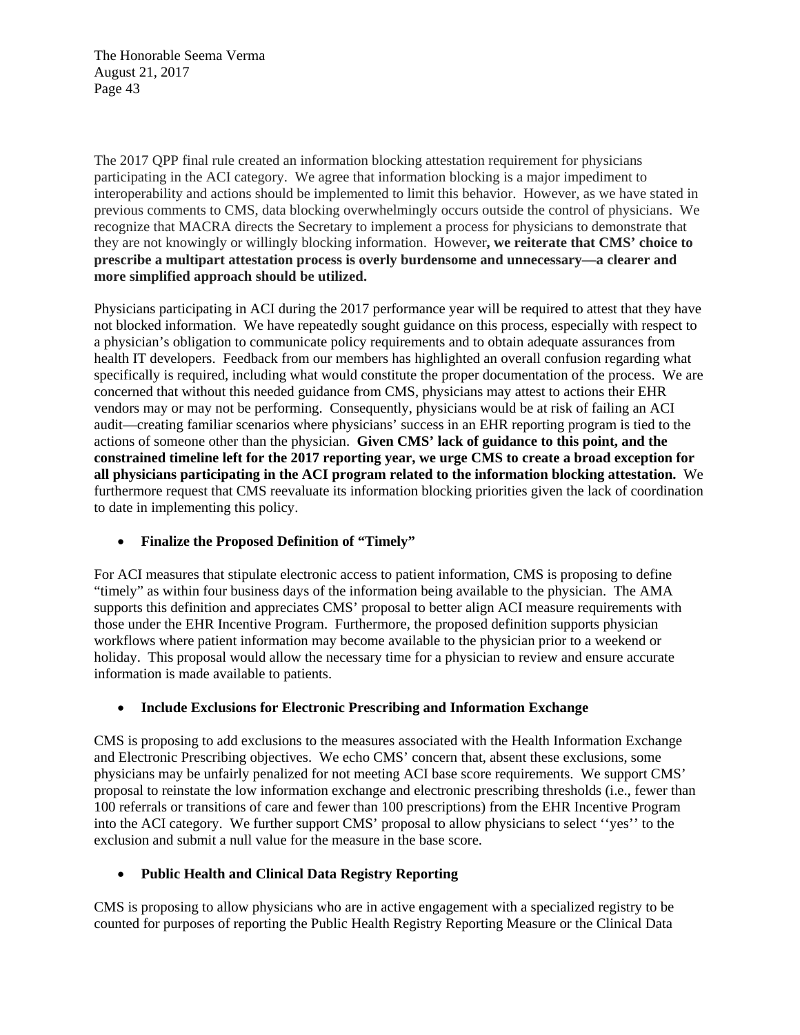The 2017 QPP final rule created an information blocking attestation requirement for physicians participating in the ACI category. We agree that information blocking is a major impediment to interoperability and actions should be implemented to limit this behavior. However, as we have stated in previous comments to CMS, data blocking overwhelmingly occurs outside the control of physicians. We recognize that MACRA directs the Secretary to implement a process for physicians to demonstrate that they are not knowingly or willingly blocking information. However**, we reiterate that CMS' choice to prescribe a multipart attestation process is overly burdensome and unnecessary—a clearer and more simplified approach should be utilized.**

Physicians participating in ACI during the 2017 performance year will be required to attest that they have not blocked information. We have repeatedly sought guidance on this process, especially with respect to a physician's obligation to communicate policy requirements and to obtain adequate assurances from health IT developers. Feedback from our members has highlighted an overall confusion regarding what specifically is required, including what would constitute the proper documentation of the process. We are concerned that without this needed guidance from CMS, physicians may attest to actions their EHR vendors may or may not be performing. Consequently, physicians would be at risk of failing an ACI audit—creating familiar scenarios where physicians' success in an EHR reporting program is tied to the actions of someone other than the physician. **Given CMS' lack of guidance to this point, and the constrained timeline left for the 2017 reporting year, we urge CMS to create a broad exception for all physicians participating in the ACI program related to the information blocking attestation.** We furthermore request that CMS reevaluate its information blocking priorities given the lack of coordination to date in implementing this policy.

- **Finalize the Proposed Definition of "Timely"**

For ACI measures that stipulate electronic access to patient information, CMS is proposing to define "timely" as within four business days of the information being available to the physician. The AMA supports this definition and appreciates CMS' proposal to better align ACI measure requirements with those under the EHR Incentive Program. Furthermore, the proposed definition supports physician workflows where patient information may become available to the physician prior to a weekend or holiday. This proposal would allow the necessary time for a physician to review and ensure accurate information is made available to patients.

- **Include Exclusions for Electronic Prescribing and Information Exchange**

CMS is proposing to add exclusions to the measures associated with the Health Information Exchange and Electronic Prescribing objectives. We echo CMS' concern that, absent these exclusions, some physicians may be unfairly penalized for not meeting ACI base score requirements. We support CMS' proposal to reinstate the low information exchange and electronic prescribing thresholds (i.e., fewer than 100 referrals or transitions of care and fewer than 100 prescriptions) from the EHR Incentive Program into the ACI category. We further support CMS' proposal to allow physicians to select ''yes'' to the exclusion and submit a null value for the measure in the base score.

- **Public Health and Clinical Data Registry Reporting**

CMS is proposing to allow physicians who are in active engagement with a specialized registry to be counted for purposes of reporting the Public Health Registry Reporting Measure or the Clinical Data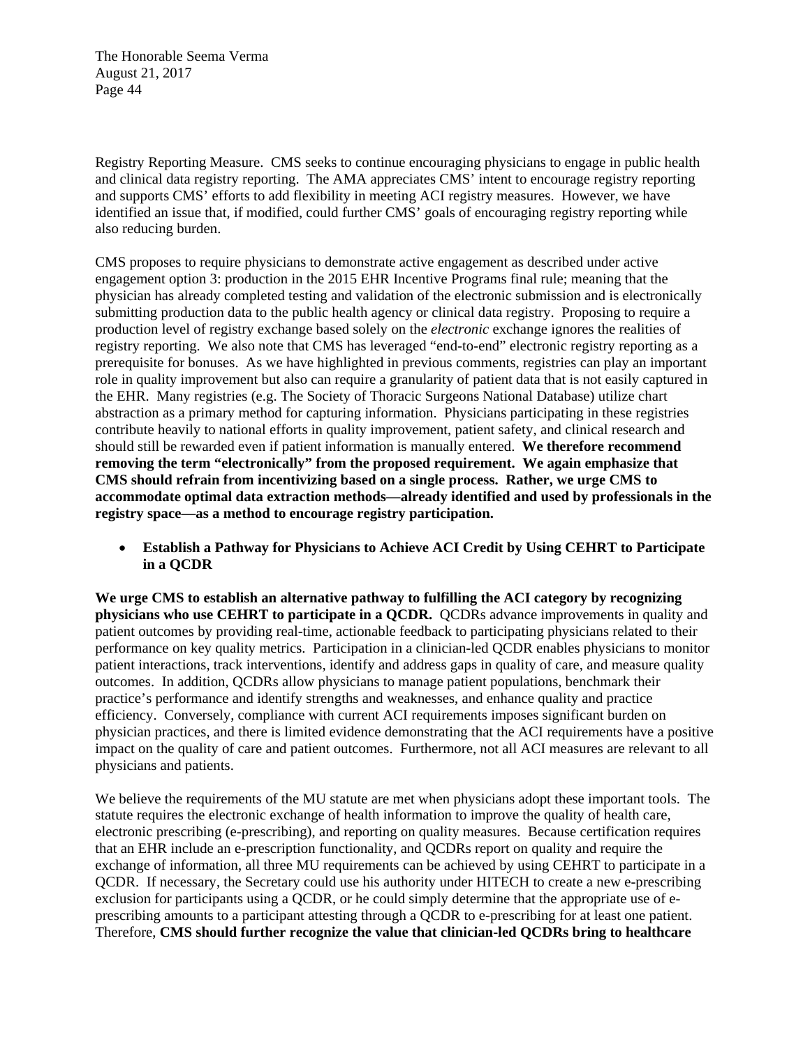Registry Reporting Measure. CMS seeks to continue encouraging physicians to engage in public health and clinical data registry reporting. The AMA appreciates CMS' intent to encourage registry reporting and supports CMS' efforts to add flexibility in meeting ACI registry measures. However, we have identified an issue that, if modified, could further CMS' goals of encouraging registry reporting while also reducing burden.

CMS proposes to require physicians to demonstrate active engagement as described under active engagement option 3: production in the 2015 EHR Incentive Programs final rule; meaning that the physician has already completed testing and validation of the electronic submission and is electronically submitting production data to the public health agency or clinical data registry. Proposing to require a production level of registry exchange based solely on the *electronic* exchange ignores the realities of registry reporting. We also note that CMS has leveraged "end-to-end" electronic registry reporting as a prerequisite for bonuses. As we have highlighted in previous comments, registries can play an important role in quality improvement but also can require a granularity of patient data that is not easily captured in the EHR. Many registries (e.g. The Society of Thoracic Surgeons National Database) utilize chart abstraction as a primary method for capturing information. Physicians participating in these registries contribute heavily to national efforts in quality improvement, patient safety, and clinical research and should still be rewarded even if patient information is manually entered. **We therefore recommend removing the term "electronically" from the proposed requirement. We again emphasize that CMS should refrain from incentivizing based on a single process. Rather, we urge CMS to accommodate optimal data extraction methods—already identified and used by professionals in the registry space—as a method to encourage registry participation.**

- **Establish a Pathway for Physicians to Achieve ACI Credit by Using CEHRT to Participate in a QCDR**

**We urge CMS to establish an alternative pathway to fulfilling the ACI category by recognizing physicians who use CEHRT to participate in a QCDR.** QCDRs advance improvements in quality and patient outcomes by providing real-time, actionable feedback to participating physicians related to their performance on key quality metrics. Participation in a clinician-led QCDR enables physicians to monitor patient interactions, track interventions, identify and address gaps in quality of care, and measure quality outcomes. In addition, QCDRs allow physicians to manage patient populations, benchmark their practice's performance and identify strengths and weaknesses, and enhance quality and practice efficiency. Conversely, compliance with current ACI requirements imposes significant burden on physician practices, and there is limited evidence demonstrating that the ACI requirements have a positive impact on the quality of care and patient outcomes. Furthermore, not all ACI measures are relevant to all physicians and patients.

We believe the requirements of the MU statute are met when physicians adopt these important tools. The statute requires the electronic exchange of health information to improve the quality of health care, electronic prescribing (e-prescribing), and reporting on quality measures. Because certification requires that an EHR include an e-prescription functionality, and QCDRs report on quality and require the exchange of information, all three MU requirements can be achieved by using CEHRT to participate in a QCDR. If necessary, the Secretary could use his authority under HITECH to create a new e-prescribing exclusion for participants using a QCDR, or he could simply determine that the appropriate use of e-prescribing amounts to a participant attesting through a QCDR to e-prescribing for at least one patient. Therefore, **CMS should further recognize the value that clinician-led QCDRs bring to healthcare**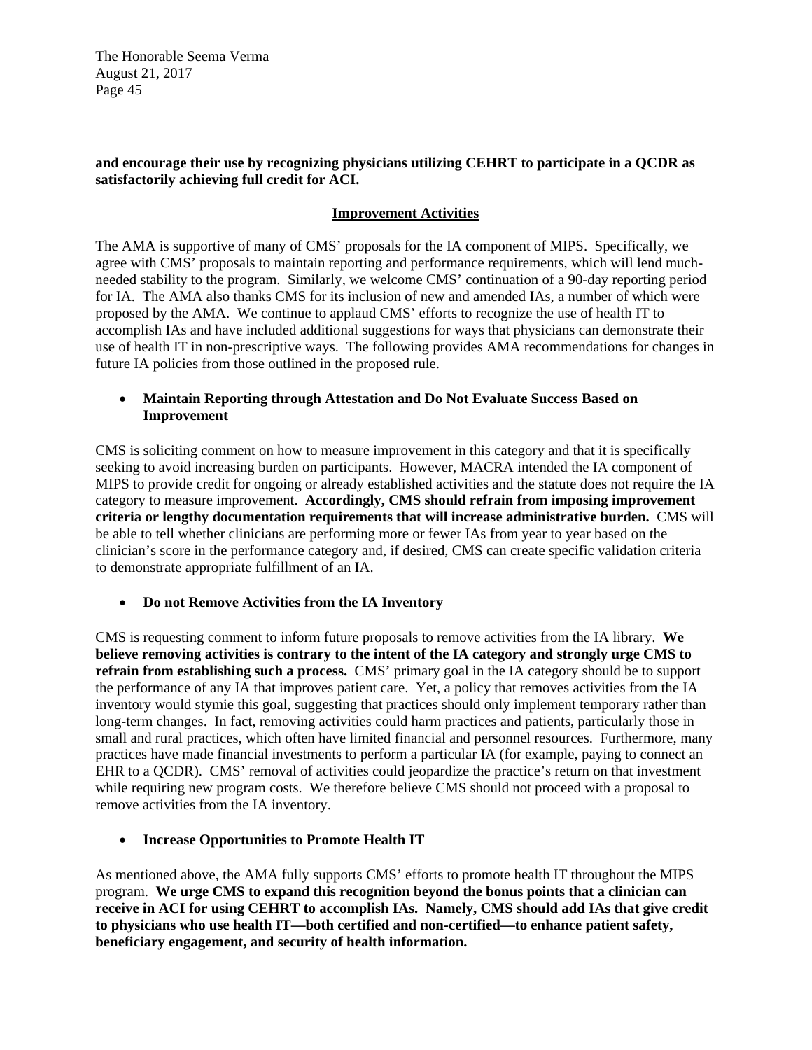**and encourage their use by recognizing physicians utilizing CEHRT to participate in a QCDR as satisfactorily achieving full credit for ACI.**

## Improvement Activities

The AMA is supportive of many of CMS' proposals for the IA component of MIPS. Specifically, we agree with CMS' proposals to maintain reporting and performance requirements, which will lend much-needed stability to the program. Similarly, we welcome CMS' continuation of a 90-day reporting period for IA. The AMA also thanks CMS for its inclusion of new and amended IAs, a number of which were proposed by the AMA. We continue to applaud CMS' efforts to recognize the use of health IT to accomplish IAs and have included additional suggestions for ways that physicians can demonstrate their use of health IT in non-prescriptive ways. The following provides AMA recommendations for changes in future IA policies from those outlined in the proposed rule.

- **Maintain Reporting through Attestation and Do Not Evaluate Success Based on Improvement**

CMS is soliciting comment on how to measure improvement in this category and that it is specifically seeking to avoid increasing burden on participants. However, MACRA intended the IA component of MIPS to provide credit for ongoing or already established activities and the statute does not require the IA category to measure improvement. **Accordingly, CMS should refrain from imposing improvement criteria or lengthy documentation requirements that will increase administrative burden.** CMS will be able to tell whether clinicians are performing more or fewer IAs from year to year based on the clinician's score in the performance category and, if desired, CMS can create specific validation criteria to demonstrate appropriate fulfillment of an IA.

- **Do not Remove Activities from the IA Inventory**

CMS is requesting comment to inform future proposals to remove activities from the IA library. **We believe removing activities is contrary to the intent of the IA category and strongly urge CMS to refrain from establishing such a process.** CMS' primary goal in the IA category should be to support the performance of any IA that improves patient care. Yet, a policy that removes activities from the IA inventory would stymie this goal, suggesting that practices should only implement temporary rather than long-term changes. In fact, removing activities could harm practices and patients, particularly those in small and rural practices, which often have limited financial and personnel resources. Furthermore, many practices have made financial investments to perform a particular IA (for example, paying to connect an EHR to a QCDR). CMS' removal of activities could jeopardize the practice's return on that investment while requiring new program costs. We therefore believe CMS should not proceed with a proposal to remove activities from the IA inventory.

- **Increase Opportunities to Promote Health IT**

As mentioned above, the AMA fully supports CMS' efforts to promote health IT throughout the MIPS program. **We urge CMS to expand this recognition beyond the bonus points that a clinician can receive in ACI for using CEHRT to accomplish IAs. Namely, CMS should add IAs that give credit to physicians who use health IT—both certified and non-certified—to enhance patient safety, beneficiary engagement, and security of health information.**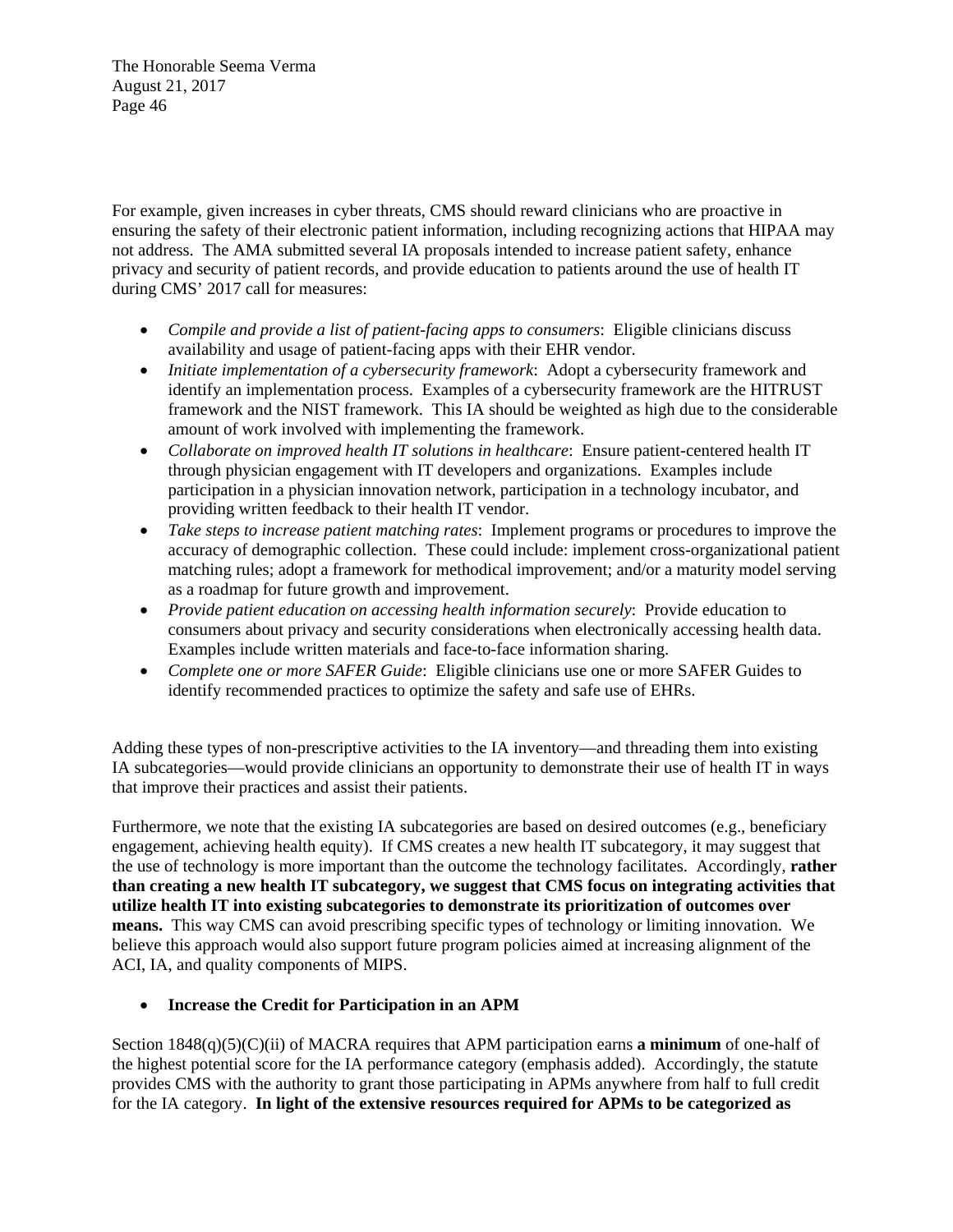For example, given increases in cyber threats, CMS should reward clinicians who are proactive in ensuring the safety of their electronic patient information, including recognizing actions that HIPAA may not address. The AMA submitted several IA proposals intended to increase patient safety, enhance privacy and security of patient records, and provide education to patients around the use of health IT during CMS' 2017 call for measures:

- *Compile and provide a list of patient-facing apps to consumers*: Eligible clinicians discuss availability and usage of patient-facing apps with their EHR vendor.
- *Initiate implementation of a cybersecurity framework*: Adopt a cybersecurity framework and identify an implementation process. Examples of a cybersecurity framework are the HITRUST framework and the NIST framework. This IA should be weighted as high due to the considerable amount of work involved with implementing the framework.
- *Collaborate on improved health IT solutions in healthcare*: Ensure patient-centered health IT through physician engagement with IT developers and organizations. Examples include participation in a physician innovation network, participation in a technology incubator, and providing written feedback to their health IT vendor.
- *Take steps to increase patient matching rates*: Implement programs or procedures to improve the accuracy of demographic collection. These could include: implement cross-organizational patient matching rules; adopt a framework for methodical improvement; and/or a maturity model serving as a roadmap for future growth and improvement.
- *Provide patient education on accessing health information securely*: Provide education to consumers about privacy and security considerations when electronically accessing health data. Examples include written materials and face-to-face information sharing.
- *Complete one or more SAFER Guide*: Eligible clinicians use one or more SAFER Guides to identify recommended practices to optimize the safety and safe use of EHRs.

Adding these types of non-prescriptive activities to the IA inventory—and threading them into existing IA subcategories—would provide clinicians an opportunity to demonstrate their use of health IT in ways that improve their practices and assist their patients.

Furthermore, we note that the existing IA subcategories are based on desired outcomes (e.g., beneficiary engagement, achieving health equity). If CMS creates a new health IT subcategory, it may suggest that the use of technology is more important than the outcome the technology facilitates. Accordingly, **rather than creating a new health IT subcategory, we suggest that CMS focus on integrating activities that utilize health IT into existing subcategories to demonstrate its prioritization of outcomes over means.** This way CMS can avoid prescribing specific types of technology or limiting innovation. We believe this approach would also support future program policies aimed at increasing alignment of the ACI, IA, and quality components of MIPS.

- **Increase the Credit for Participation in an APM**

Section 1848(q)(5)(C)(ii) of MACRA requires that APM participation earns **a minimum** of one-half of the highest potential score for the IA performance category (emphasis added). Accordingly, the statute provides CMS with the authority to grant those participating in APMs anywhere from half to full credit for the IA category. **In light of the extensive resources required for APMs to be categorized as**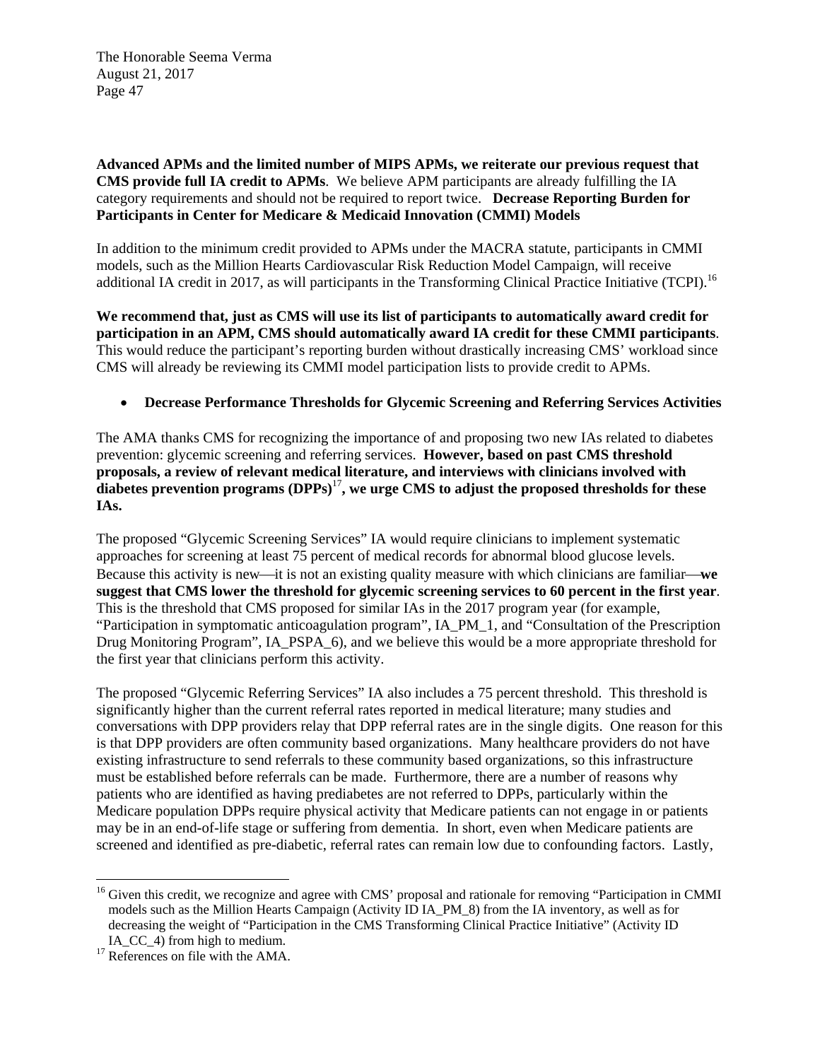**Advanced APMs and the limited number of MIPS APMs, we reiterate our previous request that CMS provide full IA credit to APMs**. We believe APM participants are already fulfilling the IA category requirements and should not be required to report twice. **Decrease Reporting Burden for Participants in Center for Medicare & Medicaid Innovation (CMMI) Models**

In addition to the minimum credit provided to APMs under the MACRA statute, participants in CMMI models, such as the Million Hearts Cardiovascular Risk Reduction Model Campaign, will receive additional IA credit in 2017, as will participants in the Transforming Clinical Practice Initiative (TCPI).[16]

**We recommend that, just as CMS will use its list of participants to automatically award credit for participation in an APM, CMS should automatically award IA credit for these CMMI participants**. This would reduce the participant's reporting burden without drastically increasing CMS' workload since CMS will already be reviewing its CMMI model participation lists to provide credit to APMs.

- **Decrease Performance Thresholds for Glycemic Screening and Referring Services Activities**

The AMA thanks CMS for recognizing the importance of and proposing two new IAs related to diabetes prevention: glycemic screening and referring services. **However, based on past CMS threshold proposals, a review of relevant medical literature, and interviews with clinicians involved with diabetes prevention programs (DPPs)[17], we urge CMS to adjust the proposed thresholds for these IAs.**

The proposed "Glycemic Screening Services" IA would require clinicians to implement systematic approaches for screening at least 75 percent of medical records for abnormal blood glucose levels. Because this activity is new—it is not an existing quality measure with which clinicians are familiar—**we suggest that CMS lower the threshold for glycemic screening services to 60 percent in the first year**. This is the threshold that CMS proposed for similar IAs in the 2017 program year (for example, "Participation in symptomatic anticoagulation program", IA_PM_1, and "Consultation of the Prescription Drug Monitoring Program", IA_PSPA_6), and we believe this would be a more appropriate threshold for the first year that clinicians perform this activity.

The proposed "Glycemic Referring Services" IA also includes a 75 percent threshold. This threshold is significantly higher than the current referral rates reported in medical literature; many studies and conversations with DPP providers relay that DPP referral rates are in the single digits. One reason for this is that DPP providers are often community based organizations. Many healthcare providers do not have existing infrastructure to send referrals to these community based organizations, so this infrastructure must be established before referrals can be made. Furthermore, there are a number of reasons why patients who are identified as having prediabetes are not referred to DPPs, particularly within the Medicare population DPPs require physical activity that Medicare patients can not engage in or patients may be in an end-of-life stage or suffering from dementia. In short, even when Medicare patients are screened and identified as pre-diabetic, referral rates can remain low due to confounding factors. Lastly,

---

[16] Given this credit, we recognize and agree with CMS' proposal and rationale for removing "Participation in CMMI models such as the Million Hearts Campaign (Activity ID IA_PM_8) from the IA inventory, as well as for decreasing the weight of "Participation in the CMS Transforming Clinical Practice Initiative" (Activity ID IA_CC_4) from high to medium.

[17] References on file with the AMA.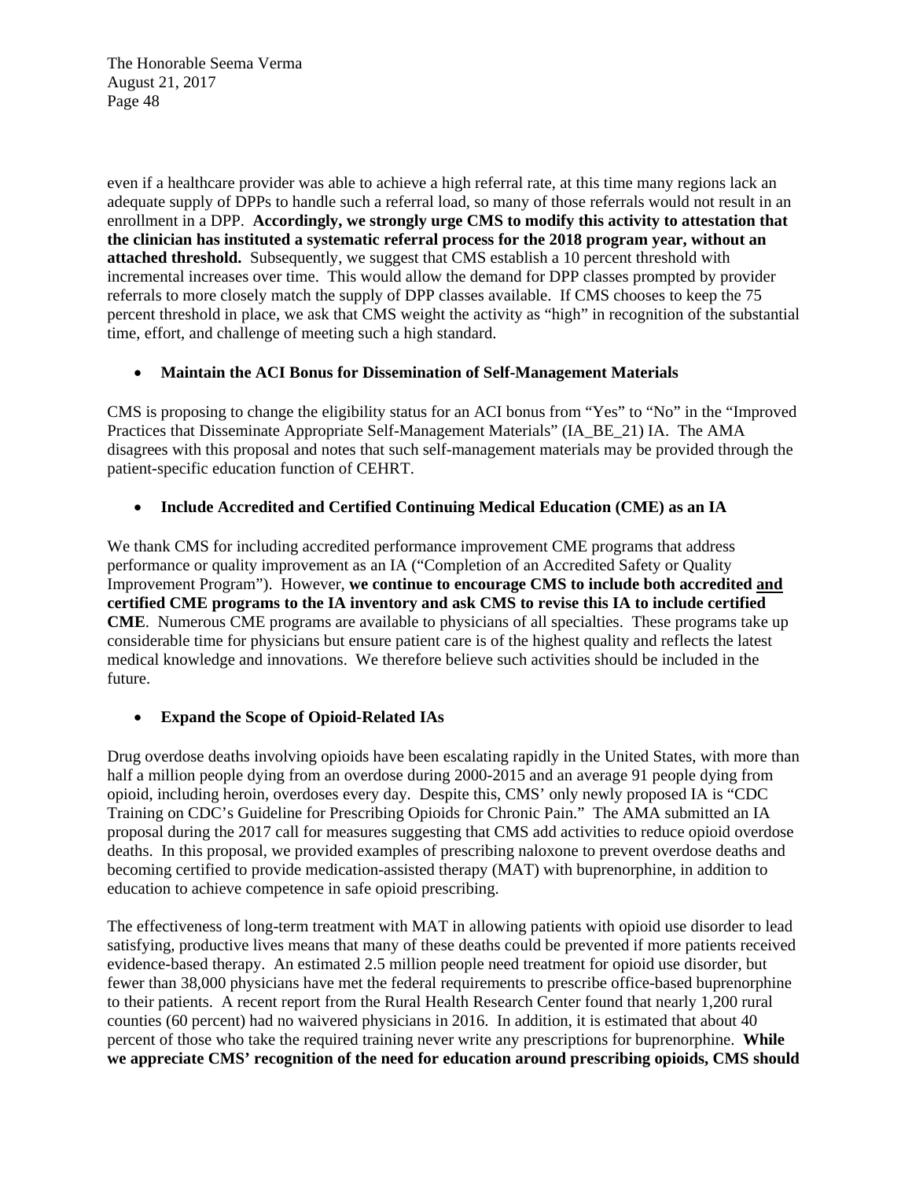even if a healthcare provider was able to achieve a high referral rate, at this time many regions lack an adequate supply of DPPs to handle such a referral load, so many of those referrals would not result in an enrollment in a DPP. **Accordingly, we strongly urge CMS to modify this activity to attestation that the clinician has instituted a systematic referral process for the 2018 program year, without an attached threshold.** Subsequently, we suggest that CMS establish a 10 percent threshold with incremental increases over time. This would allow the demand for DPP classes prompted by provider referrals to more closely match the supply of DPP classes available. If CMS chooses to keep the 75 percent threshold in place, we ask that CMS weight the activity as "high" in recognition of the substantial time, effort, and challenge of meeting such a high standard.

- **Maintain the ACI Bonus for Dissemination of Self-Management Materials**

CMS is proposing to change the eligibility status for an ACI bonus from "Yes" to "No" in the "Improved Practices that Disseminate Appropriate Self-Management Materials" (IA_BE_21) IA. The AMA disagrees with this proposal and notes that such self-management materials may be provided through the patient-specific education function of CEHRT.

- **Include Accredited and Certified Continuing Medical Education (CME) as an IA**

We thank CMS for including accredited performance improvement CME programs that address performance or quality improvement as an IA ("Completion of an Accredited Safety or Quality Improvement Program"). However, **we continue to encourage CMS to include both accredited and certified CME programs to the IA inventory and ask CMS to revise this IA to include certified CME**. Numerous CME programs are available to physicians of all specialties. These programs take up considerable time for physicians but ensure patient care is of the highest quality and reflects the latest medical knowledge and innovations. We therefore believe such activities should be included in the future.

- **Expand the Scope of Opioid-Related IAs**

Drug overdose deaths involving opioids have been escalating rapidly in the United States, with more than half a million people dying from an overdose during 2000-2015 and an average 91 people dying from opioid, including heroin, overdoses every day. Despite this, CMS' only newly proposed IA is "CDC Training on CDC's Guideline for Prescribing Opioids for Chronic Pain." The AMA submitted an IA proposal during the 2017 call for measures suggesting that CMS add activities to reduce opioid overdose deaths. In this proposal, we provided examples of prescribing naloxone to prevent overdose deaths and becoming certified to provide medication-assisted therapy (MAT) with buprenorphine, in addition to education to achieve competence in safe opioid prescribing.

The effectiveness of long-term treatment with MAT in allowing patients with opioid use disorder to lead satisfying, productive lives means that many of these deaths could be prevented if more patients received evidence-based therapy. An estimated 2.5 million people need treatment for opioid use disorder, but fewer than 38,000 physicians have met the federal requirements to prescribe office-based buprenorphine to their patients. A recent report from the Rural Health Research Center found that nearly 1,200 rural counties (60 percent) had no waivered physicians in 2016. In addition, it is estimated that about 40 percent of those who take the required training never write any prescriptions for buprenorphine. **While we appreciate CMS' recognition of the need for education around prescribing opioids, CMS should**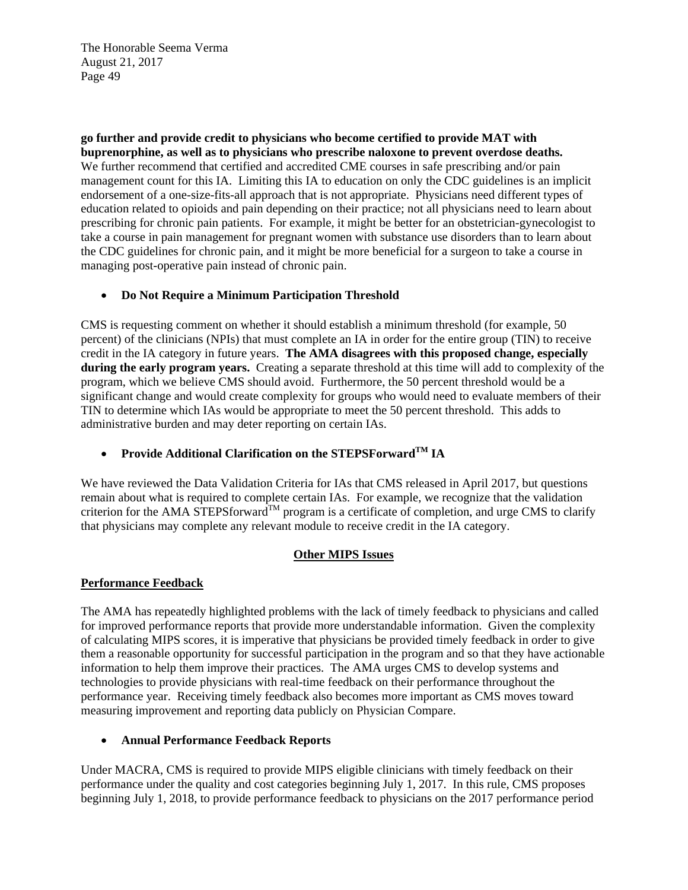**go further and provide credit to physicians who become certified to provide MAT with buprenorphine, as well as to physicians who prescribe naloxone to prevent overdose deaths.** We further recommend that certified and accredited CME courses in safe prescribing and/or pain management count for this IA. Limiting this IA to education on only the CDC guidelines is an implicit endorsement of a one-size-fits-all approach that is not appropriate. Physicians need different types of education related to opioids and pain depending on their practice; not all physicians need to learn about prescribing for chronic pain patients. For example, it might be better for an obstetrician-gynecologist to take a course in pain management for pregnant women with substance use disorders than to learn about the CDC guidelines for chronic pain, and it might be more beneficial for a surgeon to take a course in managing post-operative pain instead of chronic pain.

- **Do Not Require a Minimum Participation Threshold**

CMS is requesting comment on whether it should establish a minimum threshold (for example, 50 percent) of the clinicians (NPIs) that must complete an IA in order for the entire group (TIN) to receive credit in the IA category in future years. **The AMA disagrees with this proposed change, especially during the early program years.** Creating a separate threshold at this time will add to complexity of the program, which we believe CMS should avoid. Furthermore, the 50 percent threshold would be a significant change and would create complexity for groups who would need to evaluate members of their TIN to determine which IAs would be appropriate to meet the 50 percent threshold. This adds to administrative burden and may deter reporting on certain IAs.

- **Provide Additional Clarification on the STEPSForward™ IA**

We have reviewed the Data Validation Criteria for IAs that CMS released in April 2017, but questions remain about what is required to complete certain IAs. For example, we recognize that the validation criterion for the AMA STEPSforward™ program is a certificate of completion, and urge CMS to clarify that physicians may complete any relevant module to receive credit in the IA category.

## Other MIPS Issues

### Performance Feedback

The AMA has repeatedly highlighted problems with the lack of timely feedback to physicians and called for improved performance reports that provide more understandable information. Given the complexity of calculating MIPS scores, it is imperative that physicians be provided timely feedback in order to give them a reasonable opportunity for successful participation in the program and so that they have actionable information to help them improve their practices. The AMA urges CMS to develop systems and technologies to provide physicians with real-time feedback on their performance throughout the performance year. Receiving timely feedback also becomes more important as CMS moves toward measuring improvement and reporting data publicly on Physician Compare.

- **Annual Performance Feedback Reports**

Under MACRA, CMS is required to provide MIPS eligible clinicians with timely feedback on their performance under the quality and cost categories beginning July 1, 2017. In this rule, CMS proposes beginning July 1, 2018, to provide performance feedback to physicians on the 2017 performance period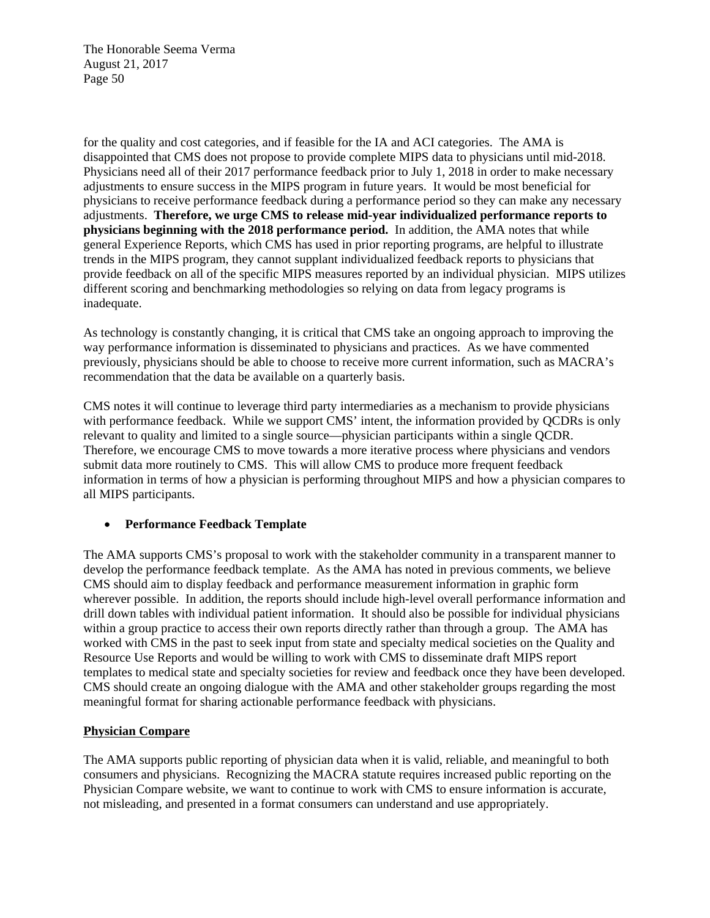for the quality and cost categories, and if feasible for the IA and ACI categories. The AMA is disappointed that CMS does not propose to provide complete MIPS data to physicians until mid-2018. Physicians need all of their 2017 performance feedback prior to July 1, 2018 in order to make necessary adjustments to ensure success in the MIPS program in future years. It would be most beneficial for physicians to receive performance feedback during a performance period so they can make any necessary adjustments. **Therefore, we urge CMS to release mid-year individualized performance reports to physicians beginning with the 2018 performance period.** In addition, the AMA notes that while general Experience Reports, which CMS has used in prior reporting programs, are helpful to illustrate trends in the MIPS program, they cannot supplant individualized feedback reports to physicians that provide feedback on all of the specific MIPS measures reported by an individual physician. MIPS utilizes different scoring and benchmarking methodologies so relying on data from legacy programs is inadequate.

As technology is constantly changing, it is critical that CMS take an ongoing approach to improving the way performance information is disseminated to physicians and practices. As we have commented previously, physicians should be able to choose to receive more current information, such as MACRA's recommendation that the data be available on a quarterly basis.

CMS notes it will continue to leverage third party intermediaries as a mechanism to provide physicians with performance feedback. While we support CMS' intent, the information provided by QCDRs is only relevant to quality and limited to a single source—physician participants within a single QCDR. Therefore, we encourage CMS to move towards a more iterative process where physicians and vendors submit data more routinely to CMS. This will allow CMS to produce more frequent feedback information in terms of how a physician is performing throughout MIPS and how a physician compares to all MIPS participants.

- **Performance Feedback Template**

The AMA supports CMS's proposal to work with the stakeholder community in a transparent manner to develop the performance feedback template. As the AMA has noted in previous comments, we believe CMS should aim to display feedback and performance measurement information in graphic form wherever possible. In addition, the reports should include high-level overall performance information and drill down tables with individual patient information. It should also be possible for individual physicians within a group practice to access their own reports directly rather than through a group. The AMA has worked with CMS in the past to seek input from state and specialty medical societies on the Quality and Resource Use Reports and would be willing to work with CMS to disseminate draft MIPS report templates to medical state and specialty societies for review and feedback once they have been developed. CMS should create an ongoing dialogue with the AMA and other stakeholder groups regarding the most meaningful format for sharing actionable performance feedback with physicians.

<u>**Physician Compare**</u>

The AMA supports public reporting of physician data when it is valid, reliable, and meaningful to both consumers and physicians. Recognizing the MACRA statute requires increased public reporting on the Physician Compare website, we want to continue to work with CMS to ensure information is accurate, not misleading, and presented in a format consumers can understand and use appropriately.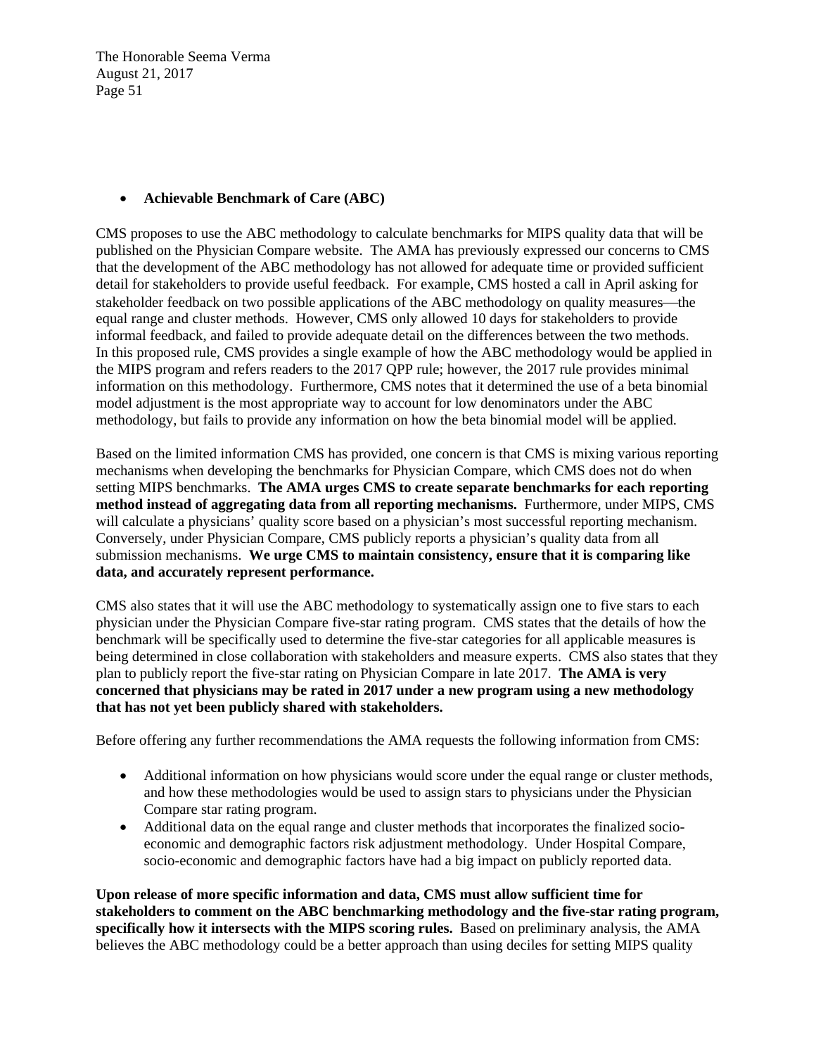- **Achievable Benchmark of Care (ABC)**

CMS proposes to use the ABC methodology to calculate benchmarks for MIPS quality data that will be published on the Physician Compare website. The AMA has previously expressed our concerns to CMS that the development of the ABC methodology has not allowed for adequate time or provided sufficient detail for stakeholders to provide useful feedback. For example, CMS hosted a call in April asking for stakeholder feedback on two possible applications of the ABC methodology on quality measures—the equal range and cluster methods. However, CMS only allowed 10 days for stakeholders to provide informal feedback, and failed to provide adequate detail on the differences between the two methods. In this proposed rule, CMS provides a single example of how the ABC methodology would be applied in the MIPS program and refers readers to the 2017 QPP rule; however, the 2017 rule provides minimal information on this methodology. Furthermore, CMS notes that it determined the use of a beta binomial model adjustment is the most appropriate way to account for low denominators under the ABC methodology, but fails to provide any information on how the beta binomial model will be applied.

Based on the limited information CMS has provided, one concern is that CMS is mixing various reporting mechanisms when developing the benchmarks for Physician Compare, which CMS does not do when setting MIPS benchmarks. **The AMA urges CMS to create separate benchmarks for each reporting method instead of aggregating data from all reporting mechanisms.** Furthermore, under MIPS, CMS will calculate a physicians' quality score based on a physician's most successful reporting mechanism. Conversely, under Physician Compare, CMS publicly reports a physician's quality data from all submission mechanisms. **We urge CMS to maintain consistency, ensure that it is comparing like data, and accurately represent performance.**

CMS also states that it will use the ABC methodology to systematically assign one to five stars to each physician under the Physician Compare five-star rating program. CMS states that the details of how the benchmark will be specifically used to determine the five-star categories for all applicable measures is being determined in close collaboration with stakeholders and measure experts. CMS also states that they plan to publicly report the five-star rating on Physician Compare in late 2017. **The AMA is very concerned that physicians may be rated in 2017 under a new program using a new methodology that has not yet been publicly shared with stakeholders.**

Before offering any further recommendations the AMA requests the following information from CMS:

- Additional information on how physicians would score under the equal range or cluster methods, and how these methodologies would be used to assign stars to physicians under the Physician Compare star rating program.
- Additional data on the equal range and cluster methods that incorporates the finalized socio-economic and demographic factors risk adjustment methodology. Under Hospital Compare, socio-economic and demographic factors have had a big impact on publicly reported data.

**Upon release of more specific information and data, CMS must allow sufficient time for stakeholders to comment on the ABC benchmarking methodology and the five-star rating program, specifically how it intersects with the MIPS scoring rules.** Based on preliminary analysis, the AMA believes the ABC methodology could be a better approach than using deciles for setting MIPS quality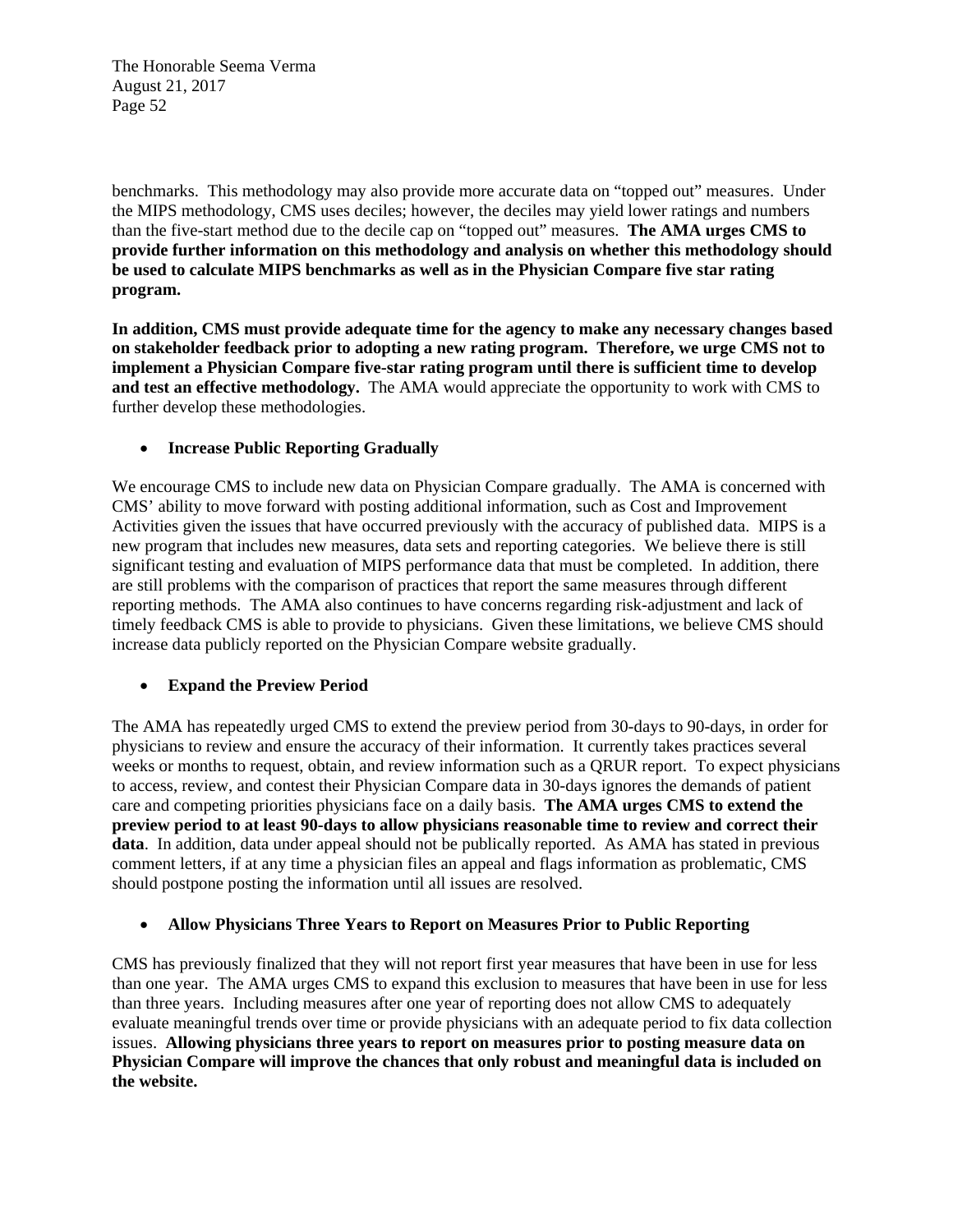benchmarks. This methodology may also provide more accurate data on "topped out" measures. Under the MIPS methodology, CMS uses deciles; however, the deciles may yield lower ratings and numbers than the five-start method due to the decile cap on "topped out" measures. **The AMA urges CMS to provide further information on this methodology and analysis on whether this methodology should be used to calculate MIPS benchmarks as well as in the Physician Compare five star rating program.**

**In addition, CMS must provide adequate time for the agency to make any necessary changes based on stakeholder feedback prior to adopting a new rating program. Therefore, we urge CMS not to implement a Physician Compare five-star rating program until there is sufficient time to develop and test an effective methodology.** The AMA would appreciate the opportunity to work with CMS to further develop these methodologies.

- **Increase Public Reporting Gradually**

We encourage CMS to include new data on Physician Compare gradually. The AMA is concerned with CMS' ability to move forward with posting additional information, such as Cost and Improvement Activities given the issues that have occurred previously with the accuracy of published data. MIPS is a new program that includes new measures, data sets and reporting categories. We believe there is still significant testing and evaluation of MIPS performance data that must be completed. In addition, there are still problems with the comparison of practices that report the same measures through different reporting methods. The AMA also continues to have concerns regarding risk-adjustment and lack of timely feedback CMS is able to provide to physicians. Given these limitations, we believe CMS should increase data publicly reported on the Physician Compare website gradually.

- **Expand the Preview Period**

The AMA has repeatedly urged CMS to extend the preview period from 30-days to 90-days, in order for physicians to review and ensure the accuracy of their information. It currently takes practices several weeks or months to request, obtain, and review information such as a QRUR report. To expect physicians to access, review, and contest their Physician Compare data in 30-days ignores the demands of patient care and competing priorities physicians face on a daily basis. **The AMA urges CMS to extend the preview period to at least 90-days to allow physicians reasonable time to review and correct their data**. In addition, data under appeal should not be publically reported. As AMA has stated in previous comment letters, if at any time a physician files an appeal and flags information as problematic, CMS should postpone posting the information until all issues are resolved.

- **Allow Physicians Three Years to Report on Measures Prior to Public Reporting**

CMS has previously finalized that they will not report first year measures that have been in use for less than one year. The AMA urges CMS to expand this exclusion to measures that have been in use for less than three years. Including measures after one year of reporting does not allow CMS to adequately evaluate meaningful trends over time or provide physicians with an adequate period to fix data collection issues. **Allowing physicians three years to report on measures prior to posting measure data on Physician Compare will improve the chances that only robust and meaningful data is included on the website.**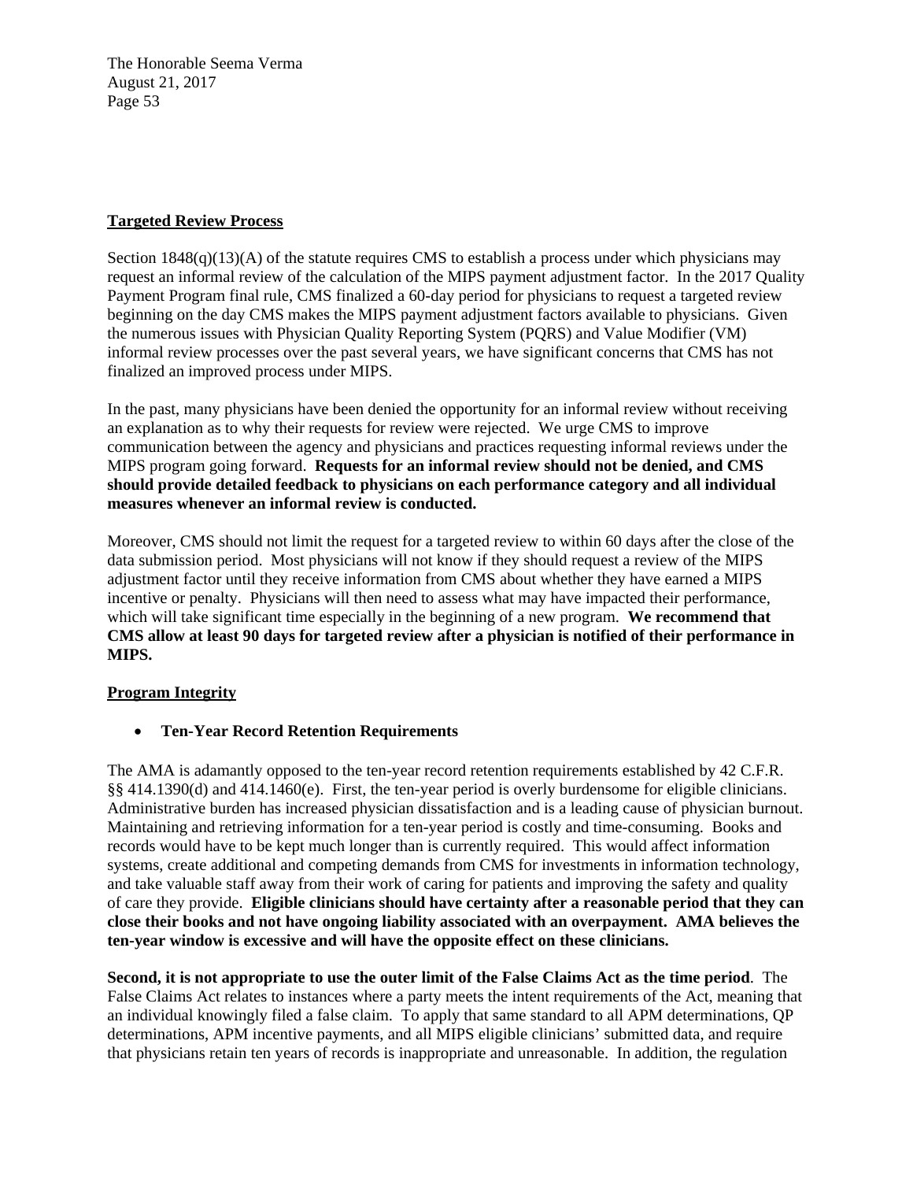**Targeted Review Process**

Section 1848(q)(13)(A) of the statute requires CMS to establish a process under which physicians may request an informal review of the calculation of the MIPS payment adjustment factor. In the 2017 Quality Payment Program final rule, CMS finalized a 60-day period for physicians to request a targeted review beginning on the day CMS makes the MIPS payment adjustment factors available to physicians. Given the numerous issues with Physician Quality Reporting System (PQRS) and Value Modifier (VM) informal review processes over the past several years, we have significant concerns that CMS has not finalized an improved process under MIPS.

In the past, many physicians have been denied the opportunity for an informal review without receiving an explanation as to why their requests for review were rejected. We urge CMS to improve communication between the agency and physicians and practices requesting informal reviews under the MIPS program going forward. **Requests for an informal review should not be denied, and CMS should provide detailed feedback to physicians on each performance category and all individual measures whenever an informal review is conducted.**

Moreover, CMS should not limit the request for a targeted review to within 60 days after the close of the data submission period. Most physicians will not know if they should request a review of the MIPS adjustment factor until they receive information from CMS about whether they have earned a MIPS incentive or penalty. Physicians will then need to assess what may have impacted their performance, which will take significant time especially in the beginning of a new program. **We recommend that CMS allow at least 90 days for targeted review after a physician is notified of their performance in MIPS.**

**Program Integrity**

- **Ten-Year Record Retention Requirements**

The AMA is adamantly opposed to the ten-year record retention requirements established by 42 C.F.R. §§ 414.1390(d) and 414.1460(e). First, the ten-year period is overly burdensome for eligible clinicians. Administrative burden has increased physician dissatisfaction and is a leading cause of physician burnout. Maintaining and retrieving information for a ten-year period is costly and time-consuming. Books and records would have to be kept much longer than is currently required. This would affect information systems, create additional and competing demands from CMS for investments in information technology, and take valuable staff away from their work of caring for patients and improving the safety and quality of care they provide. **Eligible clinicians should have certainty after a reasonable period that they can close their books and not have ongoing liability associated with an overpayment. AMA believes the ten-year window is excessive and will have the opposite effect on these clinicians.**

**Second, it is not appropriate to use the outer limit of the False Claims Act as the time period**. The False Claims Act relates to instances where a party meets the intent requirements of the Act, meaning that an individual knowingly filed a false claim. To apply that same standard to all APM determinations, QP determinations, APM incentive payments, and all MIPS eligible clinicians' submitted data, and require that physicians retain ten years of records is inappropriate and unreasonable. In addition, the regulation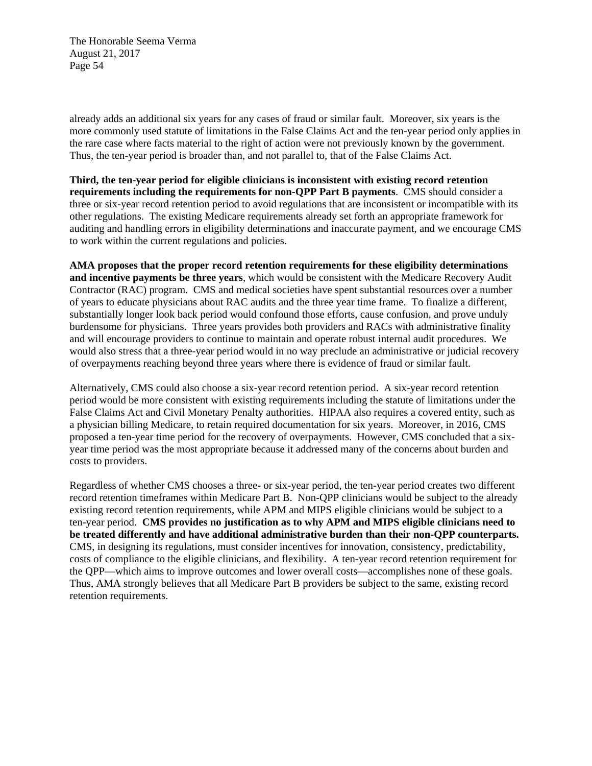already adds an additional six years for any cases of fraud or similar fault. Moreover, six years is the more commonly used statute of limitations in the False Claims Act and the ten-year period only applies in the rare case where facts material to the right of action were not previously known by the government. Thus, the ten-year period is broader than, and not parallel to, that of the False Claims Act.

**Third, the ten-year period for eligible clinicians is inconsistent with existing record retention requirements including the requirements for non-QPP Part B payments**. CMS should consider a three or six-year record retention period to avoid regulations that are inconsistent or incompatible with its other regulations. The existing Medicare requirements already set forth an appropriate framework for auditing and handling errors in eligibility determinations and inaccurate payment, and we encourage CMS to work within the current regulations and policies.

**AMA proposes that the proper record retention requirements for these eligibility determinations and incentive payments be three years**, which would be consistent with the Medicare Recovery Audit Contractor (RAC) program. CMS and medical societies have spent substantial resources over a number of years to educate physicians about RAC audits and the three year time frame. To finalize a different, substantially longer look back period would confound those efforts, cause confusion, and prove unduly burdensome for physicians. Three years provides both providers and RACs with administrative finality and will encourage providers to continue to maintain and operate robust internal audit procedures. We would also stress that a three-year period would in no way preclude an administrative or judicial recovery of overpayments reaching beyond three years where there is evidence of fraud or similar fault.

Alternatively, CMS could also choose a six-year record retention period. A six-year record retention period would be more consistent with existing requirements including the statute of limitations under the False Claims Act and Civil Monetary Penalty authorities. HIPAA also requires a covered entity, such as a physician billing Medicare, to retain required documentation for six years. Moreover, in 2016, CMS proposed a ten-year time period for the recovery of overpayments. However, CMS concluded that a six-year time period was the most appropriate because it addressed many of the concerns about burden and costs to providers.

Regardless of whether CMS chooses a three- or six-year period, the ten-year period creates two different record retention timeframes within Medicare Part B. Non-QPP clinicians would be subject to the already existing record retention requirements, while APM and MIPS eligible clinicians would be subject to a ten-year period. **CMS provides no justification as to why APM and MIPS eligible clinicians need to be treated differently and have additional administrative burden than their non-QPP counterparts.** CMS, in designing its regulations, must consider incentives for innovation, consistency, predictability, costs of compliance to the eligible clinicians, and flexibility. A ten-year record retention requirement for the QPP—which aims to improve outcomes and lower overall costs—accomplishes none of these goals. Thus, AMA strongly believes that all Medicare Part B providers be subject to the same, existing record retention requirements.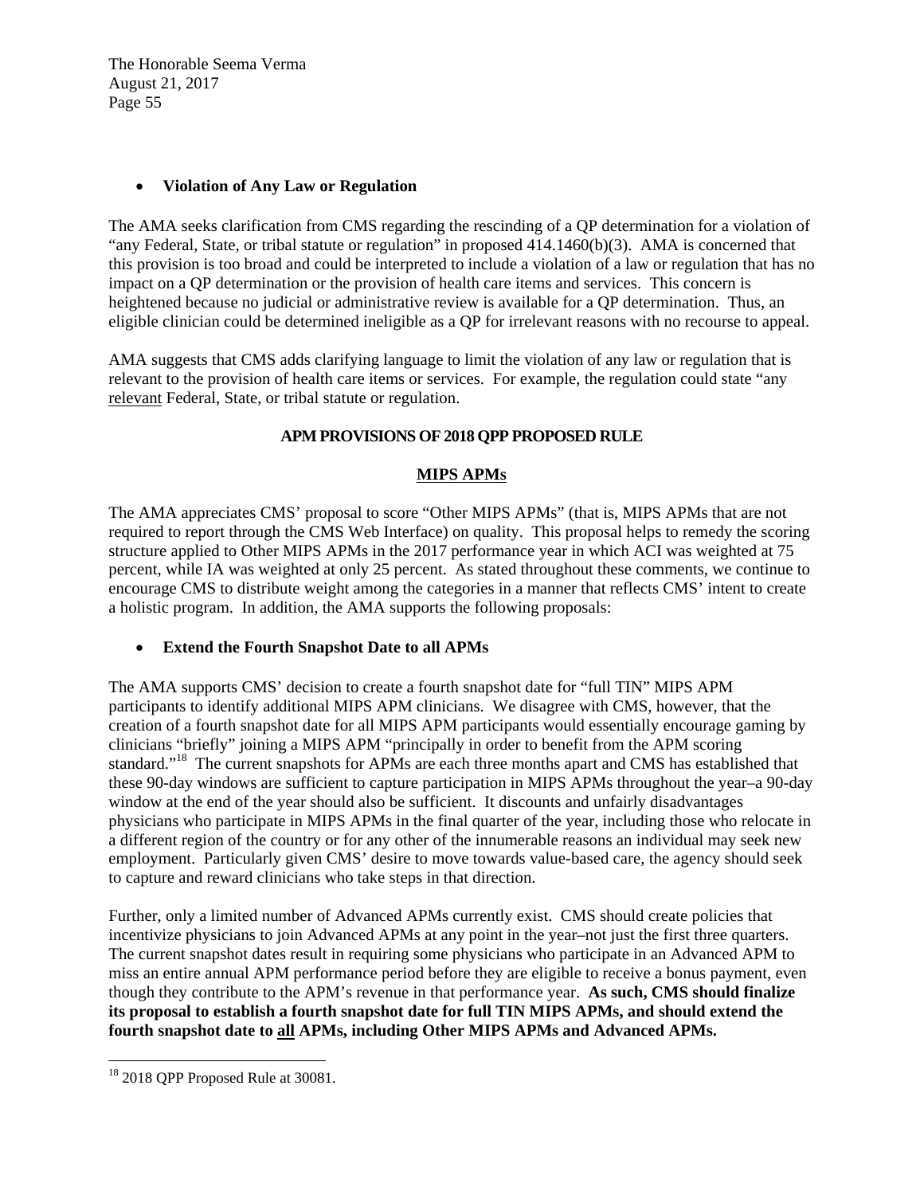- **Violation of Any Law or Regulation**

The AMA seeks clarification from CMS regarding the rescinding of a QP determination for a violation of "any Federal, State, or tribal statute or regulation" in proposed 414.1460(b)(3). AMA is concerned that this provision is too broad and could be interpreted to include a violation of a law or regulation that has no impact on a QP determination or the provision of health care items and services. This concern is heightened because no judicial or administrative review is available for a QP determination. Thus, an eligible clinician could be determined ineligible as a QP for irrelevant reasons with no recourse to appeal.

AMA suggests that CMS adds clarifying language to limit the violation of any law or regulation that is relevant to the provision of health care items or services. For example, the regulation could state "any <u>relevant</u> Federal, State, or tribal statute or regulation.

## APM PROVISIONS OF 2018 QPP PROPOSED RULE

### <u>MIPS APMs</u>

The AMA appreciates CMS' proposal to score "Other MIPS APMs" (that is, MIPS APMs that are not required to report through the CMS Web Interface) on quality. This proposal helps to remedy the scoring structure applied to Other MIPS APMs in the 2017 performance year in which ACI was weighted at 75 percent, while IA was weighted at only 25 percent. As stated throughout these comments, we continue to encourage CMS to distribute weight among the categories in a manner that reflects CMS' intent to create a holistic program. In addition, the AMA supports the following proposals:

- **Extend the Fourth Snapshot Date to all APMs**

The AMA supports CMS' decision to create a fourth snapshot date for "full TIN" MIPS APM participants to identify additional MIPS APM clinicians. We disagree with CMS, however, that the creation of a fourth snapshot date for all MIPS APM participants would essentially encourage gaming by clinicians "briefly" joining a MIPS APM "principally in order to benefit from the APM scoring standard."[18] The current snapshots for APMs are each three months apart and CMS has established that these 90-day windows are sufficient to capture participation in MIPS APMs throughout the year–a 90-day window at the end of the year should also be sufficient. It discounts and unfairly disadvantages physicians who participate in MIPS APMs in the final quarter of the year, including those who relocate in a different region of the country or for any other of the innumerable reasons an individual may seek new employment. Particularly given CMS' desire to move towards value-based care, the agency should seek to capture and reward clinicians who take steps in that direction.

Further, only a limited number of Advanced APMs currently exist. CMS should create policies that incentivize physicians to join Advanced APMs at any point in the year–not just the first three quarters. The current snapshot dates result in requiring some physicians who participate in an Advanced APM to miss an entire annual APM performance period before they are eligible to receive a bonus payment, even though they contribute to the APM's revenue in that performance year. **As such, CMS should finalize its proposal to establish a fourth snapshot date for full TIN MIPS APMs, and should extend the fourth snapshot date to <u>all</u> APMs, including Other MIPS APMs and Advanced APMs.**

[18] 2018 QPP Proposed Rule at 30081.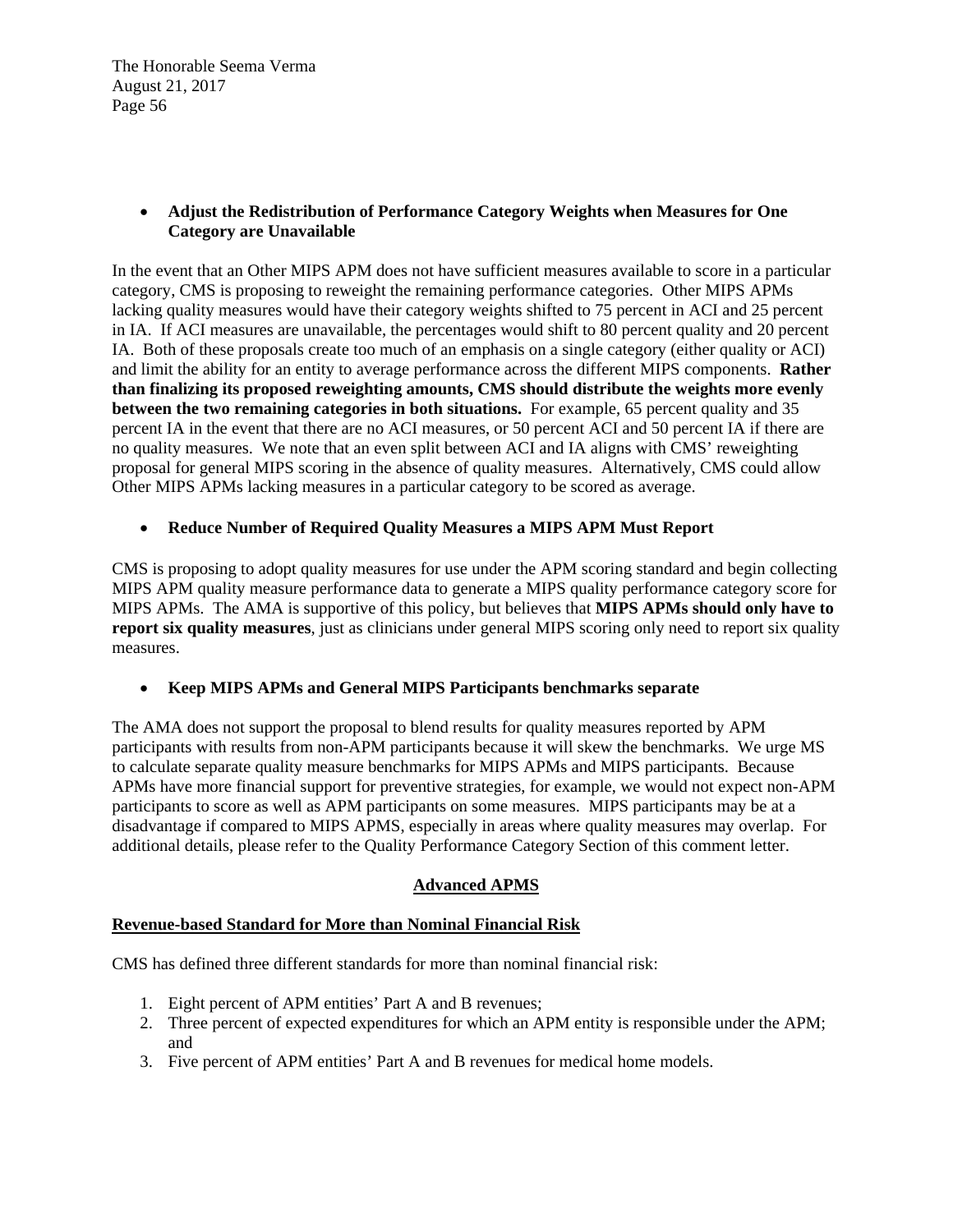- **Adjust the Redistribution of Performance Category Weights when Measures for One Category are Unavailable**

In the event that an Other MIPS APM does not have sufficient measures available to score in a particular category, CMS is proposing to reweight the remaining performance categories. Other MIPS APMs lacking quality measures would have their category weights shifted to 75 percent in ACI and 25 percent in IA. If ACI measures are unavailable, the percentages would shift to 80 percent quality and 20 percent IA. Both of these proposals create too much of an emphasis on a single category (either quality or ACI) and limit the ability for an entity to average performance across the different MIPS components. **Rather than finalizing its proposed reweighting amounts, CMS should distribute the weights more evenly between the two remaining categories in both situations.** For example, 65 percent quality and 35 percent IA in the event that there are no ACI measures, or 50 percent ACI and 50 percent IA if there are no quality measures. We note that an even split between ACI and IA aligns with CMS' reweighting proposal for general MIPS scoring in the absence of quality measures. Alternatively, CMS could allow Other MIPS APMs lacking measures in a particular category to be scored as average.

- **Reduce Number of Required Quality Measures a MIPS APM Must Report**

CMS is proposing to adopt quality measures for use under the APM scoring standard and begin collecting MIPS APM quality measure performance data to generate a MIPS quality performance category score for MIPS APMs. The AMA is supportive of this policy, but believes that **MIPS APMs should only have to report six quality measures**, just as clinicians under general MIPS scoring only need to report six quality measures.

- **Keep MIPS APMs and General MIPS Participants benchmarks separate**

The AMA does not support the proposal to blend results for quality measures reported by APM participants with results from non-APM participants because it will skew the benchmarks. We urge MS to calculate separate quality measure benchmarks for MIPS APMs and MIPS participants. Because APMs have more financial support for preventive strategies, for example, we would not expect non-APM participants to score as well as APM participants on some measures. MIPS participants may be at a disadvantage if compared to MIPS APMS, especially in areas where quality measures may overlap. For additional details, please refer to the Quality Performance Category Section of this comment letter.

## Advanced APMS

### Revenue-based Standard for More than Nominal Financial Risk

CMS has defined three different standards for more than nominal financial risk:

1. Eight percent of APM entities' Part A and B revenues;
2. Three percent of expected expenditures for which an APM entity is responsible under the APM; and
3. Five percent of APM entities' Part A and B revenues for medical home models.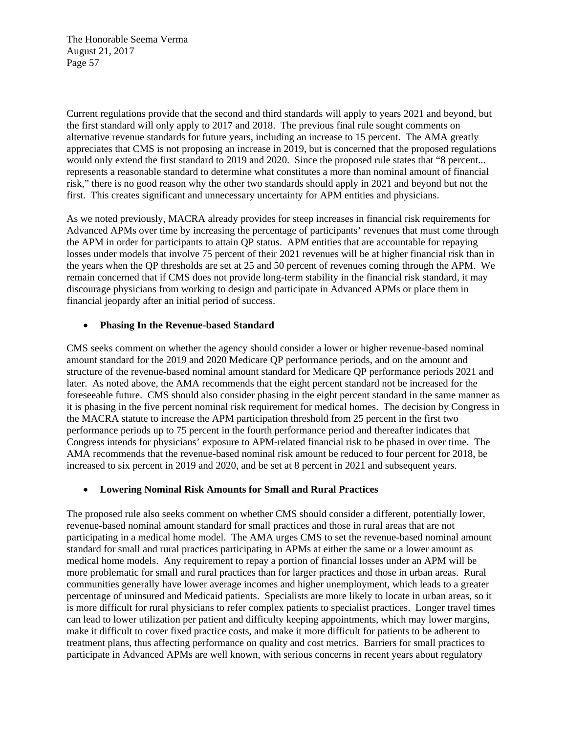Current regulations provide that the second and third standards will apply to years 2021 and beyond, but the first standard will only apply to 2017 and 2018. The previous final rule sought comments on alternative revenue standards for future years, including an increase to 15 percent. The AMA greatly appreciates that CMS is not proposing an increase in 2019, but is concerned that the proposed regulations would only extend the first standard to 2019 and 2020. Since the proposed rule states that "8 percent... represents a reasonable standard to determine what constitutes a more than nominal amount of financial risk," there is no good reason why the other two standards should apply in 2021 and beyond but not the first. This creates significant and unnecessary uncertainty for APM entities and physicians.

As we noted previously, MACRA already provides for steep increases in financial risk requirements for Advanced APMs over time by increasing the percentage of participants' revenues that must come through the APM in order for participants to attain QP status. APM entities that are accountable for repaying losses under models that involve 75 percent of their 2021 revenues will be at higher financial risk than in the years when the QP thresholds are set at 25 and 50 percent of revenues coming through the APM. We remain concerned that if CMS does not provide long-term stability in the financial risk standard, it may discourage physicians from working to design and participate in Advanced APMs or place them in financial jeopardy after an initial period of success.

- **Phasing In the Revenue-based Standard**

CMS seeks comment on whether the agency should consider a lower or higher revenue-based nominal amount standard for the 2019 and 2020 Medicare QP performance periods, and on the amount and structure of the revenue-based nominal amount standard for Medicare QP performance periods 2021 and later. As noted above, the AMA recommends that the eight percent standard not be increased for the foreseeable future. CMS should also consider phasing in the eight percent standard in the same manner as it is phasing in the five percent nominal risk requirement for medical homes. The decision by Congress in the MACRA statute to increase the APM participation threshold from 25 percent in the first two performance periods up to 75 percent in the fourth performance period and thereafter indicates that Congress intends for physicians' exposure to APM-related financial risk to be phased in over time. The AMA recommends that the revenue-based nominal risk amount be reduced to four percent for 2018, be increased to six percent in 2019 and 2020, and be set at 8 percent in 2021 and subsequent years.

- **Lowering Nominal Risk Amounts for Small and Rural Practices**

The proposed rule also seeks comment on whether CMS should consider a different, potentially lower, revenue-based nominal amount standard for small practices and those in rural areas that are not participating in a medical home model. The AMA urges CMS to set the revenue-based nominal amount standard for small and rural practices participating in APMs at either the same or a lower amount as medical home models. Any requirement to repay a portion of financial losses under an APM will be more problematic for small and rural practices than for larger practices and those in urban areas. Rural communities generally have lower average incomes and higher unemployment, which leads to a greater percentage of uninsured and Medicaid patients. Specialists are more likely to locate in urban areas, so it is more difficult for rural physicians to refer complex patients to specialist practices. Longer travel times can lead to lower utilization per patient and difficulty keeping appointments, which may lower margins, make it difficult to cover fixed practice costs, and make it more difficult for patients to be adherent to treatment plans, thus affecting performance on quality and cost metrics. Barriers for small practices to participate in Advanced APMs are well known, with serious concerns in recent years about regulatory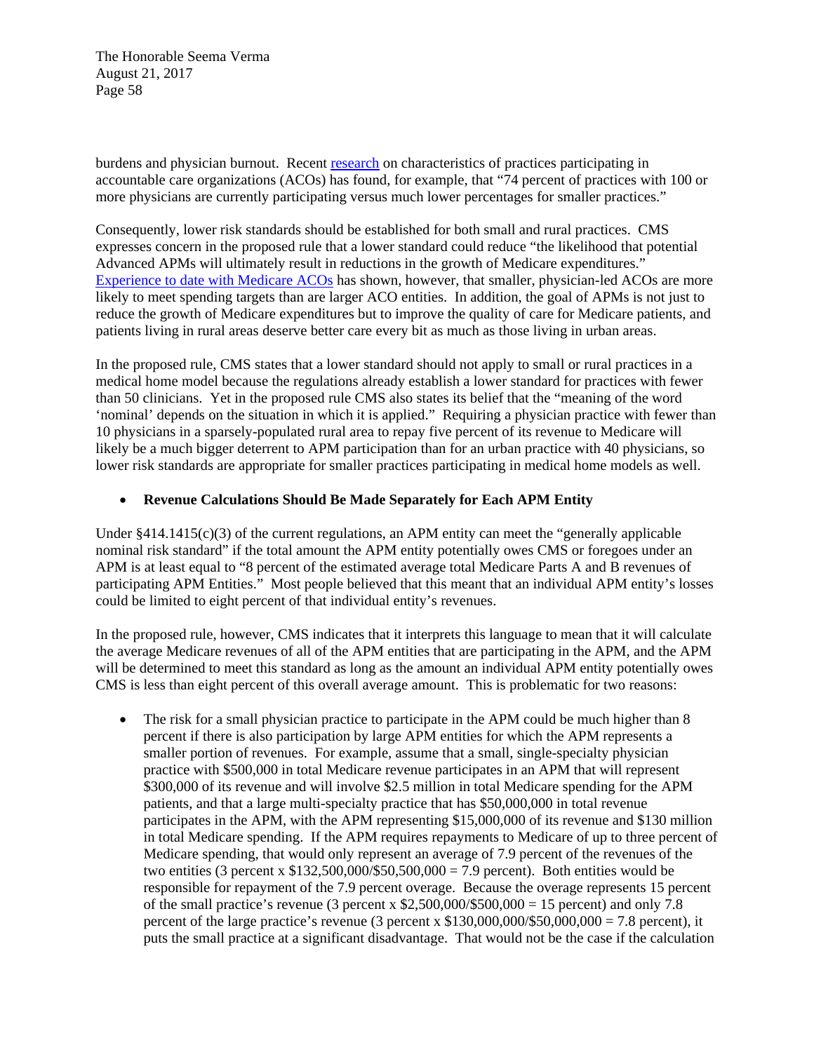burdens and physician burnout. Recent [research](#) on characteristics of practices participating in accountable care organizations (ACOs) has found, for example, that "74 percent of practices with 100 or more physicians are currently participating versus much lower percentages for smaller practices."

Consequently, lower risk standards should be established for both small and rural practices. CMS expresses concern in the proposed rule that a lower standard could reduce "the likelihood that potential Advanced APMs will ultimately result in reductions in the growth of Medicare expenditures." [Experience to date with Medicare ACOs](#) has shown, however, that smaller, physician-led ACOs are more likely to meet spending targets than are larger ACO entities. In addition, the goal of APMs is not just to reduce the growth of Medicare expenditures but to improve the quality of care for Medicare patients, and patients living in rural areas deserve better care every bit as much as those living in urban areas.

In the proposed rule, CMS states that a lower standard should not apply to small or rural practices in a medical home model because the regulations already establish a lower standard for practices with fewer than 50 clinicians. Yet in the proposed rule CMS also states its belief that the "meaning of the word 'nominal' depends on the situation in which it is applied." Requiring a physician practice with fewer than 10 physicians in a sparsely-populated rural area to repay five percent of its revenue to Medicare will likely be a much bigger deterrent to APM participation than for an urban practice with 40 physicians, so lower risk standards are appropriate for smaller practices participating in medical home models as well.

- **Revenue Calculations Should Be Made Separately for Each APM Entity**

Under §414.1415(c)(3) of the current regulations, an APM entity can meet the "generally applicable nominal risk standard" if the total amount the APM entity potentially owes CMS or foregoes under an APM is at least equal to "8 percent of the estimated average total Medicare Parts A and B revenues of participating APM Entities." Most people believed that this meant that an individual APM entity's losses could be limited to eight percent of that individual entity's revenues.

In the proposed rule, however, CMS indicates that it interprets this language to mean that it will calculate the average Medicare revenues of all of the APM entities that are participating in the APM, and the APM will be determined to meet this standard as long as the amount an individual APM entity potentially owes CMS is less than eight percent of this overall average amount. This is problematic for two reasons:

- The risk for a small physician practice to participate in the APM could be much higher than 8 percent if there is also participation by large APM entities for which the APM represents a smaller portion of revenues. For example, assume that a small, single-specialty physician practice with $500,000 in total Medicare revenue participates in an APM that will represent $300,000 of its revenue and will involve $2.5 million in total Medicare spending for the APM patients, and that a large multi-specialty practice that has $50,000,000 in total revenue participates in the APM, with the APM representing $15,000,000 of its revenue and $130 million in total Medicare spending. If the APM requires repayments to Medicare of up to three percent of Medicare spending, that would only represent an average of 7.9 percent of the revenues of the two entities (3 percent x $132,500,000/$50,500,000 = 7.9 percent). Both entities would be responsible for repayment of the 7.9 percent overage. Because the overage represents 15 percent of the small practice's revenue (3 percent x $2,500,000/$500,000 = 15 percent) and only 7.8 percent of the large practice's revenue (3 percent x $130,000,000/$50,000,000 = 7.8 percent), it puts the small practice at a significant disadvantage. That would not be the case if the calculation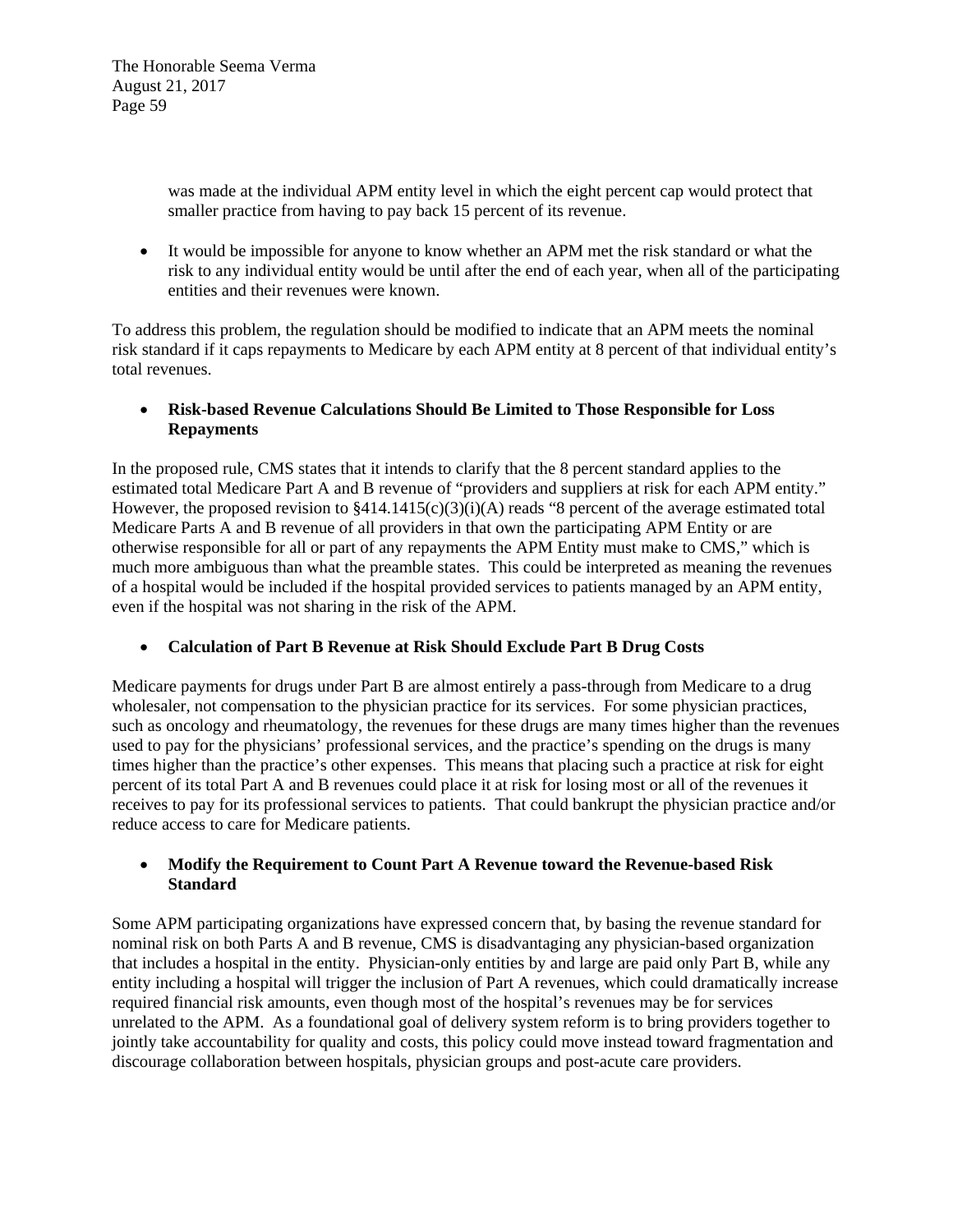was made at the individual APM entity level in which the eight percent cap would protect that smaller practice from having to pay back 15 percent of its revenue.

- It would be impossible for anyone to know whether an APM met the risk standard or what the risk to any individual entity would be until after the end of each year, when all of the participating entities and their revenues were known.

To address this problem, the regulation should be modified to indicate that an APM meets the nominal risk standard if it caps repayments to Medicare by each APM entity at 8 percent of that individual entity's total revenues.

- **Risk-based Revenue Calculations Should Be Limited to Those Responsible for Loss Repayments**

In the proposed rule, CMS states that it intends to clarify that the 8 percent standard applies to the estimated total Medicare Part A and B revenue of "providers and suppliers at risk for each APM entity." However, the proposed revision to §414.1415(c)(3)(i)(A) reads "8 percent of the average estimated total Medicare Parts A and B revenue of all providers in that own the participating APM Entity or are otherwise responsible for all or part of any repayments the APM Entity must make to CMS," which is much more ambiguous than what the preamble states. This could be interpreted as meaning the revenues of a hospital would be included if the hospital provided services to patients managed by an APM entity, even if the hospital was not sharing in the risk of the APM.

- **Calculation of Part B Revenue at Risk Should Exclude Part B Drug Costs**

Medicare payments for drugs under Part B are almost entirely a pass-through from Medicare to a drug wholesaler, not compensation to the physician practice for its services. For some physician practices, such as oncology and rheumatology, the revenues for these drugs are many times higher than the revenues used to pay for the physicians' professional services, and the practice's spending on the drugs is many times higher than the practice's other expenses. This means that placing such a practice at risk for eight percent of its total Part A and B revenues could place it at risk for losing most or all of the revenues it receives to pay for its professional services to patients. That could bankrupt the physician practice and/or reduce access to care for Medicare patients.

- **Modify the Requirement to Count Part A Revenue toward the Revenue-based Risk Standard**

Some APM participating organizations have expressed concern that, by basing the revenue standard for nominal risk on both Parts A and B revenue, CMS is disadvantaging any physician-based organization that includes a hospital in the entity. Physician-only entities by and large are paid only Part B, while any entity including a hospital will trigger the inclusion of Part A revenues, which could dramatically increase required financial risk amounts, even though most of the hospital's revenues may be for services unrelated to the APM. As a foundational goal of delivery system reform is to bring providers together to jointly take accountability for quality and costs, this policy could move instead toward fragmentation and discourage collaboration between hospitals, physician groups and post-acute care providers.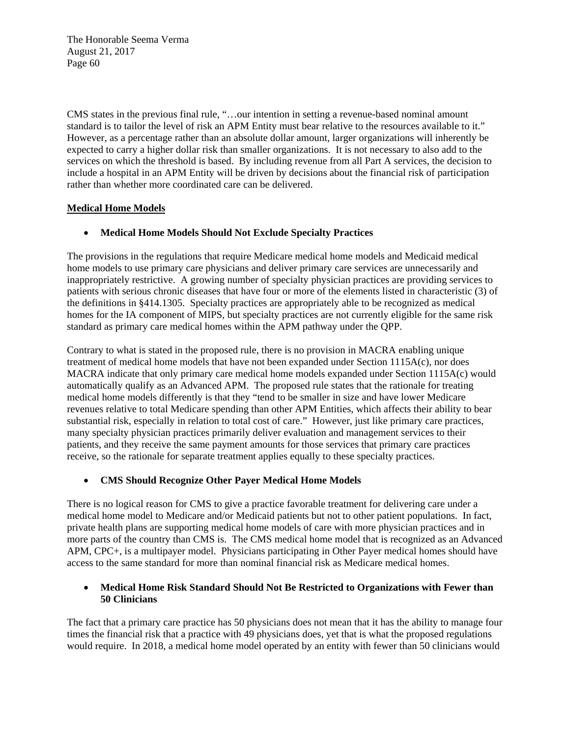CMS states in the previous final rule, "…our intention in setting a revenue-based nominal amount standard is to tailor the level of risk an APM Entity must bear relative to the resources available to it." However, as a percentage rather than an absolute dollar amount, larger organizations will inherently be expected to carry a higher dollar risk than smaller organizations. It is not necessary to also add to the services on which the threshold is based. By including revenue from all Part A services, the decision to include a hospital in an APM Entity will be driven by decisions about the financial risk of participation rather than whether more coordinated care can be delivered.

**Medical Home Models**

- **Medical Home Models Should Not Exclude Specialty Practices**

The provisions in the regulations that require Medicare medical home models and Medicaid medical home models to use primary care physicians and deliver primary care services are unnecessarily and inappropriately restrictive. A growing number of specialty physician practices are providing services to patients with serious chronic diseases that have four or more of the elements listed in characteristic (3) of the definitions in §414.1305. Specialty practices are appropriately able to be recognized as medical homes for the IA component of MIPS, but specialty practices are not currently eligible for the same risk standard as primary care medical homes within the APM pathway under the QPP.

Contrary to what is stated in the proposed rule, there is no provision in MACRA enabling unique treatment of medical home models that have not been expanded under Section 1115A(c), nor does MACRA indicate that only primary care medical home models expanded under Section 1115A(c) would automatically qualify as an Advanced APM. The proposed rule states that the rationale for treating medical home models differently is that they "tend to be smaller in size and have lower Medicare revenues relative to total Medicare spending than other APM Entities, which affects their ability to bear substantial risk, especially in relation to total cost of care." However, just like primary care practices, many specialty physician practices primarily deliver evaluation and management services to their patients, and they receive the same payment amounts for those services that primary care practices receive, so the rationale for separate treatment applies equally to these specialty practices.

- **CMS Should Recognize Other Payer Medical Home Models**

There is no logical reason for CMS to give a practice favorable treatment for delivering care under a medical home model to Medicare and/or Medicaid patients but not to other patient populations. In fact, private health plans are supporting medical home models of care with more physician practices and in more parts of the country than CMS is. The CMS medical home model that is recognized as an Advanced APM, CPC+, is a multipayer model. Physicians participating in Other Payer medical homes should have access to the same standard for more than nominal financial risk as Medicare medical homes.

- **Medical Home Risk Standard Should Not Be Restricted to Organizations with Fewer than 50 Clinicians**

The fact that a primary care practice has 50 physicians does not mean that it has the ability to manage four times the financial risk that a practice with 49 physicians does, yet that is what the proposed regulations would require. In 2018, a medical home model operated by an entity with fewer than 50 clinicians would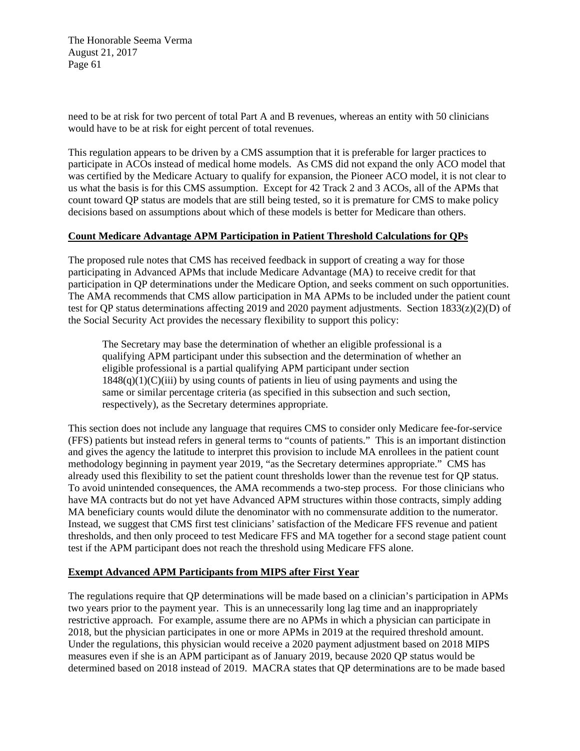need to be at risk for two percent of total Part A and B revenues, whereas an entity with 50 clinicians would have to be at risk for eight percent of total revenues.

This regulation appears to be driven by a CMS assumption that it is preferable for larger practices to participate in ACOs instead of medical home models. As CMS did not expand the only ACO model that was certified by the Medicare Actuary to qualify for expansion, the Pioneer ACO model, it is not clear to us what the basis is for this CMS assumption. Except for 42 Track 2 and 3 ACOs, all of the APMs that count toward QP status are models that are still being tested, so it is premature for CMS to make policy decisions based on assumptions about which of these models is better for Medicare than others.

**Count Medicare Advantage APM Participation in Patient Threshold Calculations for QPs**

The proposed rule notes that CMS has received feedback in support of creating a way for those participating in Advanced APMs that include Medicare Advantage (MA) to receive credit for that participation in QP determinations under the Medicare Option, and seeks comment on such opportunities. The AMA recommends that CMS allow participation in MA APMs to be included under the patient count test for QP status determinations affecting 2019 and 2020 payment adjustments. Section 1833(z)(2)(D) of the Social Security Act provides the necessary flexibility to support this policy:

> The Secretary may base the determination of whether an eligible professional is a qualifying APM participant under this subsection and the determination of whether an eligible professional is a partial qualifying APM participant under section 1848(q)(1)(C)(iii) by using counts of patients in lieu of using payments and using the same or similar percentage criteria (as specified in this subsection and such section, respectively), as the Secretary determines appropriate.

This section does not include any language that requires CMS to consider only Medicare fee-for-service (FFS) patients but instead refers in general terms to "counts of patients." This is an important distinction and gives the agency the latitude to interpret this provision to include MA enrollees in the patient count methodology beginning in payment year 2019, "as the Secretary determines appropriate." CMS has already used this flexibility to set the patient count thresholds lower than the revenue test for QP status. To avoid unintended consequences, the AMA recommends a two-step process. For those clinicians who have MA contracts but do not yet have Advanced APM structures within those contracts, simply adding MA beneficiary counts would dilute the denominator with no commensurate addition to the numerator. Instead, we suggest that CMS first test clinicians' satisfaction of the Medicare FFS revenue and patient thresholds, and then only proceed to test Medicare FFS and MA together for a second stage patient count test if the APM participant does not reach the threshold using Medicare FFS alone.

**Exempt Advanced APM Participants from MIPS after First Year**

The regulations require that QP determinations will be made based on a clinician's participation in APMs two years prior to the payment year. This is an unnecessarily long lag time and an inappropriately restrictive approach. For example, assume there are no APMs in which a physician can participate in 2018, but the physician participates in one or more APMs in 2019 at the required threshold amount. Under the regulations, this physician would receive a 2020 payment adjustment based on 2018 MIPS measures even if she is an APM participant as of January 2019, because 2020 QP status would be determined based on 2018 instead of 2019. MACRA states that QP determinations are to be made based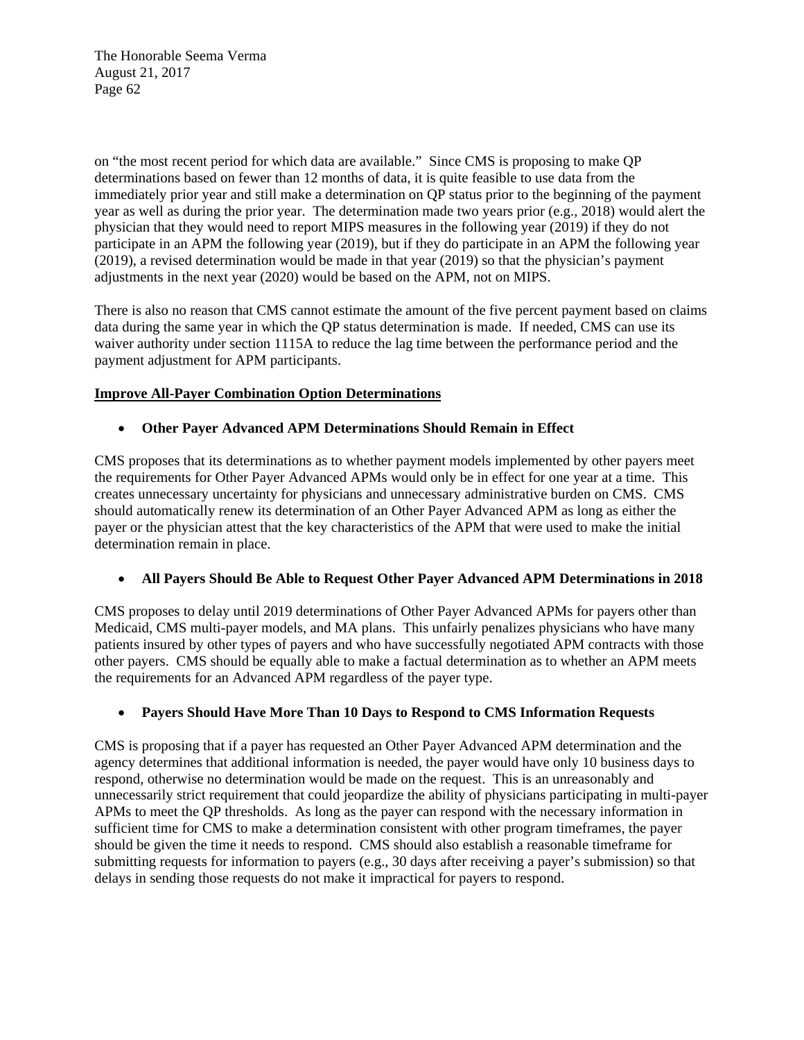on "the most recent period for which data are available." Since CMS is proposing to make QP determinations based on fewer than 12 months of data, it is quite feasible to use data from the immediately prior year and still make a determination on QP status prior to the beginning of the payment year as well as during the prior year. The determination made two years prior (e.g., 2018) would alert the physician that they would need to report MIPS measures in the following year (2019) if they do not participate in an APM the following year (2019), but if they do participate in an APM the following year (2019), a revised determination would be made in that year (2019) so that the physician's payment adjustments in the next year (2020) would be based on the APM, not on MIPS.

There is also no reason that CMS cannot estimate the amount of the five percent payment based on claims data during the same year in which the QP status determination is made. If needed, CMS can use its waiver authority under section 1115A to reduce the lag time between the performance period and the payment adjustment for APM participants.

**Improve All-Payer Combination Option Determinations**

- **Other Payer Advanced APM Determinations Should Remain in Effect**

CMS proposes that its determinations as to whether payment models implemented by other payers meet the requirements for Other Payer Advanced APMs would only be in effect for one year at a time. This creates unnecessary uncertainty for physicians and unnecessary administrative burden on CMS. CMS should automatically renew its determination of an Other Payer Advanced APM as long as either the payer or the physician attest that the key characteristics of the APM that were used to make the initial determination remain in place.

- **All Payers Should Be Able to Request Other Payer Advanced APM Determinations in 2018**

CMS proposes to delay until 2019 determinations of Other Payer Advanced APMs for payers other than Medicaid, CMS multi-payer models, and MA plans. This unfairly penalizes physicians who have many patients insured by other types of payers and who have successfully negotiated APM contracts with those other payers. CMS should be equally able to make a factual determination as to whether an APM meets the requirements for an Advanced APM regardless of the payer type.

- **Payers Should Have More Than 10 Days to Respond to CMS Information Requests**

CMS is proposing that if a payer has requested an Other Payer Advanced APM determination and the agency determines that additional information is needed, the payer would have only 10 business days to respond, otherwise no determination would be made on the request. This is an unreasonably and unnecessarily strict requirement that could jeopardize the ability of physicians participating in multi-payer APMs to meet the QP thresholds. As long as the payer can respond with the necessary information in sufficient time for CMS to make a determination consistent with other program timeframes, the payer should be given the time it needs to respond. CMS should also establish a reasonable timeframe for submitting requests for information to payers (e.g., 30 days after receiving a payer's submission) so that delays in sending those requests do not make it impractical for payers to respond.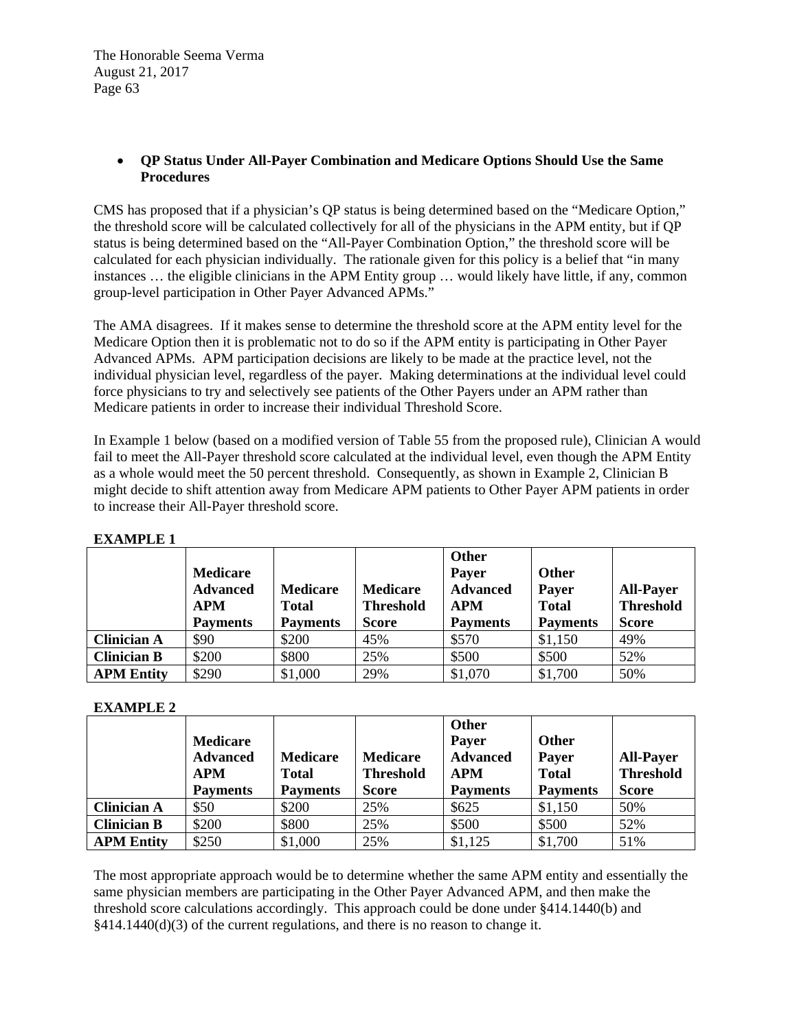- **QP Status Under All-Payer Combination and Medicare Options Should Use the Same Procedures**

CMS has proposed that if a physician's QP status is being determined based on the "Medicare Option," the threshold score will be calculated collectively for all of the physicians in the APM entity, but if QP status is being determined based on the "All-Payer Combination Option," the threshold score will be calculated for each physician individually. The rationale given for this policy is a belief that "in many instances … the eligible clinicians in the APM Entity group … would likely have little, if any, common group-level participation in Other Payer Advanced APMs."

The AMA disagrees. If it makes sense to determine the threshold score at the APM entity level for the Medicare Option then it is problematic not to do so if the APM entity is participating in Other Payer Advanced APMs. APM participation decisions are likely to be made at the practice level, not the individual physician level, regardless of the payer. Making determinations at the individual level could force physicians to try and selectively see patients of the Other Payers under an APM rather than Medicare patients in order to increase their individual Threshold Score.

In Example 1 below (based on a modified version of Table 55 from the proposed rule), Clinician A would fail to meet the All-Payer threshold score calculated at the individual level, even though the APM Entity as a whole would meet the 50 percent threshold. Consequently, as shown in Example 2, Clinician B might decide to shift attention away from Medicare APM patients to Other Payer APM patients in order to increase their All-Payer threshold score.

**EXAMPLE 1**

| | Medicare Advanced APM Payments | Medicare Total Payments | Medicare Threshold Score | Other Payer Advanced APM Payments | Other Payer Total Payments | All-Payer Threshold Score |
|---|---|---|---|---|---|---|
| **Clinician A** | $90 | $200 | 45% | $570 | $1,150 | 49% |
| **Clinician B** | $200 | $800 | 25% | $500 | $500 | 52% |
| **APM Entity** | $290 | $1,000 | 29% | $1,070 | $1,700 | 50% |

**EXAMPLE 2**

| | Medicare Advanced APM Payments | Medicare Total Payments | Medicare Threshold Score | Other Payer Advanced APM Payments | Other Payer Total Payments | All-Payer Threshold Score |
|---|---|---|---|---|---|---|
| **Clinician A** | $50 | $200 | 25% | $625 | $1,150 | 50% |
| **Clinician B** | $200 | $800 | 25% | $500 | $500 | 52% |
| **APM Entity** | $250 | $1,000 | 25% | $1,125 | $1,700 | 51% |

The most appropriate approach would be to determine whether the same APM entity and essentially the same physician members are participating in the Other Payer Advanced APM, and then make the threshold score calculations accordingly. This approach could be done under §414.1440(b) and §414.1440(d)(3) of the current regulations, and there is no reason to change it.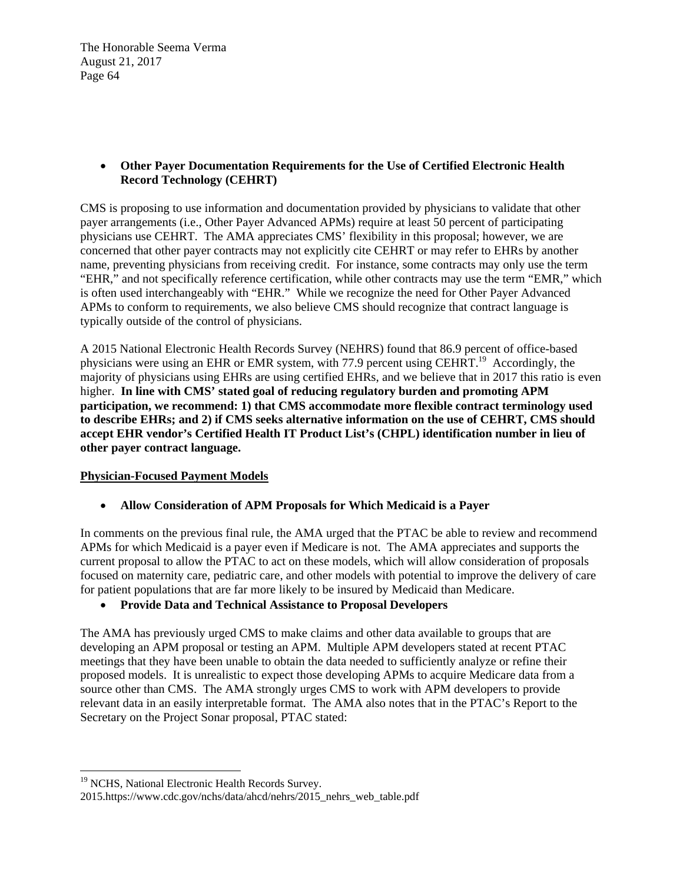- **Other Payer Documentation Requirements for the Use of Certified Electronic Health Record Technology (CEHRT)**

CMS is proposing to use information and documentation provided by physicians to validate that other payer arrangements (i.e., Other Payer Advanced APMs) require at least 50 percent of participating physicians use CEHRT. The AMA appreciates CMS' flexibility in this proposal; however, we are concerned that other payer contracts may not explicitly cite CEHRT or may refer to EHRs by another name, preventing physicians from receiving credit. For instance, some contracts may only use the term "EHR," and not specifically reference certification, while other contracts may use the term "EMR," which is often used interchangeably with "EHR." While we recognize the need for Other Payer Advanced APMs to conform to requirements, we also believe CMS should recognize that contract language is typically outside of the control of physicians.

A 2015 National Electronic Health Records Survey (NEHRS) found that 86.9 percent of office-based physicians were using an EHR or EMR system, with 77.9 percent using CEHRT.[19] Accordingly, the majority of physicians using EHRs are using certified EHRs, and we believe that in 2017 this ratio is even higher. **In line with CMS' stated goal of reducing regulatory burden and promoting APM participation, we recommend: 1) that CMS accommodate more flexible contract terminology used to describe EHRs; and 2) if CMS seeks alternative information on the use of CEHRT, CMS should accept EHR vendor's Certified Health IT Product List's (CHPL) identification number in lieu of other payer contract language.**

**Physician-Focused Payment Models**

- **Allow Consideration of APM Proposals for Which Medicaid is a Payer**

In comments on the previous final rule, the AMA urged that the PTAC be able to review and recommend APMs for which Medicaid is a payer even if Medicare is not. The AMA appreciates and supports the current proposal to allow the PTAC to act on these models, which will allow consideration of proposals focused on maternity care, pediatric care, and other models with potential to improve the delivery of care for patient populations that are far more likely to be insured by Medicaid than Medicare.

- **Provide Data and Technical Assistance to Proposal Developers**

The AMA has previously urged CMS to make claims and other data available to groups that are developing an APM proposal or testing an APM. Multiple APM developers stated at recent PTAC meetings that they have been unable to obtain the data needed to sufficiently analyze or refine their proposed models. It is unrealistic to expect those developing APMs to acquire Medicare data from a source other than CMS. The AMA strongly urges CMS to work with APM developers to provide relevant data in an easily interpretable format. The AMA also notes that in the PTAC's Report to the Secretary on the Project Sonar proposal, PTAC stated:

---

[19] NCHS, National Electronic Health Records Survey. 2015.https://www.cdc.gov/nchs/data/ahcd/nehrs/2015_nehrs_web_table.pdf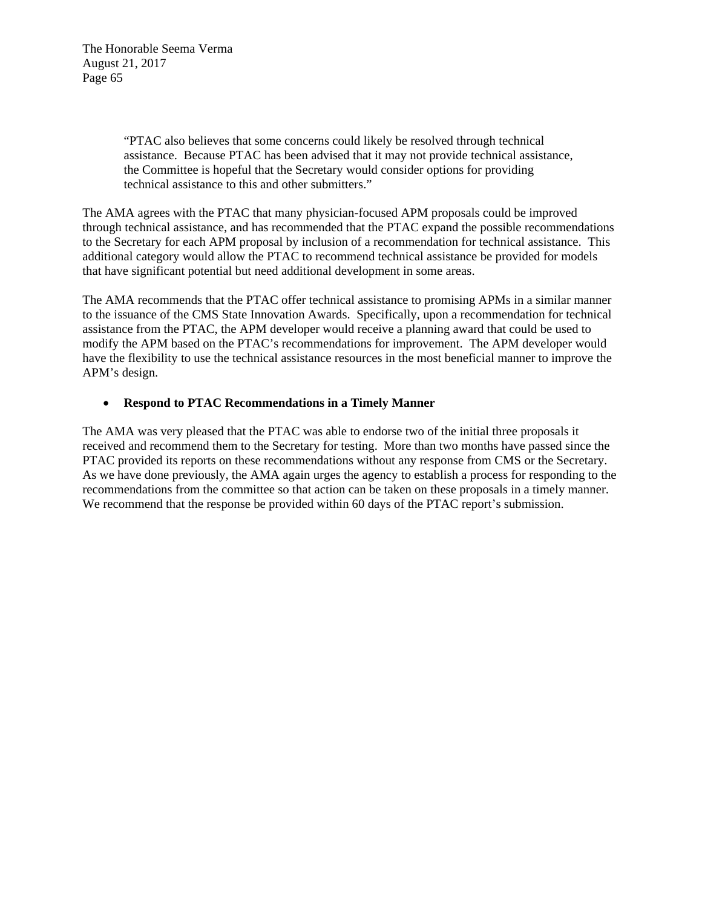> "PTAC also believes that some concerns could likely be resolved through technical assistance. Because PTAC has been advised that it may not provide technical assistance, the Committee is hopeful that the Secretary would consider options for providing technical assistance to this and other submitters."

The AMA agrees with the PTAC that many physician-focused APM proposals could be improved through technical assistance, and has recommended that the PTAC expand the possible recommendations to the Secretary for each APM proposal by inclusion of a recommendation for technical assistance. This additional category would allow the PTAC to recommend technical assistance be provided for models that have significant potential but need additional development in some areas.

The AMA recommends that the PTAC offer technical assistance to promising APMs in a similar manner to the issuance of the CMS State Innovation Awards. Specifically, upon a recommendation for technical assistance from the PTAC, the APM developer would receive a planning award that could be used to modify the APM based on the PTAC's recommendations for improvement. The APM developer would have the flexibility to use the technical assistance resources in the most beneficial manner to improve the APM's design.

- **Respond to PTAC Recommendations in a Timely Manner**

The AMA was very pleased that the PTAC was able to endorse two of the initial three proposals it received and recommend them to the Secretary for testing. More than two months have passed since the PTAC provided its reports on these recommendations without any response from CMS or the Secretary. As we have done previously, the AMA again urges the agency to establish a process for responding to the recommendations from the committee so that action can be taken on these proposals in a timely manner. We recommend that the response be provided within 60 days of the PTAC report's submission.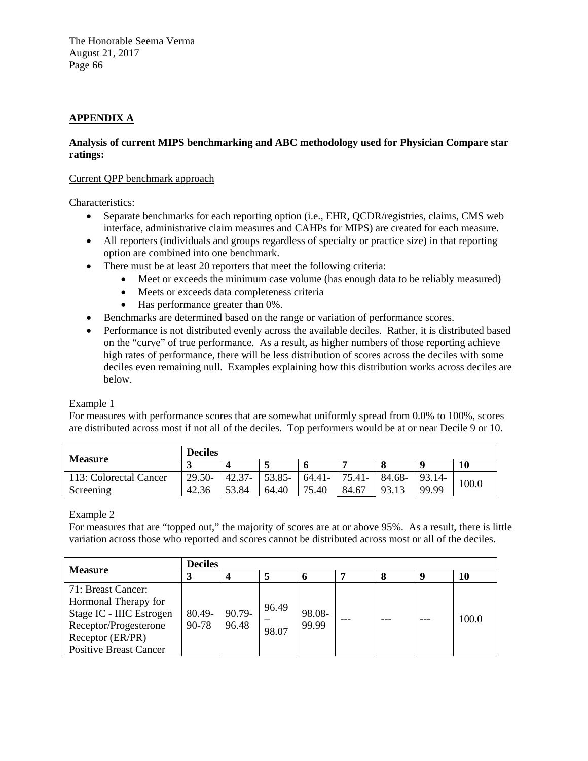## APPENDIX A

**Analysis of current MIPS benchmarking and ABC methodology used for Physician Compare star ratings:**

Current QPP benchmark approach

Characteristics:

- Separate benchmarks for each reporting option (i.e., EHR, QCDR/registries, claims, CMS web interface, administrative claim measures and CAHPs for MIPS) are created for each measure.
- All reporters (individuals and groups regardless of specialty or practice size) in that reporting option are combined into one benchmark.
- There must be at least 20 reporters that meet the following criteria:
  - Meet or exceeds the minimum case volume (has enough data to be reliably measured)
  - Meets or exceeds data completeness criteria
  - Has performance greater than 0%.
- Benchmarks are determined based on the range or variation of performance scores.
- Performance is not distributed evenly across the available deciles. Rather, it is distributed based on the "curve" of true performance. As a result, as higher numbers of those reporting achieve high rates of performance, there will be less distribution of scores across the deciles with some deciles even remaining null. Examples explaining how this distribution works across deciles are below.

Example 1

For measures with performance scores that are somewhat uniformly spread from 0.0% to 100%, scores are distributed across most if not all of the deciles. Top performers would be at or near Decile 9 or 10.

| Measure | Deciles | | | | | | | |
|---|---|---|---|---|---|---|---|---|
| | 3 | 4 | 5 | 6 | 7 | 8 | 9 | 10 |
| 113: Colorectal Cancer Screening | 29.50-42.36 | 42.37-53.84 | 53.85-64.40 | 64.41-75.40 | 75.41-84.67 | 84.68-93.13 | 93.14-99.99 | 100.0 |

Example 2

For measures that are "topped out," the majority of scores are at or above 95%. As a result, there is little variation across those who reported and scores cannot be distributed across most or all of the deciles.

| Measure | Deciles | | | | | | | |
|---|---|---|---|---|---|---|---|---|
| | 3 | 4 | 5 | 6 | 7 | 8 | 9 | 10 |
| 71: Breast Cancer: Hormonal Therapy for Stage IC - IIIC Estrogen Receptor/Progesterone Receptor (ER/PR) Positive Breast Cancer | 80.49-90-78 | 90.79-96.48 | 96.49 – 98.07 | 98.08-99.99 | --- | --- | --- | 100.0 |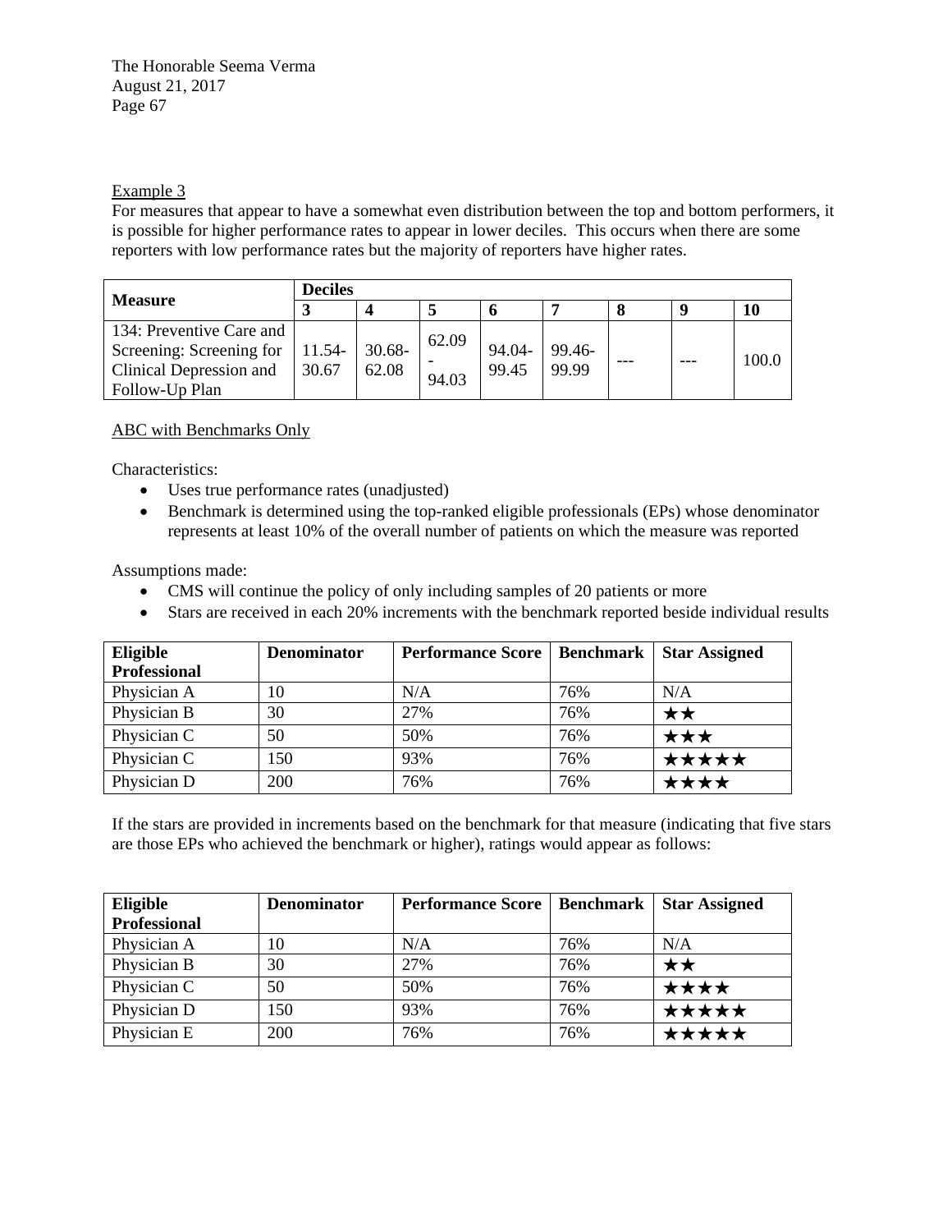The Honorable Seema Verma
August 21, 2017

Example 3

For measures that appear to have a somewhat even distribution between the top and bottom performers, it is possible for higher performance rates to appear in lower deciles. This occurs when there are some reporters with low performance rates but the majority of reporters have higher rates.

| Measure | Deciles | | | | | | | |
|---|---|---|---|---|---|---|---|---|
| | 3 | 4 | 5 | 6 | 7 | 8 | 9 | 10 |
| 134: Preventive Care and Screening: Screening for Clinical Depression and Follow-Up Plan | 11.54-30.67 | 30.68-62.08 | 62.09 - 94.03 | 94.04-99.45 | 99.46-99.99 | --- | --- | 100.0 |

ABC with Benchmarks Only

Characteristics:

- Uses true performance rates (unadjusted)
- Benchmark is determined using the top-ranked eligible professionals (EPs) whose denominator represents at least 10% of the overall number of patients on which the measure was reported

Assumptions made:

- CMS will continue the policy of only including samples of 20 patients or more
- Stars are received in each 20% increments with the benchmark reported beside individual results

| Eligible Professional | Denominator | Performance Score | Benchmark | Star Assigned |
|---|---|---|---|---|
| Physician A | 10 | N/A | 76% | N/A |
| Physician B | 30 | 27% | 76% | ★★ |
| Physician C | 50 | 50% | 76% | ★★★ |
| Physician C | 150 | 93% | 76% | ★★★★★ |
| Physician D | 200 | 76% | 76% | ★★★★ |

If the stars are provided in increments based on the benchmark for that measure (indicating that five stars are those EPs who achieved the benchmark or higher), ratings would appear as follows:

| Eligible Professional | Denominator | Performance Score | Benchmark | Star Assigned |
|---|---|---|---|---|
| Physician A | 10 | N/A | 76% | N/A |
| Physician B | 30 | 27% | 76% | ★★ |
| Physician C | 50 | 50% | 76% | ★★★★ |
| Physician D | 150 | 93% | 76% | ★★★★★ |
| Physician E | 200 | 76% | 76% | ★★★★★ |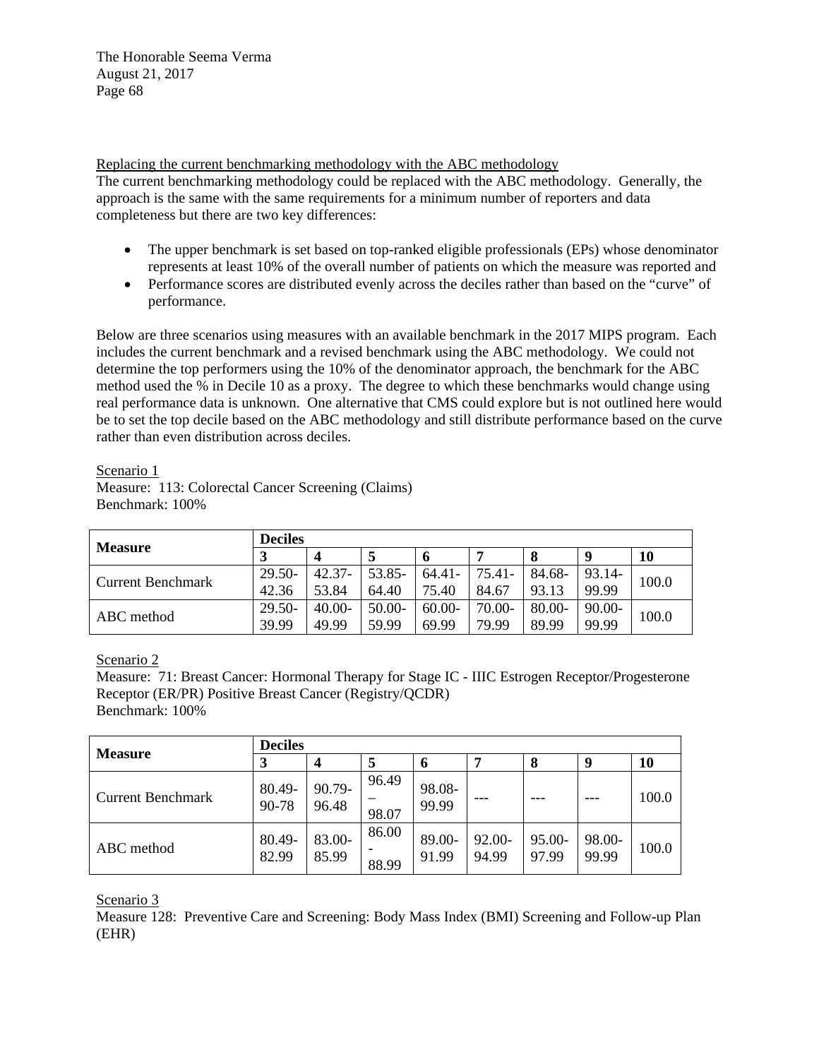Replacing the current benchmarking methodology with the ABC methodology

The current benchmarking methodology could be replaced with the ABC methodology. Generally, the approach is the same with the same requirements for a minimum number of reporters and data completeness but there are two key differences:

- The upper benchmark is set based on top-ranked eligible professionals (EPs) whose denominator represents at least 10% of the overall number of patients on which the measure was reported and
- Performance scores are distributed evenly across the deciles rather than based on the "curve" of performance.

Below are three scenarios using measures with an available benchmark in the 2017 MIPS program. Each includes the current benchmark and a revised benchmark using the ABC methodology. We could not determine the top performers using the 10% of the denominator approach, the benchmark for the ABC method used the % in Decile 10 as a proxy. The degree to which these benchmarks would change using real performance data is unknown. One alternative that CMS could explore but is not outlined here would be to set the top decile based on the ABC methodology and still distribute performance based on the curve rather than even distribution across deciles.

Scenario 1

Measure: 113: Colorectal Cancer Screening (Claims)

Benchmark: 100%

| Measure | Deciles | | | | | | | |
|---|---|---|---|---|---|---|---|---|
| | 3 | 4 | 5 | 6 | 7 | 8 | 9 | 10 |
| Current Benchmark | 29.50-42.36 | 42.37-53.84 | 53.85-64.40 | 64.41-75.40 | 75.41-84.67 | 84.68-93.13 | 93.14-99.99 | 100.0 |
| ABC method | 29.50-39.99 | 40.00-49.99 | 50.00-59.99 | 60.00-69.99 | 70.00-79.99 | 80.00-89.99 | 90.00-99.99 | 100.0 |

Scenario 2

Measure: 71: Breast Cancer: Hormonal Therapy for Stage IC - IIIC Estrogen Receptor/Progesterone Receptor (ER/PR) Positive Breast Cancer (Registry/QCDR)

Benchmark: 100%

| Measure | Deciles | | | | | | | |
|---|---|---|---|---|---|---|---|---|
| | 3 | 4 | 5 | 6 | 7 | 8 | 9 | 10 |
| Current Benchmark | 80.49-90-78 | 90.79-96.48 | 96.49 – 98.07 | 98.08-99.99 | --- | --- | --- | 100.0 |
| ABC method | 80.49-82.99 | 83.00-85.99 | 86.00 - 88.99 | 89.00-91.99 | 92.00-94.99 | 95.00-97.99 | 98.00-99.99 | 100.0 |

Scenario 3

Measure 128: Preventive Care and Screening: Body Mass Index (BMI) Screening and Follow-up Plan (EHR)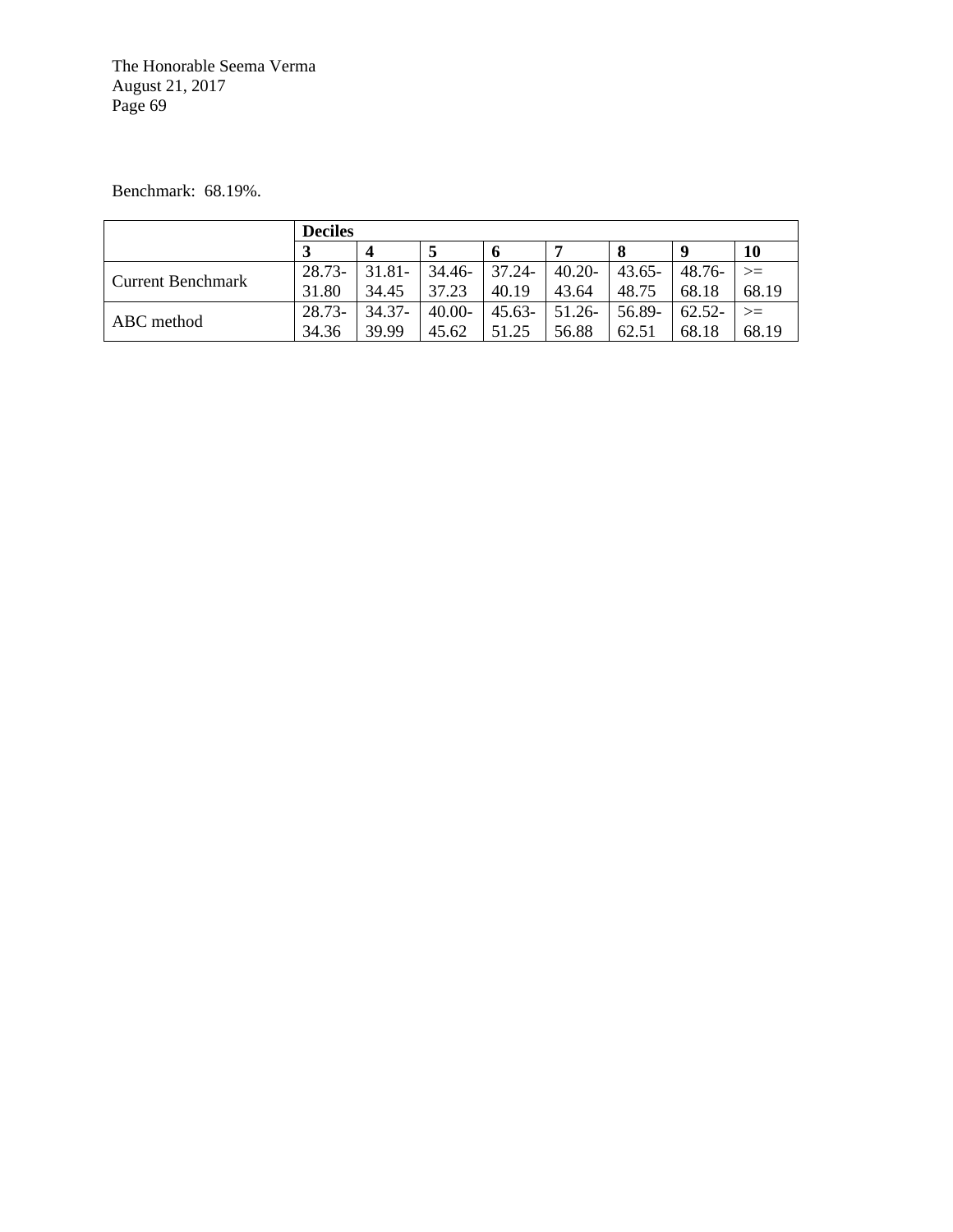Benchmark: 68.19%.

| | Deciles | | | | | | | |
|---|---|---|---|---|---|---|---|---|
| | **3** | **4** | **5** | **6** | **7** | **8** | **9** | **10** |
| Current Benchmark | 28.73-31.80 | 31.81-34.45 | 34.46-37.23 | 37.24-40.19 | 40.20-43.64 | 43.65-48.75 | 48.76-68.18 | >= 68.19 |
| ABC method | 28.73-34.36 | 34.37-39.99 | 40.00-45.62 | 45.63-51.25 | 51.26-56.88 | 56.89-62.51 | 62.52-68.18 | >= 68.19 |